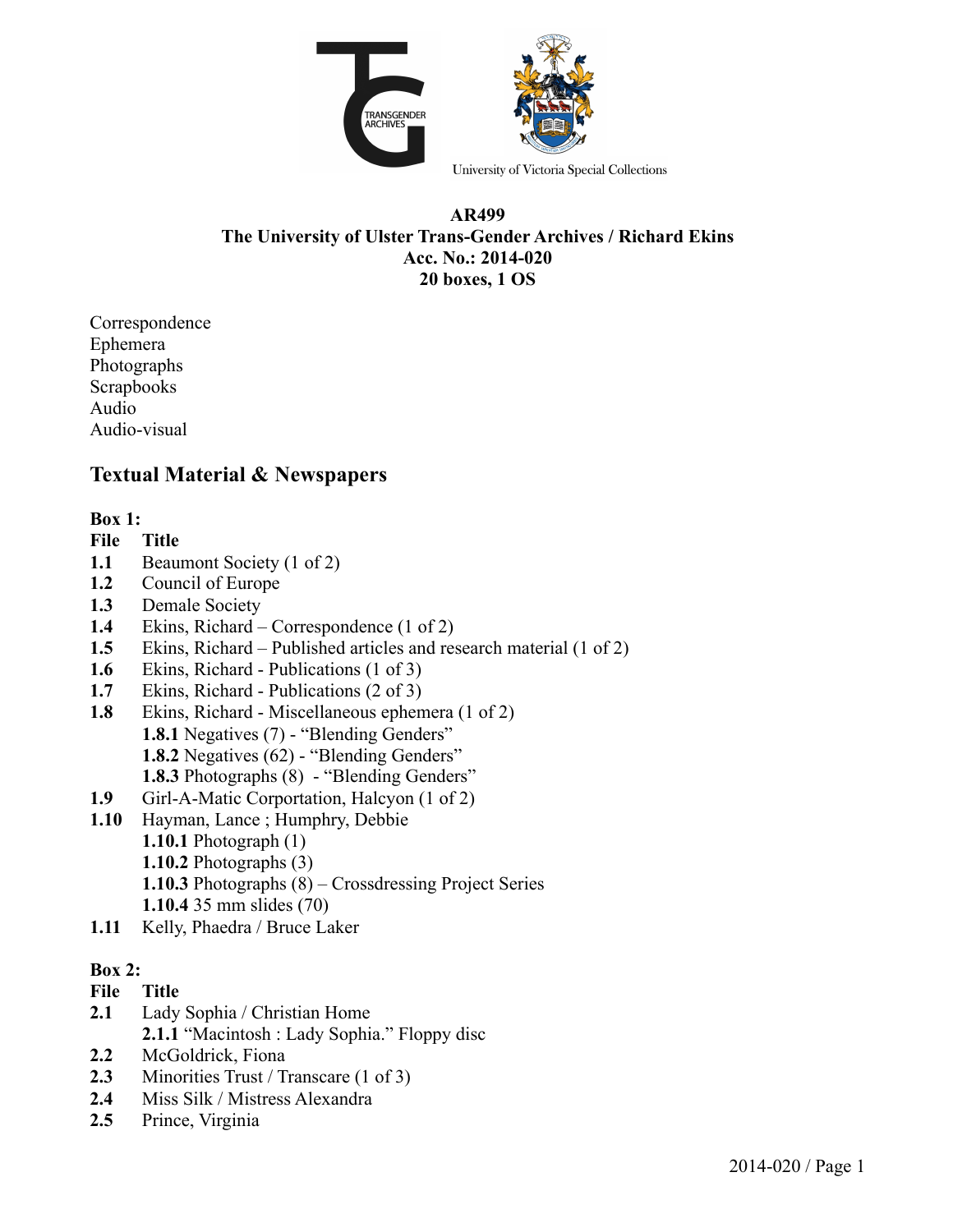University of Victoria Special Collections

**AR499**
**The University of Ulster Trans-Gender Archives / Richard Ekins**
**Acc. No.: 2014-020**
**20 boxes, 1 OS**

Correspondence
Ephemera
Photographs
Scrapbooks
Audio
Audio-visual

## Textual Material & Newspapers

**Box 1:**

| File | Title |
|---|---|
| **1.1** | Beaumont Society (1 of 2) |
| **1.2** | Council of Europe |
| **1.3** | Demale Society |
| **1.4** | Ekins, Richard – Correspondence (1 of 2) |
| **1.5** | Ekins, Richard – Published articles and research material (1 of 2) |
| **1.6** | Ekins, Richard - Publications (1 of 3) |
| **1.7** | Ekins, Richard - Publications (2 of 3) |
| **1.8** | Ekins, Richard - Miscellaneous ephemera (1 of 2) |
| | **1.8.1** Negatives (7) - "Blending Genders" |
| | **1.8.2** Negatives (62) - "Blending Genders" |
| | **1.8.3** Photographs (8) - "Blending Genders" |
| **1.9** | Girl-A-Matic Corportation, Halcyon (1 of 2) |
| **1.10** | Hayman, Lance ; Humphry, Debbie |
| | **1.10.1** Photograph (1) |
| | **1.10.2** Photographs (3) |
| | **1.10.3** Photographs (8) – Crossdressing Project Series |
| | **1.10.4** 35 mm slides (70) |
| **1.11** | Kelly, Phaedra / Bruce Laker |

**Box 2:**

| File | Title |
|---|---|
| **2.1** | Lady Sophia / Christian Home |
| | **2.1.1** "Macintosh : Lady Sophia." Floppy disc |
| **2.2** | McGoldrick, Fiona |
| **2.3** | Minorities Trust / Transcare (1 of 3) |
| **2.4** | Miss Silk / Mistress Alexandra |
| **2.5** | Prince, Virginia |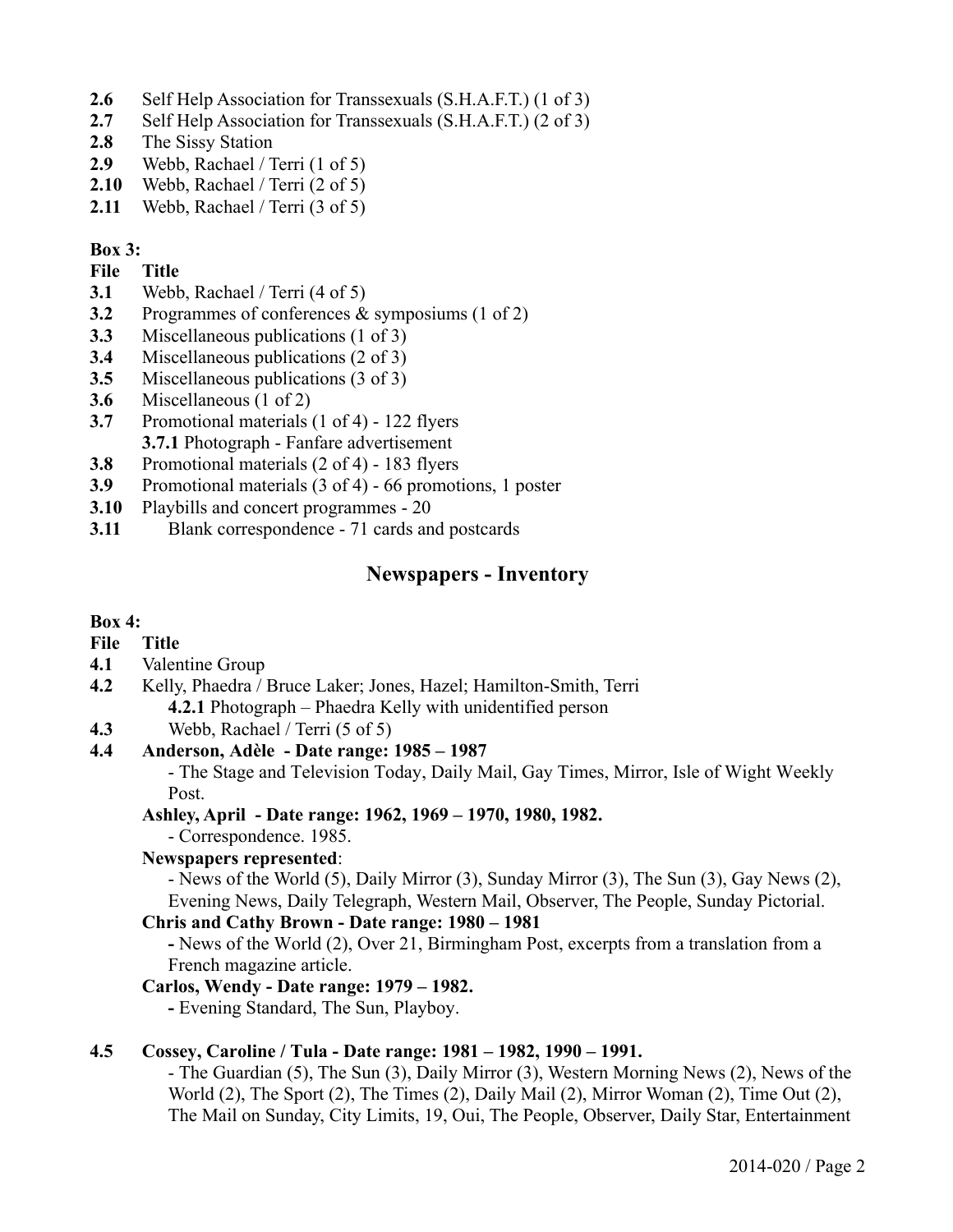**2.6** Self Help Association for Transsexuals (S.H.A.F.T.) (1 of 3)
**2.7** Self Help Association for Transsexuals (S.H.A.F.T.) (2 of 3)
**2.8** The Sissy Station
**2.9** Webb, Rachael / Terri (1 of 5)
**2.10** Webb, Rachael / Terri (2 of 5)
**2.11** Webb, Rachael / Terri (3 of 5)

**Box 3:**

**File Title**

**3.1** Webb, Rachael / Terri (4 of 5)
**3.2** Programmes of conferences & symposiums (1 of 2)
**3.3** Miscellaneous publications (1 of 3)
**3.4** Miscellaneous publications (2 of 3)
**3.5** Miscellaneous publications (3 of 3)
**3.6** Miscellaneous (1 of 2)
**3.7** Promotional materials (1 of 4) - 122 flyers
  **3.7.1** Photograph - Fanfare advertisement
**3.8** Promotional materials (2 of 4) - 183 flyers
**3.9** Promotional materials (3 of 4) - 66 promotions, 1 poster
**3.10** Playbills and concert programmes - 20
**3.11** Blank correspondence - 71 cards and postcards

## Newspapers - Inventory

**Box 4:**

**File Title**

**4.1** Valentine Group
**4.2** Kelly, Phaedra / Bruce Laker; Jones, Hazel; Hamilton-Smith, Terri
  **4.2.1** Photograph – Phaedra Kelly with unidentified person
**4.3** Webb, Rachael / Terri (5 of 5)
**4.4** **Anderson, Adèle - Date range: 1985 – 1987**

- The Stage and Television Today, Daily Mail, Gay Times, Mirror, Isle of Wight Weekly Post.

**Ashley, April - Date range: 1962, 1969 – 1970, 1980, 1982.**

- Correspondence. 1985.

**Newspapers represented**:

- News of the World (5), Daily Mirror (3), Sunday Mirror (3), The Sun (3), Gay News (2), Evening News, Daily Telegraph, Western Mail, Observer, The People, Sunday Pictorial.

**Chris and Cathy Brown - Date range: 1980 – 1981**

- News of the World (2), Over 21, Birmingham Post, excerpts from a translation from a French magazine article.

**Carlos, Wendy - Date range: 1979 – 1982.**

- Evening Standard, The Sun, Playboy.

**4.5** **Cossey, Caroline / Tula - Date range: 1981 – 1982, 1990 – 1991.**

- The Guardian (5), The Sun (3), Daily Mirror (3), Western Morning News (2), News of the World (2), The Sport (2), The Times (2), Daily Mail (2), Mirror Woman (2), Time Out (2), The Mail on Sunday, City Limits, 19, Oui, The People, Observer, Daily Star, Entertainment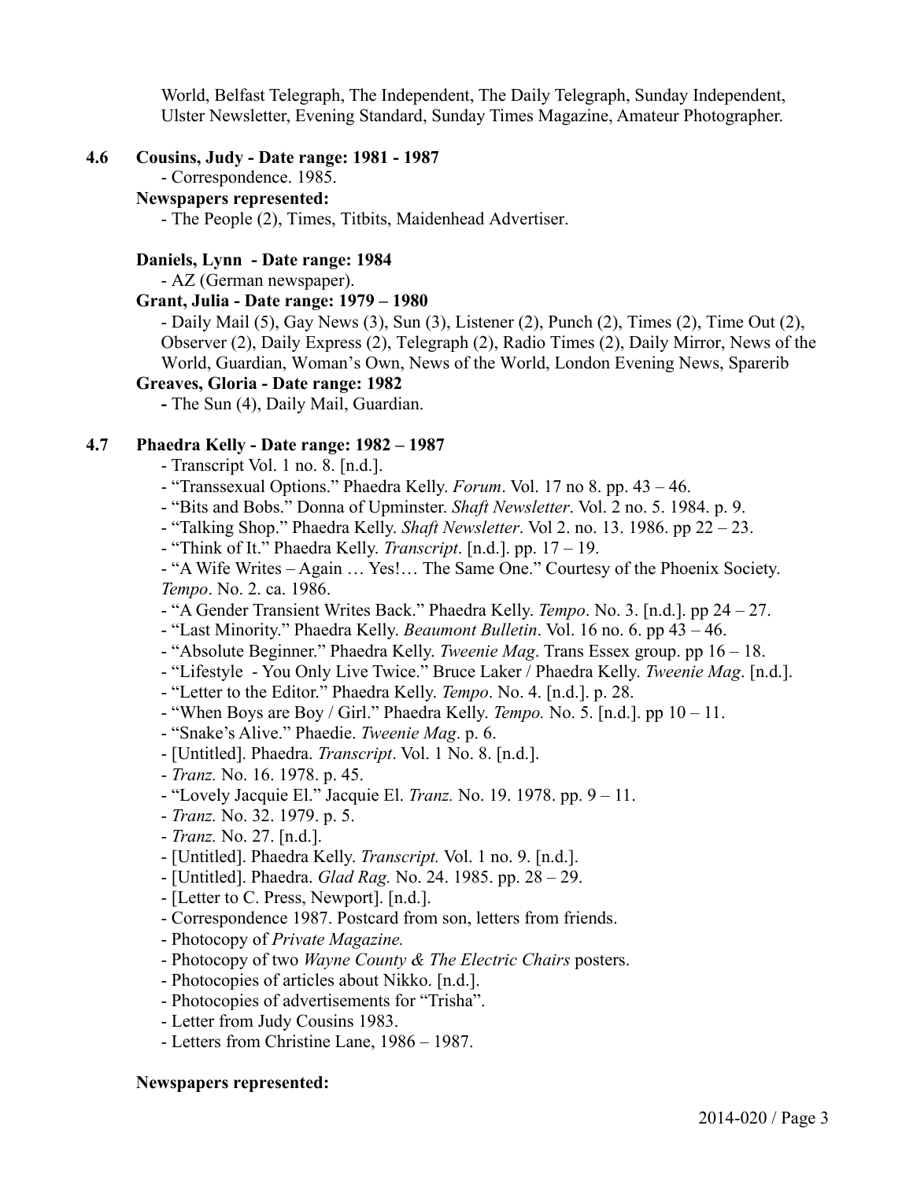World, Belfast Telegraph, The Independent, The Daily Telegraph, Sunday Independent, Ulster Newsletter, Evening Standard, Sunday Times Magazine, Amateur Photographer.

**4.6 Cousins, Judy - Date range: 1981 - 1987**

- Correspondence. 1985.

**Newspapers represented:**

- The People (2), Times, Titbits, Maidenhead Advertiser.

**Daniels, Lynn - Date range: 1984**

- AZ (German newspaper).

**Grant, Julia - Date range: 1979 – 1980**

- Daily Mail (5), Gay News (3), Sun (3), Listener (2), Punch (2), Times (2), Time Out (2), Observer (2), Daily Express (2), Telegraph (2), Radio Times (2), Daily Mirror, News of the World, Guardian, Woman's Own, News of the World, London Evening News, Sparerib

**Greaves, Gloria - Date range: 1982**

- The Sun (4), Daily Mail, Guardian.

**4.7 Phaedra Kelly - Date range: 1982 – 1987**

- Transcript Vol. 1 no. 8. [n.d.].
- "Transsexual Options." Phaedra Kelly. *Forum*. Vol. 17 no 8. pp. 43 – 46.
- "Bits and Bobs." Donna of Upminster. *Shaft Newsletter*. Vol. 2 no. 5. 1984. p. 9.
- "Talking Shop." Phaedra Kelly. *Shaft Newsletter*. Vol 2. no. 13. 1986. pp 22 – 23.
- "Think of It." Phaedra Kelly. *Transcript*. [n.d.]. pp. 17 – 19.
- "A Wife Writes – Again … Yes!… The Same One." Courtesy of the Phoenix Society. *Tempo*. No. 2. ca. 1986.
- "A Gender Transient Writes Back." Phaedra Kelly. *Tempo*. No. 3. [n.d.]. pp 24 – 27.
- "Last Minority." Phaedra Kelly. *Beaumont Bulletin*. Vol. 16 no. 6. pp 43 – 46.
- "Absolute Beginner." Phaedra Kelly. *Tweenie Mag*. Trans Essex group. pp 16 – 18.
- "Lifestyle - You Only Live Twice." Bruce Laker / Phaedra Kelly. *Tweenie Mag*. [n.d.].
- "Letter to the Editor." Phaedra Kelly. *Tempo*. No. 4. [n.d.]. p. 28.
- "When Boys are Boy / Girl." Phaedra Kelly. *Tempo.* No. 5. [n.d.]. pp 10 – 11.
- "Snake's Alive." Phaedie. *Tweenie Mag*. p. 6.
- [Untitled]. Phaedra. *Transcript*. Vol. 1 No. 8. [n.d.].
- *Tranz.* No. 16. 1978. p. 45.
- "Lovely Jacquie El." Jacquie El. *Tranz.* No. 19. 1978. pp. 9 – 11.
- *Tranz.* No. 32. 1979. p. 5.
- *Tranz.* No. 27. [n.d.].
- [Untitled]. Phaedra Kelly. *Transcript.* Vol. 1 no. 9. [n.d.].
- [Untitled]. Phaedra. *Glad Rag.* No. 24. 1985. pp. 28 – 29.
- [Letter to C. Press, Newport]. [n.d.].
- Correspondence 1987. Postcard from son, letters from friends.
- Photocopy of *Private Magazine.*
- Photocopy of two *Wayne County & The Electric Chairs* posters.
- Photocopies of articles about Nikko. [n.d.].
- Photocopies of advertisements for "Trisha".
- Letter from Judy Cousins 1983.
- Letters from Christine Lane, 1986 – 1987.

**Newspapers represented:**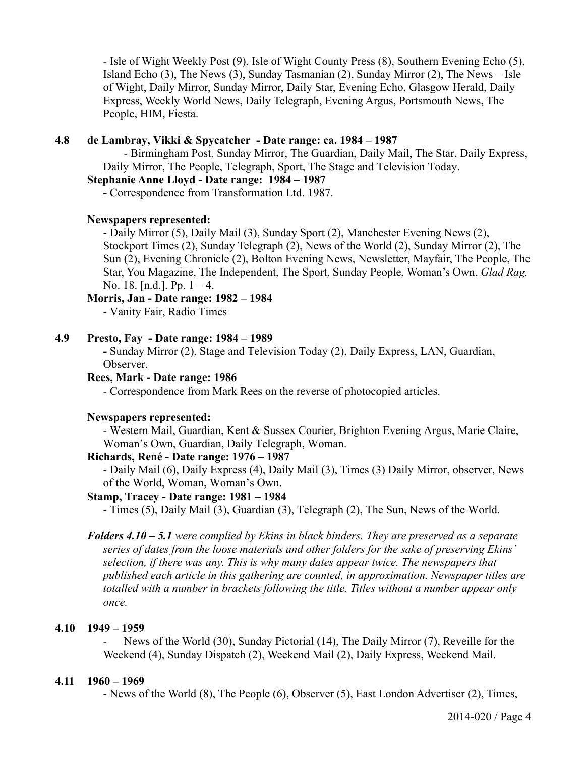- Isle of Wight Weekly Post (9), Isle of Wight County Press (8), Southern Evening Echo (5), Island Echo (3), The News (3), Sunday Tasmanian (2), Sunday Mirror (2), The News – Isle of Wight, Daily Mirror, Sunday Mirror, Daily Star, Evening Echo, Glasgow Herald, Daily Express, Weekly World News, Daily Telegraph, Evening Argus, Portsmouth News, The People, HIM, Fiesta.

**4.8 de Lambray, Vikki & Spycatcher - Date range: ca. 1984 – 1987**

- Birmingham Post, Sunday Mirror, The Guardian, Daily Mail, The Star, Daily Express, Daily Mirror, The People, Telegraph, Sport, The Stage and Television Today.

**Stephanie Anne Lloyd - Date range: 1984 – 1987**

**-** Correspondence from Transformation Ltd. 1987.

**Newspapers represented:**

- Daily Mirror (5), Daily Mail (3), Sunday Sport (2), Manchester Evening News (2), Stockport Times (2), Sunday Telegraph (2), News of the World (2), Sunday Mirror (2), The Sun (2), Evening Chronicle (2), Bolton Evening News, Newsletter, Mayfair, The People, The Star, You Magazine, The Independent, The Sport, Sunday People, Woman's Own, *Glad Rag.* No. 18. [n.d.]. Pp. 1 – 4.

**Morris, Jan - Date range: 1982 – 1984**

- Vanity Fair, Radio Times

**4.9 Presto, Fay - Date range: 1984 – 1989**

**-** Sunday Mirror (2), Stage and Television Today (2), Daily Express, LAN, Guardian, Observer.

**Rees, Mark - Date range: 1986**

- Correspondence from Mark Rees on the reverse of photocopied articles.

**Newspapers represented:**

- Western Mail, Guardian, Kent & Sussex Courier, Brighton Evening Argus, Marie Claire, Woman's Own, Guardian, Daily Telegraph, Woman.

**Richards, René - Date range: 1976 – 1987**

- Daily Mail (6), Daily Express (4), Daily Mail (3), Times (3) Daily Mirror, observer, News of the World, Woman, Woman's Own.

**Stamp, Tracey - Date range: 1981 – 1984**

- Times (5), Daily Mail (3), Guardian (3), Telegraph (2), The Sun, News of the World.

***Folders 4.10 – 5.1*** *were complied by Ekins in black binders. They are preserved as a separate series of dates from the loose materials and other folders for the sake of preserving Ekins' selection, if there was any. This is why many dates appear twice. The newspapers that published each article in this gathering are counted, in approximation. Newspaper titles are totalled with a number in brackets following the title. Titles without a number appear only once.*

**4.10 1949 – 1959**

- News of the World (30), Sunday Pictorial (14), The Daily Mirror (7), Reveille for the Weekend (4), Sunday Dispatch (2), Weekend Mail (2), Daily Express, Weekend Mail.

**4.11 1960 – 1969**

- News of the World (8), The People (6), Observer (5), East London Advertiser (2), Times,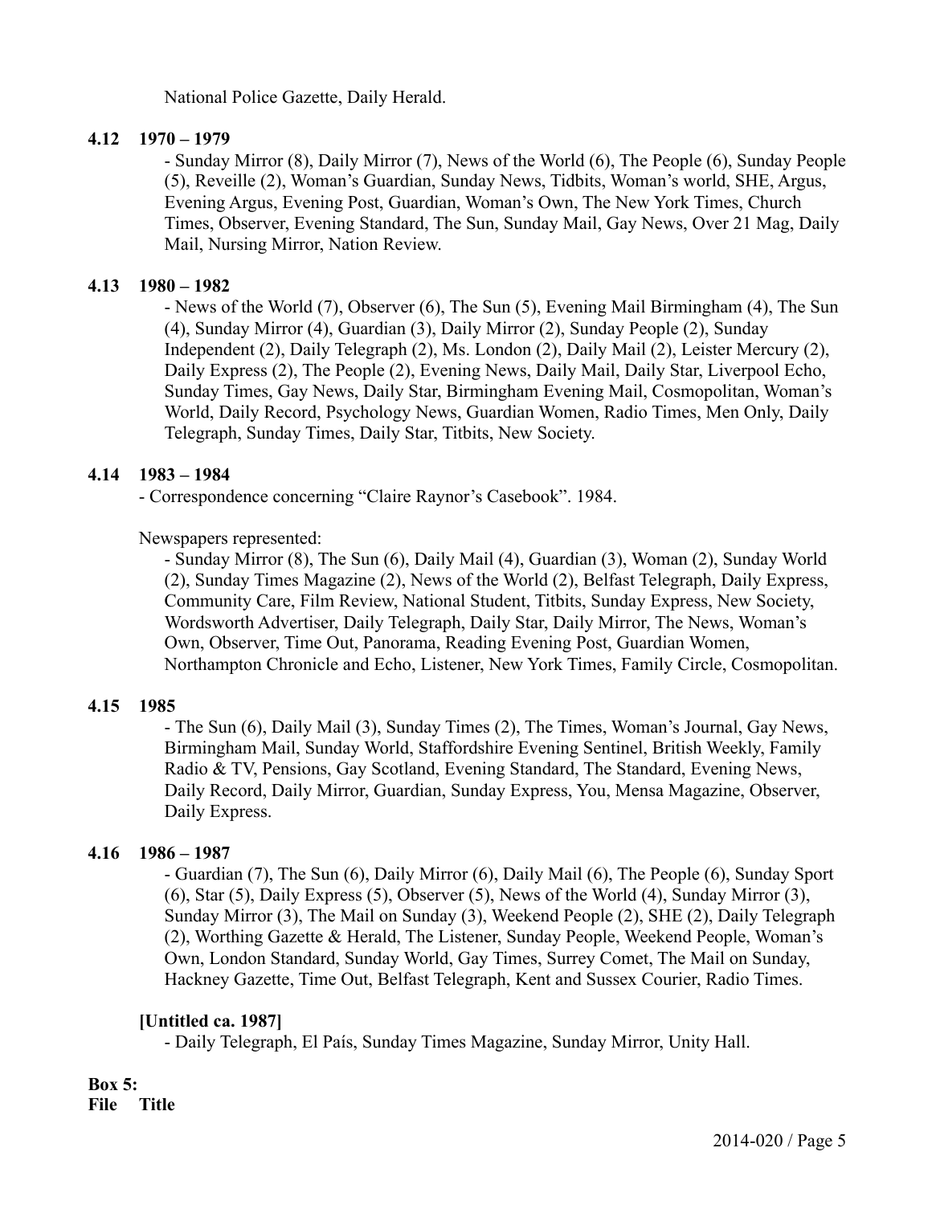National Police Gazette, Daily Herald.

**4.12 1970 – 1979**

- Sunday Mirror (8), Daily Mirror (7), News of the World (6), The People (6), Sunday People (5), Reveille (2), Woman's Guardian, Sunday News, Tidbits, Woman's world, SHE, Argus, Evening Argus, Evening Post, Guardian, Woman's Own, The New York Times, Church Times, Observer, Evening Standard, The Sun, Sunday Mail, Gay News, Over 21 Mag, Daily Mail, Nursing Mirror, Nation Review.

**4.13 1980 – 1982**

- News of the World (7), Observer (6), The Sun (5), Evening Mail Birmingham (4), The Sun (4), Sunday Mirror (4), Guardian (3), Daily Mirror (2), Sunday People (2), Sunday Independent (2), Daily Telegraph (2), Ms. London (2), Daily Mail (2), Leister Mercury (2), Daily Express (2), The People (2), Evening News, Daily Mail, Daily Star, Liverpool Echo, Sunday Times, Gay News, Daily Star, Birmingham Evening Mail, Cosmopolitan, Woman's World, Daily Record, Psychology News, Guardian Women, Radio Times, Men Only, Daily Telegraph, Sunday Times, Daily Star, Titbits, New Society.

**4.14 1983 – 1984**

- Correspondence concerning "Claire Raynor's Casebook". 1984.

Newspapers represented:

- Sunday Mirror (8), The Sun (6), Daily Mail (4), Guardian (3), Woman (2), Sunday World (2), Sunday Times Magazine (2), News of the World (2), Belfast Telegraph, Daily Express, Community Care, Film Review, National Student, Titbits, Sunday Express, New Society, Wordsworth Advertiser, Daily Telegraph, Daily Star, Daily Mirror, The News, Woman's Own, Observer, Time Out, Panorama, Reading Evening Post, Guardian Women, Northampton Chronicle and Echo, Listener, New York Times, Family Circle, Cosmopolitan.

**4.15 1985**

- The Sun (6), Daily Mail (3), Sunday Times (2), The Times, Woman's Journal, Gay News, Birmingham Mail, Sunday World, Staffordshire Evening Sentinel, British Weekly, Family Radio & TV, Pensions, Gay Scotland, Evening Standard, The Standard, Evening News, Daily Record, Daily Mirror, Guardian, Sunday Express, You, Mensa Magazine, Observer, Daily Express.

**4.16 1986 – 1987**

- Guardian (7), The Sun (6), Daily Mirror (6), Daily Mail (6), The People (6), Sunday Sport (6), Star (5), Daily Express (5), Observer (5), News of the World (4), Sunday Mirror (3), Sunday Mirror (3), The Mail on Sunday (3), Weekend People (2), SHE (2), Daily Telegraph (2), Worthing Gazette & Herald, The Listener, Sunday People, Weekend People, Woman's Own, London Standard, Sunday World, Gay Times, Surrey Comet, The Mail on Sunday, Hackney Gazette, Time Out, Belfast Telegraph, Kent and Sussex Courier, Radio Times.

**[Untitled ca. 1987]**

- Daily Telegraph, El País, Sunday Times Magazine, Sunday Mirror, Unity Hall.

**Box 5:**

**File Title**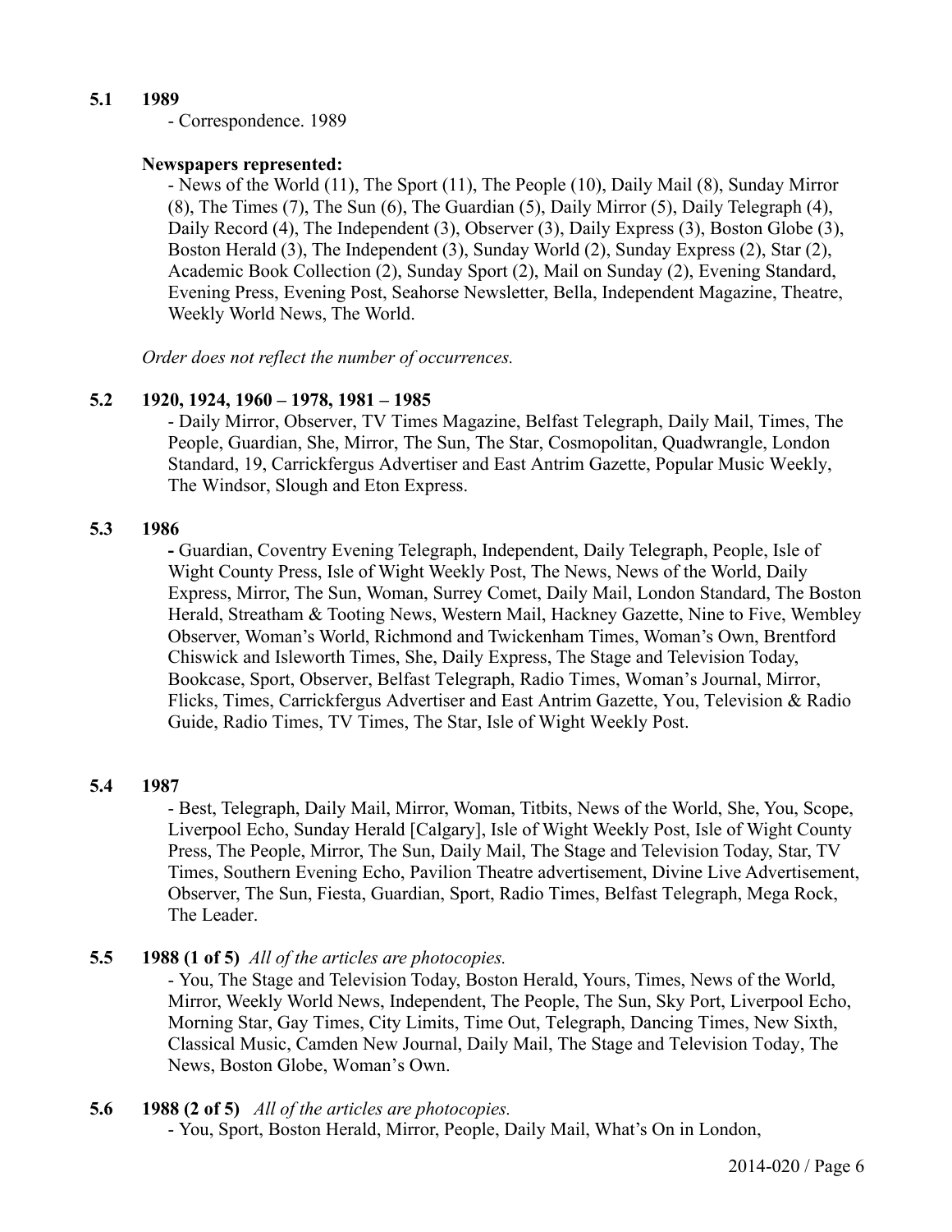**5.1 1989**

- Correspondence. 1989

**Newspapers represented:**

- News of the World (11), The Sport (11), The People (10), Daily Mail (8), Sunday Mirror (8), The Times (7), The Sun (6), The Guardian (5), Daily Mirror (5), Daily Telegraph (4), Daily Record (4), The Independent (3), Observer (3), Daily Express (3), Boston Globe (3), Boston Herald (3), The Independent (3), Sunday World (2), Sunday Express (2), Star (2), Academic Book Collection (2), Sunday Sport (2), Mail on Sunday (2), Evening Standard, Evening Press, Evening Post, Seahorse Newsletter, Bella, Independent Magazine, Theatre, Weekly World News, The World.

*Order does not reflect the number of occurrences.*

**5.2 1920, 1924, 1960 – 1978, 1981 – 1985**

- Daily Mirror, Observer, TV Times Magazine, Belfast Telegraph, Daily Mail, Times, The People, Guardian, She, Mirror, The Sun, The Star, Cosmopolitan, Quadwrangle, London Standard, 19, Carrickfergus Advertiser and East Antrim Gazette, Popular Music Weekly, The Windsor, Slough and Eton Express.

**5.3 1986**

- Guardian, Coventry Evening Telegraph, Independent, Daily Telegraph, People, Isle of Wight County Press, Isle of Wight Weekly Post, The News, News of the World, Daily Express, Mirror, The Sun, Woman, Surrey Comet, Daily Mail, London Standard, The Boston Herald, Streatham & Tooting News, Western Mail, Hackney Gazette, Nine to Five, Wembley Observer, Woman's World, Richmond and Twickenham Times, Woman's Own, Brentford Chiswick and Isleworth Times, She, Daily Express, The Stage and Television Today, Bookcase, Sport, Observer, Belfast Telegraph, Radio Times, Woman's Journal, Mirror, Flicks, Times, Carrickfergus Advertiser and East Antrim Gazette, You, Television & Radio Guide, Radio Times, TV Times, The Star, Isle of Wight Weekly Post.

**5.4 1987**

- Best, Telegraph, Daily Mail, Mirror, Woman, Titbits, News of the World, She, You, Scope, Liverpool Echo, Sunday Herald [Calgary], Isle of Wight Weekly Post, Isle of Wight County Press, The People, Mirror, The Sun, Daily Mail, The Stage and Television Today, Star, TV Times, Southern Evening Echo, Pavilion Theatre advertisement, Divine Live Advertisement, Observer, The Sun, Fiesta, Guardian, Sport, Radio Times, Belfast Telegraph, Mega Rock, The Leader.

**5.5 1988 (1 of 5)** *All of the articles are photocopies.*

- You, The Stage and Television Today, Boston Herald, Yours, Times, News of the World, Mirror, Weekly World News, Independent, The People, The Sun, Sky Port, Liverpool Echo, Morning Star, Gay Times, City Limits, Time Out, Telegraph, Dancing Times, New Sixth, Classical Music, Camden New Journal, Daily Mail, The Stage and Television Today, The News, Boston Globe, Woman's Own.

**5.6 1988 (2 of 5)** *All of the articles are photocopies.*

- You, Sport, Boston Herald, Mirror, People, Daily Mail, What's On in London,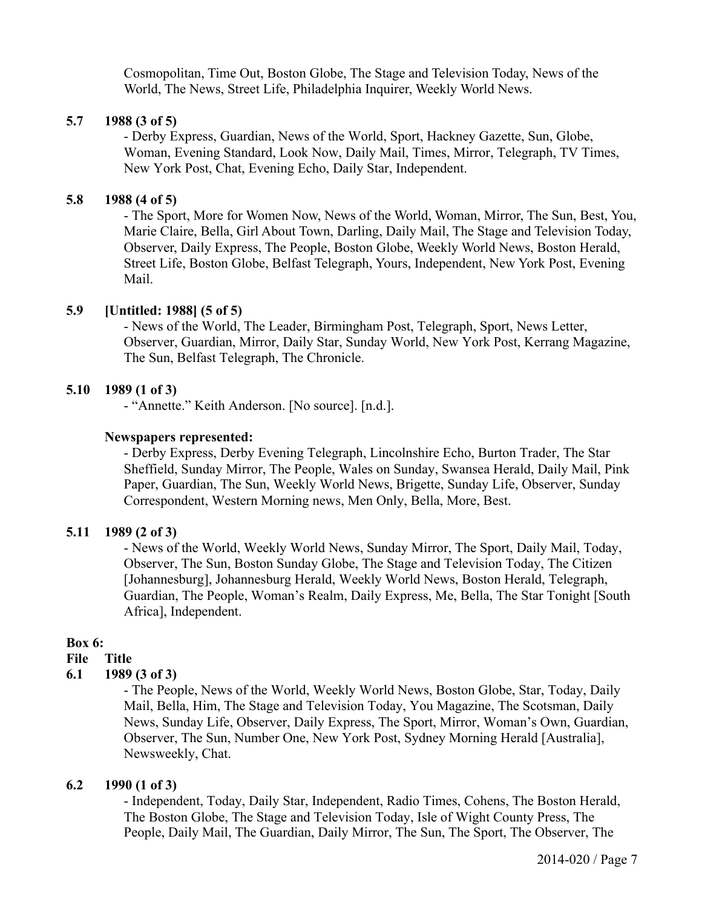Cosmopolitan, Time Out, Boston Globe, The Stage and Television Today, News of the World, The News, Street Life, Philadelphia Inquirer, Weekly World News.

**5.7 1988 (3 of 5)**

- Derby Express, Guardian, News of the World, Sport, Hackney Gazette, Sun, Globe, Woman, Evening Standard, Look Now, Daily Mail, Times, Mirror, Telegraph, TV Times, New York Post, Chat, Evening Echo, Daily Star, Independent.

**5.8 1988 (4 of 5)**

- The Sport, More for Women Now, News of the World, Woman, Mirror, The Sun, Best, You, Marie Claire, Bella, Girl About Town, Darling, Daily Mail, The Stage and Television Today, Observer, Daily Express, The People, Boston Globe, Weekly World News, Boston Herald, Street Life, Boston Globe, Belfast Telegraph, Yours, Independent, New York Post, Evening Mail.

**5.9 [Untitled: 1988] (5 of 5)**

- News of the World, The Leader, Birmingham Post, Telegraph, Sport, News Letter, Observer, Guardian, Mirror, Daily Star, Sunday World, New York Post, Kerrang Magazine, The Sun, Belfast Telegraph, The Chronicle.

**5.10 1989 (1 of 3)**

- "Annette." Keith Anderson. [No source]. [n.d.].

**Newspapers represented:**

- Derby Express, Derby Evening Telegraph, Lincolnshire Echo, Burton Trader, The Star Sheffield, Sunday Mirror, The People, Wales on Sunday, Swansea Herald, Daily Mail, Pink Paper, Guardian, The Sun, Weekly World News, Brigette, Sunday Life, Observer, Sunday Correspondent, Western Morning news, Men Only, Bella, More, Best.

**5.11 1989 (2 of 3)**

- News of the World, Weekly World News, Sunday Mirror, The Sport, Daily Mail, Today, Observer, The Sun, Boston Sunday Globe, The Stage and Television Today, The Citizen [Johannesburg], Johannesburg Herald, Weekly World News, Boston Herald, Telegraph, Guardian, The People, Woman's Realm, Daily Express, Me, Bella, The Star Tonight [South Africa], Independent.

**Box 6:**

**File Title**

**6.1 1989 (3 of 3)**

- The People, News of the World, Weekly World News, Boston Globe, Star, Today, Daily Mail, Bella, Him, The Stage and Television Today, You Magazine, The Scotsman, Daily News, Sunday Life, Observer, Daily Express, The Sport, Mirror, Woman's Own, Guardian, Observer, The Sun, Number One, New York Post, Sydney Morning Herald [Australia], Newsweekly, Chat.

**6.2 1990 (1 of 3)**

- Independent, Today, Daily Star, Independent, Radio Times, Cohens, The Boston Herald, The Boston Globe, The Stage and Television Today, Isle of Wight County Press, The People, Daily Mail, The Guardian, Daily Mirror, The Sun, The Sport, The Observer, The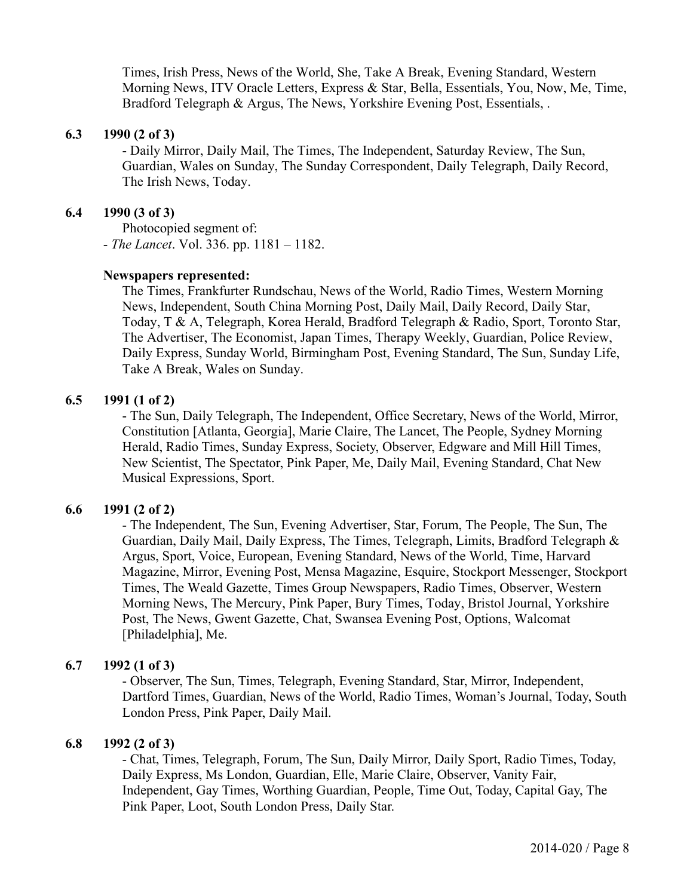Times, Irish Press, News of the World, She, Take A Break, Evening Standard, Western Morning News, ITV Oracle Letters, Express & Star, Bella, Essentials, You, Now, Me, Time, Bradford Telegraph & Argus, The News, Yorkshire Evening Post, Essentials, .

**6.3 1990 (2 of 3)**

- Daily Mirror, Daily Mail, The Times, The Independent, Saturday Review, The Sun, Guardian, Wales on Sunday, The Sunday Correspondent, Daily Telegraph, Daily Record, The Irish News, Today.

**6.4 1990 (3 of 3)**

Photocopied segment of:

- *The Lancet*. Vol. 336. pp. 1181 – 1182.

**Newspapers represented:**

The Times, Frankfurter Rundschau, News of the World, Radio Times, Western Morning News, Independent, South China Morning Post, Daily Mail, Daily Record, Daily Star, Today, T & A, Telegraph, Korea Herald, Bradford Telegraph & Radio, Sport, Toronto Star, The Advertiser, The Economist, Japan Times, Therapy Weekly, Guardian, Police Review, Daily Express, Sunday World, Birmingham Post, Evening Standard, The Sun, Sunday Life, Take A Break, Wales on Sunday.

**6.5 1991 (1 of 2)**

- The Sun, Daily Telegraph, The Independent, Office Secretary, News of the World, Mirror, Constitution [Atlanta, Georgia], Marie Claire, The Lancet, The People, Sydney Morning Herald, Radio Times, Sunday Express, Society, Observer, Edgware and Mill Hill Times, New Scientist, The Spectator, Pink Paper, Me, Daily Mail, Evening Standard, Chat New Musical Expressions, Sport.

**6.6 1991 (2 of 2)**

- The Independent, The Sun, Evening Advertiser, Star, Forum, The People, The Sun, The Guardian, Daily Mail, Daily Express, The Times, Telegraph, Limits, Bradford Telegraph & Argus, Sport, Voice, European, Evening Standard, News of the World, Time, Harvard Magazine, Mirror, Evening Post, Mensa Magazine, Esquire, Stockport Messenger, Stockport Times, The Weald Gazette, Times Group Newspapers, Radio Times, Observer, Western Morning News, The Mercury, Pink Paper, Bury Times, Today, Bristol Journal, Yorkshire Post, The News, Gwent Gazette, Chat, Swansea Evening Post, Options, Walcomat [Philadelphia], Me.

**6.7 1992 (1 of 3)**

- Observer, The Sun, Times, Telegraph, Evening Standard, Star, Mirror, Independent, Dartford Times, Guardian, News of the World, Radio Times, Woman's Journal, Today, South London Press, Pink Paper, Daily Mail.

**6.8 1992 (2 of 3)**

- Chat, Times, Telegraph, Forum, The Sun, Daily Mirror, Daily Sport, Radio Times, Today, Daily Express, Ms London, Guardian, Elle, Marie Claire, Observer, Vanity Fair, Independent, Gay Times, Worthing Guardian, People, Time Out, Today, Capital Gay, The Pink Paper, Loot, South London Press, Daily Star.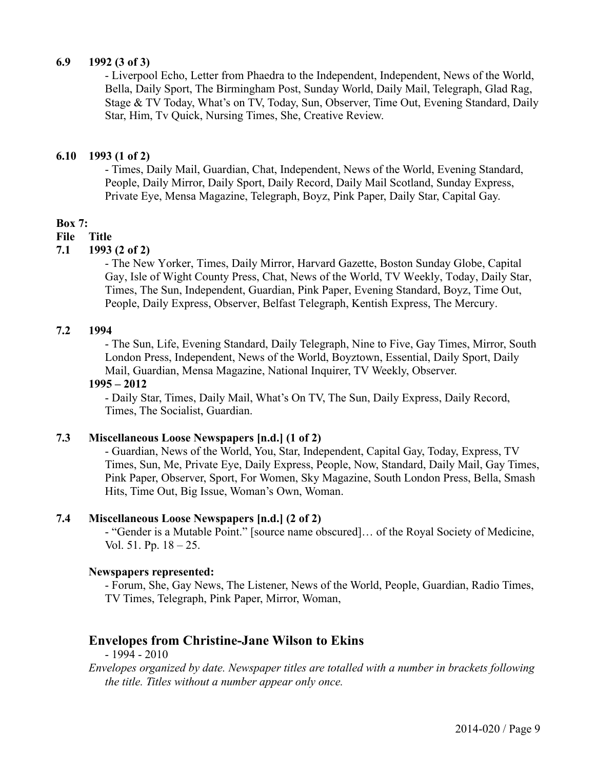**6.9 1992 (3 of 3)**

- Liverpool Echo, Letter from Phaedra to the Independent, Independent, News of the World, Bella, Daily Sport, The Birmingham Post, Sunday World, Daily Mail, Telegraph, Glad Rag, Stage & TV Today, What's on TV, Today, Sun, Observer, Time Out, Evening Standard, Daily Star, Him, Tv Quick, Nursing Times, She, Creative Review.

**6.10 1993 (1 of 2)**

- Times, Daily Mail, Guardian, Chat, Independent, News of the World, Evening Standard, People, Daily Mirror, Daily Sport, Daily Record, Daily Mail Scotland, Sunday Express, Private Eye, Mensa Magazine, Telegraph, Boyz, Pink Paper, Daily Star, Capital Gay.

**Box 7:**

**File Title**

**7.1 1993 (2 of 2)**

- The New Yorker, Times, Daily Mirror, Harvard Gazette, Boston Sunday Globe, Capital Gay, Isle of Wight County Press, Chat, News of the World, TV Weekly, Today, Daily Star, Times, The Sun, Independent, Guardian, Pink Paper, Evening Standard, Boyz, Time Out, People, Daily Express, Observer, Belfast Telegraph, Kentish Express, The Mercury.

**7.2 1994**

- The Sun, Life, Evening Standard, Daily Telegraph, Nine to Five, Gay Times, Mirror, South London Press, Independent, News of the World, Boyztown, Essential, Daily Sport, Daily Mail, Guardian, Mensa Magazine, National Inquirer, TV Weekly, Observer.

**1995 – 2012**

- Daily Star, Times, Daily Mail, What's On TV, The Sun, Daily Express, Daily Record, Times, The Socialist, Guardian.

**7.3 Miscellaneous Loose Newspapers [n.d.] (1 of 2)**

- Guardian, News of the World, You, Star, Independent, Capital Gay, Today, Express, TV Times, Sun, Me, Private Eye, Daily Express, People, Now, Standard, Daily Mail, Gay Times, Pink Paper, Observer, Sport, For Women, Sky Magazine, South London Press, Bella, Smash Hits, Time Out, Big Issue, Woman's Own, Woman.

**7.4 Miscellaneous Loose Newspapers [n.d.] (2 of 2)**

- "Gender is a Mutable Point." [source name obscured]… of the Royal Society of Medicine, Vol. 51. Pp. 18 – 25.

**Newspapers represented:**

- Forum, She, Gay News, The Listener, News of the World, People, Guardian, Radio Times, TV Times, Telegraph, Pink Paper, Mirror, Woman,

## Envelopes from Christine-Jane Wilson to Ekins

- 1994 - 2010

*Envelopes organized by date. Newspaper titles are totalled with a number in brackets following the title. Titles without a number appear only once.*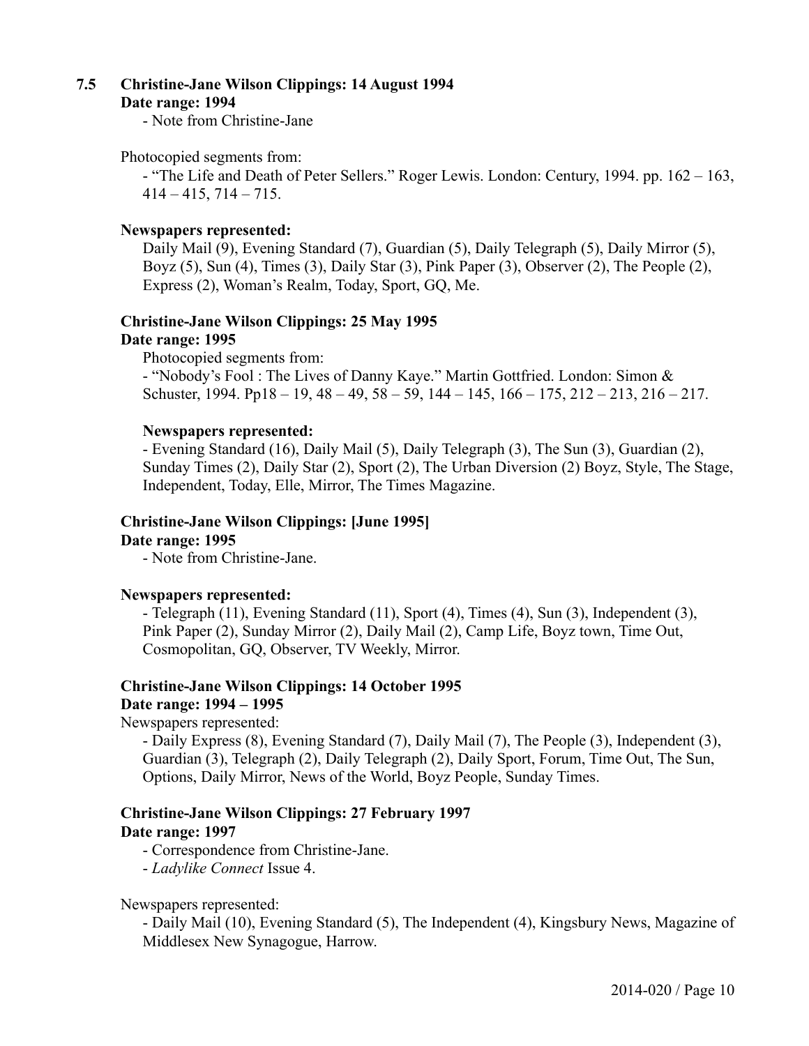**7.5 Christine-Jane Wilson Clippings: 14 August 1994**
**Date range: 1994**

- Note from Christine-Jane

Photocopied segments from:

- "The Life and Death of Peter Sellers." Roger Lewis. London: Century, 1994. pp. 162 – 163, 414 – 415, 714 – 715.

**Newspapers represented:**

Daily Mail (9), Evening Standard (7), Guardian (5), Daily Telegraph (5), Daily Mirror (5), Boyz (5), Sun (4), Times (3), Daily Star (3), Pink Paper (3), Observer (2), The People (2), Express (2), Woman's Realm, Today, Sport, GQ, Me.

**Christine-Jane Wilson Clippings: 25 May 1995**
**Date range: 1995**

Photocopied segments from:

- "Nobody's Fool : The Lives of Danny Kaye." Martin Gottfried. London: Simon & Schuster, 1994. Pp18 – 19, 48 – 49, 58 – 59, 144 – 145, 166 – 175, 212 – 213, 216 – 217.

**Newspapers represented:**

- Evening Standard (16), Daily Mail (5), Daily Telegraph (3), The Sun (3), Guardian (2), Sunday Times (2), Daily Star (2), Sport (2), The Urban Diversion (2) Boyz, Style, The Stage, Independent, Today, Elle, Mirror, The Times Magazine.

**Christine-Jane Wilson Clippings: [June 1995]**
**Date range: 1995**

- Note from Christine-Jane.

**Newspapers represented:**

- Telegraph (11), Evening Standard (11), Sport (4), Times (4), Sun (3), Independent (3), Pink Paper (2), Sunday Mirror (2), Daily Mail (2), Camp Life, Boyz town, Time Out, Cosmopolitan, GQ, Observer, TV Weekly, Mirror.

**Christine-Jane Wilson Clippings: 14 October 1995**
**Date range: 1994 – 1995**

Newspapers represented:

- Daily Express (8), Evening Standard (7), Daily Mail (7), The People (3), Independent (3), Guardian (3), Telegraph (2), Daily Telegraph (2), Daily Sport, Forum, Time Out, The Sun, Options, Daily Mirror, News of the World, Boyz People, Sunday Times.

**Christine-Jane Wilson Clippings: 27 February 1997**
**Date range: 1997**

- Correspondence from Christine-Jane.
- *Ladylike Connect* Issue 4.

Newspapers represented:

- Daily Mail (10), Evening Standard (5), The Independent (4), Kingsbury News, Magazine of Middlesex New Synagogue, Harrow.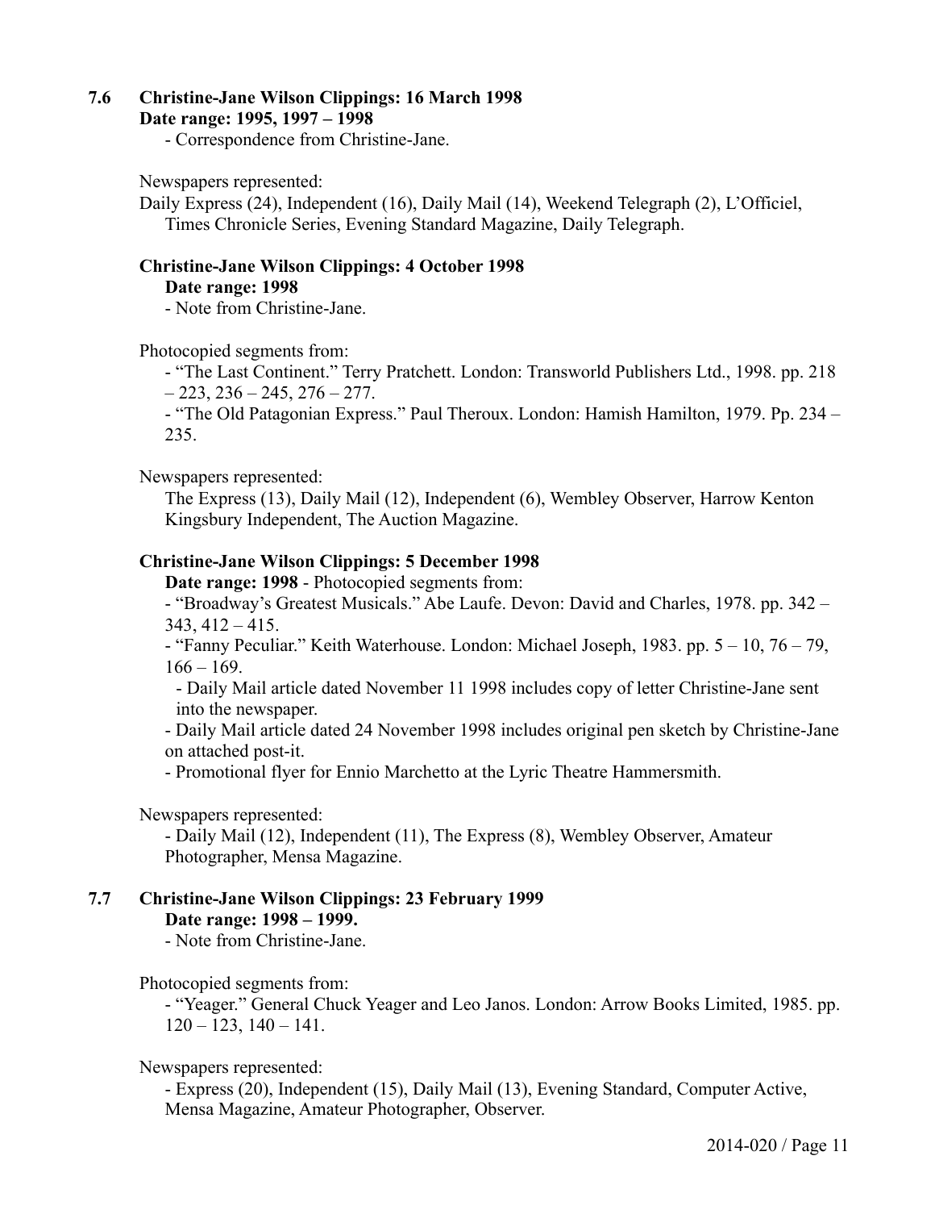**7.6 Christine-Jane Wilson Clippings: 16 March 1998**
**Date range: 1995, 1997 – 1998**

- Correspondence from Christine-Jane.

Newspapers represented:

Daily Express (24), Independent (16), Daily Mail (14), Weekend Telegraph (2), L'Officiel, Times Chronicle Series, Evening Standard Magazine, Daily Telegraph.

**Christine-Jane Wilson Clippings: 4 October 1998**
**Date range: 1998**

- Note from Christine-Jane.

Photocopied segments from:

- "The Last Continent." Terry Pratchett. London: Transworld Publishers Ltd., 1998. pp. 218 – 223, 236 – 245, 276 – 277.
- "The Old Patagonian Express." Paul Theroux. London: Hamish Hamilton, 1979. Pp. 234 – 235.

Newspapers represented:

The Express (13), Daily Mail (12), Independent (6), Wembley Observer, Harrow Kenton Kingsbury Independent, The Auction Magazine.

**Christine-Jane Wilson Clippings: 5 December 1998**
**Date range: 1998** - Photocopied segments from:

- "Broadway's Greatest Musicals." Abe Laufe. Devon: David and Charles, 1978. pp. 342 – 343, 412 – 415.
- "Fanny Peculiar." Keith Waterhouse. London: Michael Joseph, 1983. pp. 5 – 10, 76 – 79, 166 – 169.
- Daily Mail article dated November 11 1998 includes copy of letter Christine-Jane sent into the newspaper.
- Daily Mail article dated 24 November 1998 includes original pen sketch by Christine-Jane on attached post-it.
- Promotional flyer for Ennio Marchetto at the Lyric Theatre Hammersmith.

Newspapers represented:

- Daily Mail (12), Independent (11), The Express (8), Wembley Observer, Amateur Photographer, Mensa Magazine.

**7.7 Christine-Jane Wilson Clippings: 23 February 1999**
**Date range: 1998 – 1999.**

- Note from Christine-Jane.

Photocopied segments from:

- "Yeager." General Chuck Yeager and Leo Janos. London: Arrow Books Limited, 1985. pp. 120 – 123, 140 – 141.

Newspapers represented:

- Express (20), Independent (15), Daily Mail (13), Evening Standard, Computer Active, Mensa Magazine, Amateur Photographer, Observer.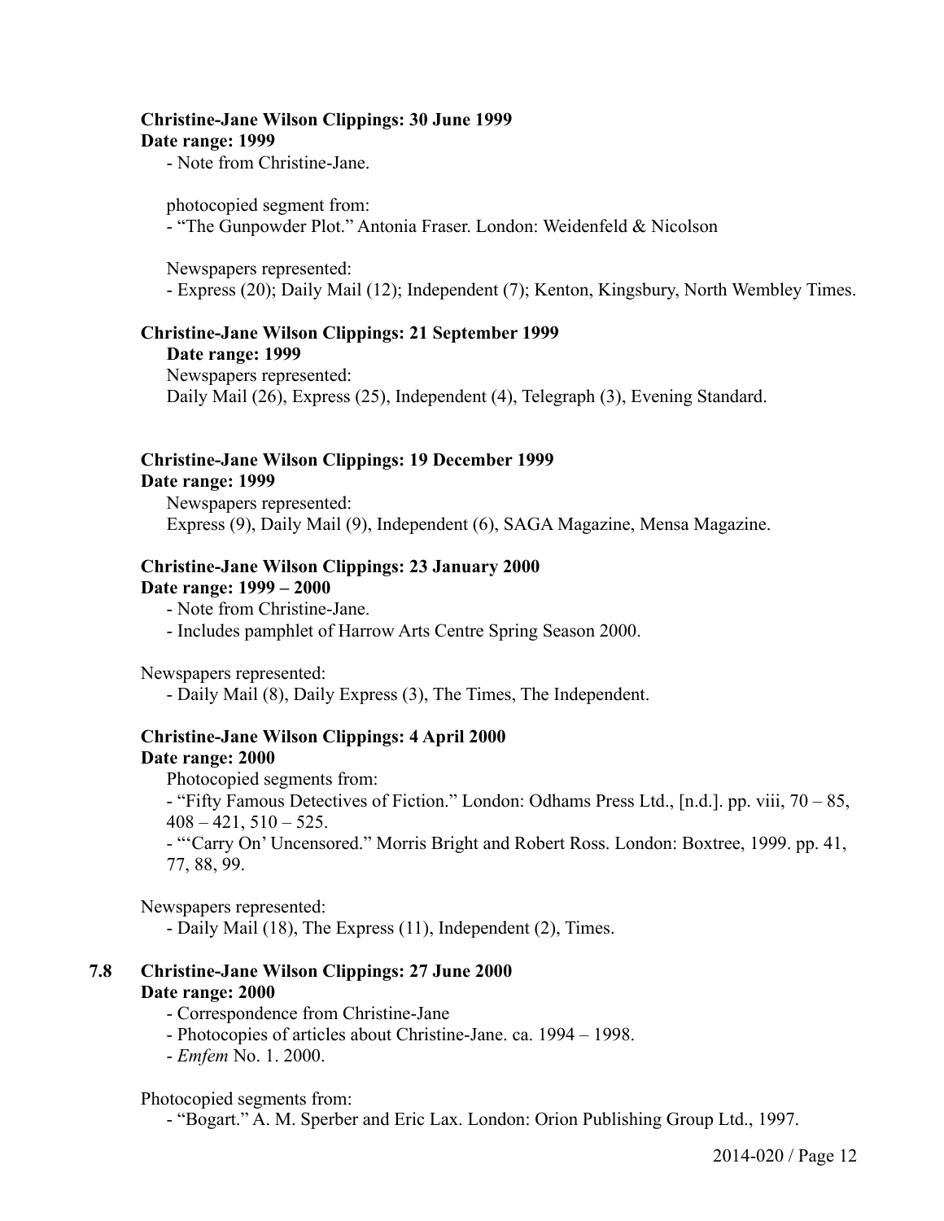**Christine-Jane Wilson Clippings: 30 June 1999**
**Date range: 1999**

- Note from Christine-Jane.

photocopied segment from:

- "The Gunpowder Plot." Antonia Fraser. London: Weidenfeld & Nicolson

Newspapers represented:

- Express (20); Daily Mail (12); Independent (7); Kenton, Kingsbury, North Wembley Times.

**Christine-Jane Wilson Clippings: 21 September 1999**
**Date range: 1999**

Newspapers represented:
Daily Mail (26), Express (25), Independent (4), Telegraph (3), Evening Standard.

**Christine-Jane Wilson Clippings: 19 December 1999**
**Date range: 1999**

Newspapers represented:
Express (9), Daily Mail (9), Independent (6), SAGA Magazine, Mensa Magazine.

**Christine-Jane Wilson Clippings: 23 January 2000**
**Date range: 1999 – 2000**

- Note from Christine-Jane.
- Includes pamphlet of Harrow Arts Centre Spring Season 2000.

Newspapers represented:

- Daily Mail (8), Daily Express (3), The Times, The Independent.

**Christine-Jane Wilson Clippings: 4 April 2000**
**Date range: 2000**

Photocopied segments from:

- "Fifty Famous Detectives of Fiction." London: Odhams Press Ltd., [n.d.]. pp. viii, 70 – 85, 408 – 421, 510 – 525.
- "'Carry On' Uncensored." Morris Bright and Robert Ross. London: Boxtree, 1999. pp. 41, 77, 88, 99.

Newspapers represented:

- Daily Mail (18), The Express (11), Independent (2), Times.

**7.8 Christine-Jane Wilson Clippings: 27 June 2000**
**Date range: 2000**

- Correspondence from Christine-Jane
- Photocopies of articles about Christine-Jane. ca. 1994 – 1998.
- *Emfem* No. 1. 2000.

Photocopied segments from:

- "Bogart." A. M. Sperber and Eric Lax. London: Orion Publishing Group Ltd., 1997.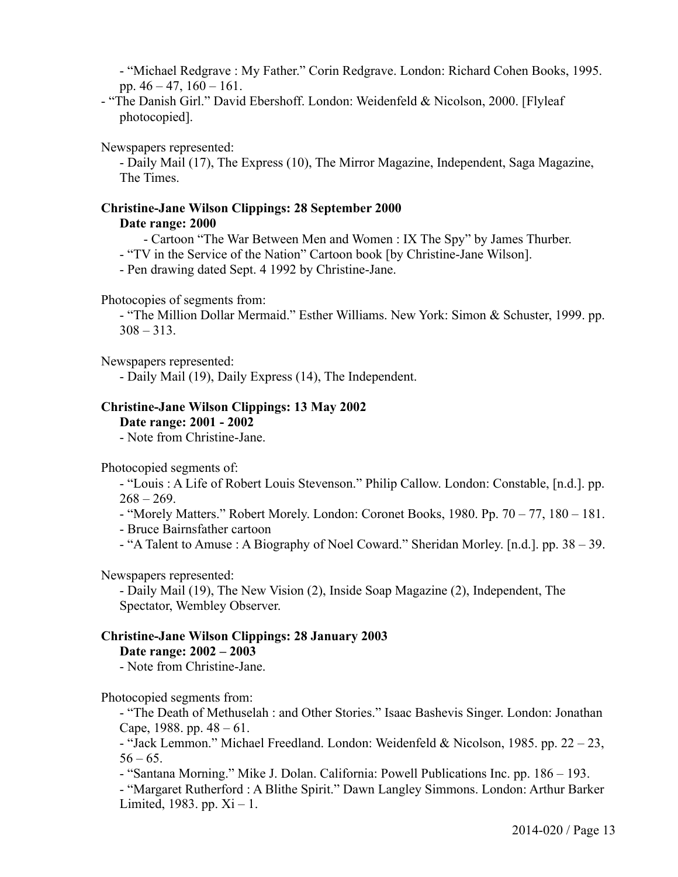- “Michael Redgrave : My Father.” Corin Redgrave. London: Richard Cohen Books, 1995. pp. 46 – 47, 160 – 161.
- “The Danish Girl.” David Ebershoff. London: Weidenfeld & Nicolson, 2000. [Flyleaf photocopied].

Newspapers represented:

- Daily Mail (17), The Express (10), The Mirror Magazine, Independent, Saga Magazine, The Times.

**Christine-Jane Wilson Clippings: 28 September 2000**
**Date range: 2000**

- Cartoon “The War Between Men and Women : IX The Spy” by James Thurber.
- “TV in the Service of the Nation” Cartoon book [by Christine-Jane Wilson].
- Pen drawing dated Sept. 4 1992 by Christine-Jane.

Photocopies of segments from:

- “The Million Dollar Mermaid.” Esther Williams. New York: Simon & Schuster, 1999. pp. 308 – 313.

Newspapers represented:

- Daily Mail (19), Daily Express (14), The Independent.

**Christine-Jane Wilson Clippings: 13 May 2002**
**Date range: 2001 - 2002**

- Note from Christine-Jane.

Photocopied segments of:

- “Louis : A Life of Robert Louis Stevenson.” Philip Callow. London: Constable, [n.d.]. pp. 268 – 269.
- “Morely Matters.” Robert Morely. London: Coronet Books, 1980. Pp. 70 – 77, 180 – 181.
- Bruce Bairnsfather cartoon
- “A Talent to Amuse : A Biography of Noel Coward.” Sheridan Morley. [n.d.]. pp. 38 – 39.

Newspapers represented:

- Daily Mail (19), The New Vision (2), Inside Soap Magazine (2), Independent, The Spectator, Wembley Observer.

**Christine-Jane Wilson Clippings: 28 January 2003**
**Date range: 2002 – 2003**

- Note from Christine-Jane.

Photocopied segments from:

- “The Death of Methuselah : and Other Stories.” Isaac Bashevis Singer. London: Jonathan Cape, 1988. pp. 48 – 61.
- “Jack Lemmon.” Michael Freedland. London: Weidenfeld & Nicolson, 1985. pp. 22 – 23, 56 – 65.
- “Santana Morning.” Mike J. Dolan. California: Powell Publications Inc. pp. 186 – 193.
- “Margaret Rutherford : A Blithe Spirit.” Dawn Langley Simmons. London: Arthur Barker Limited, 1983. pp. Xi – 1.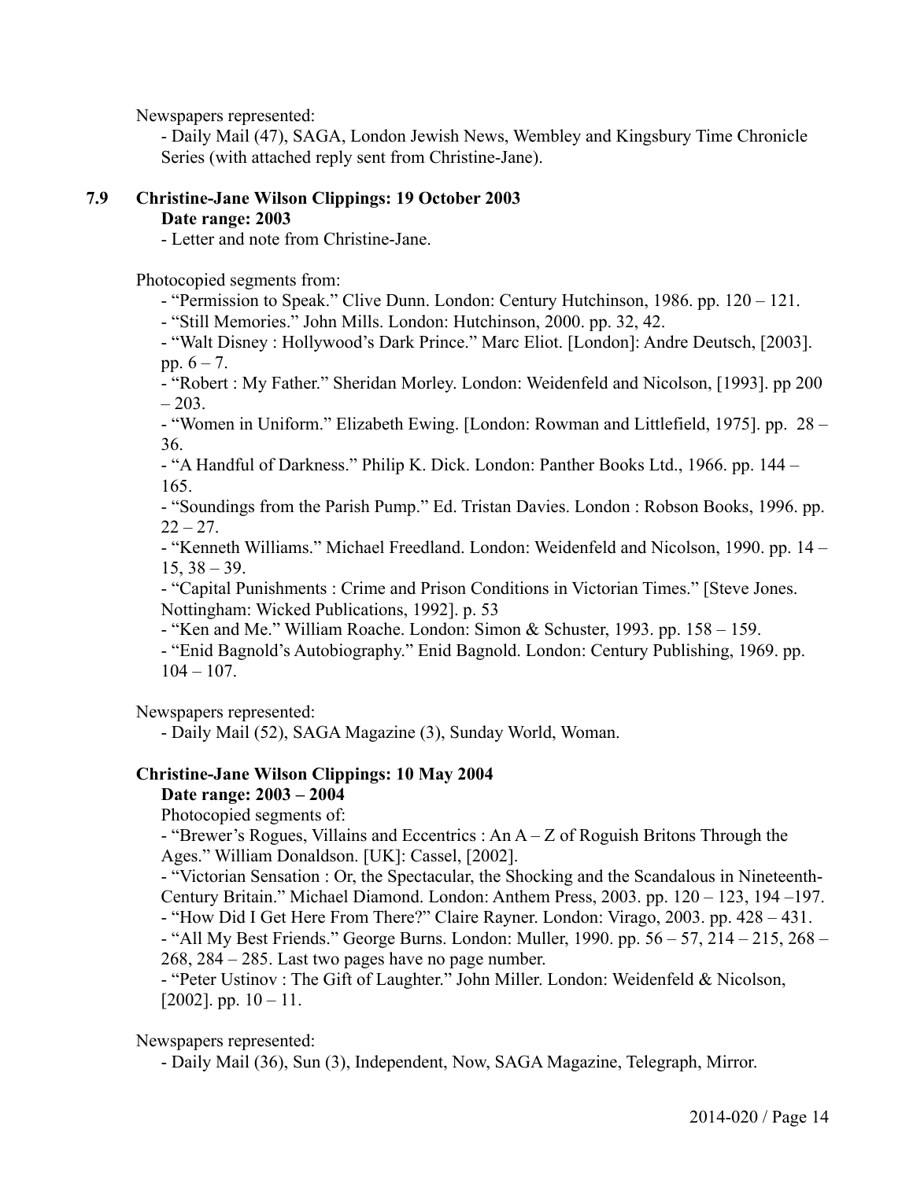Newspapers represented:

- Daily Mail (47), SAGA, London Jewish News, Wembley and Kingsbury Time Chronicle Series (with attached reply sent from Christine-Jane).

**7.9 Christine-Jane Wilson Clippings: 19 October 2003**
**Date range: 2003**

- Letter and note from Christine-Jane.

Photocopied segments from:

- "Permission to Speak." Clive Dunn. London: Century Hutchinson, 1986. pp. 120 – 121.
- "Still Memories." John Mills. London: Hutchinson, 2000. pp. 32, 42.
- "Walt Disney : Hollywood's Dark Prince." Marc Eliot. [London]: Andre Deutsch, [2003]. pp. 6 – 7.
- "Robert : My Father." Sheridan Morley. London: Weidenfeld and Nicolson, [1993]. pp 200 – 203.
- "Women in Uniform." Elizabeth Ewing. [London: Rowman and Littlefield, 1975]. pp. 28 – 36.
- "A Handful of Darkness." Philip K. Dick. London: Panther Books Ltd., 1966. pp. 144 – 165.
- "Soundings from the Parish Pump." Ed. Tristan Davies. London : Robson Books, 1996. pp. 22 – 27.
- "Kenneth Williams." Michael Freedland. London: Weidenfeld and Nicolson, 1990. pp. 14 – 15, 38 – 39.
- "Capital Punishments : Crime and Prison Conditions in Victorian Times." [Steve Jones. Nottingham: Wicked Publications, 1992]. p. 53
- "Ken and Me." William Roache. London: Simon & Schuster, 1993. pp. 158 – 159.
- "Enid Bagnold's Autobiography." Enid Bagnold. London: Century Publishing, 1969. pp. 104 – 107.

Newspapers represented:

- Daily Mail (52), SAGA Magazine (3), Sunday World, Woman.

**Christine-Jane Wilson Clippings: 10 May 2004**
**Date range: 2003 – 2004**

Photocopied segments of:

- "Brewer's Rogues, Villains and Eccentrics : An A – Z of Roguish Britons Through the Ages." William Donaldson. [UK]: Cassel, [2002].
- "Victorian Sensation : Or, the Spectacular, the Shocking and the Scandalous in Nineteenth-Century Britain." Michael Diamond. London: Anthem Press, 2003. pp. 120 – 123, 194 –197.
- "How Did I Get Here From There?" Claire Rayner. London: Virago, 2003. pp. 428 – 431.
- "All My Best Friends." George Burns. London: Muller, 1990. pp. 56 – 57, 214 – 215, 268 – 268, 284 – 285. Last two pages have no page number.
- "Peter Ustinov : The Gift of Laughter." John Miller. London: Weidenfeld & Nicolson, [2002]. pp. 10 – 11.

Newspapers represented:

- Daily Mail (36), Sun (3), Independent, Now, SAGA Magazine, Telegraph, Mirror.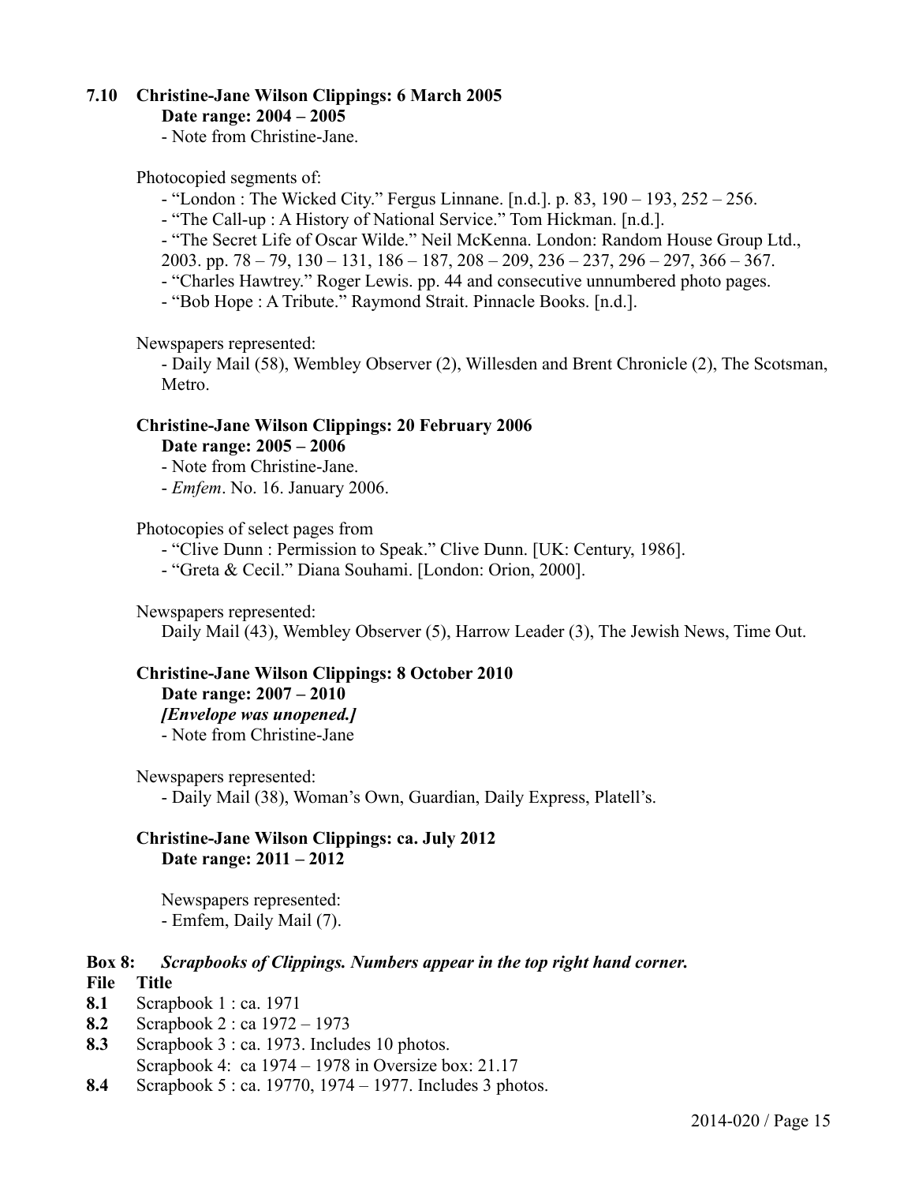**7.10 Christine-Jane Wilson Clippings: 6 March 2005**
**Date range: 2004 – 2005**
- Note from Christine-Jane.

Photocopied segments of:
- "London : The Wicked City." Fergus Linnane. [n.d.]. p. 83, 190 – 193, 252 – 256.
- "The Call-up : A History of National Service." Tom Hickman. [n.d.].
- "The Secret Life of Oscar Wilde." Neil McKenna. London: Random House Group Ltd., 2003. pp. 78 – 79, 130 – 131, 186 – 187, 208 – 209, 236 – 237, 296 – 297, 366 – 367.
- "Charles Hawtrey." Roger Lewis. pp. 44 and consecutive unnumbered photo pages.
- "Bob Hope : A Tribute." Raymond Strait. Pinnacle Books. [n.d.].

Newspapers represented:
- Daily Mail (58), Wembley Observer (2), Willesden and Brent Chronicle (2), The Scotsman, Metro.

**Christine-Jane Wilson Clippings: 20 February 2006**
**Date range: 2005 – 2006**
- Note from Christine-Jane.
- *Emfem*. No. 16. January 2006.

Photocopies of select pages from
- "Clive Dunn : Permission to Speak." Clive Dunn. [UK: Century, 1986].
- "Greta & Cecil." Diana Souhami. [London: Orion, 2000].

Newspapers represented:
Daily Mail (43), Wembley Observer (5), Harrow Leader (3), The Jewish News, Time Out.

**Christine-Jane Wilson Clippings: 8 October 2010**
**Date range: 2007 – 2010**
***[Envelope was unopened.]***
- Note from Christine-Jane

Newspapers represented:
- Daily Mail (38), Woman's Own, Guardian, Daily Express, Platell's.

**Christine-Jane Wilson Clippings: ca. July 2012**
**Date range: 2011 – 2012**

Newspapers represented:
- Emfem, Daily Mail (7).

**Box 8:** ***Scrapbooks of Clippings. Numbers appear in the top right hand corner.***

| File | Title |
|---|---|
| **8.1** | Scrapbook 1 : ca. 1971 |
| **8.2** | Scrapbook 2 : ca 1972 – 1973 |
| **8.3** | Scrapbook 3 : ca. 1973. Includes 10 photos. |
| | Scrapbook 4: ca 1974 – 1978 in Oversize box: 21.17 |
| **8.4** | Scrapbook 5 : ca. 19770, 1974 – 1977. Includes 3 photos. |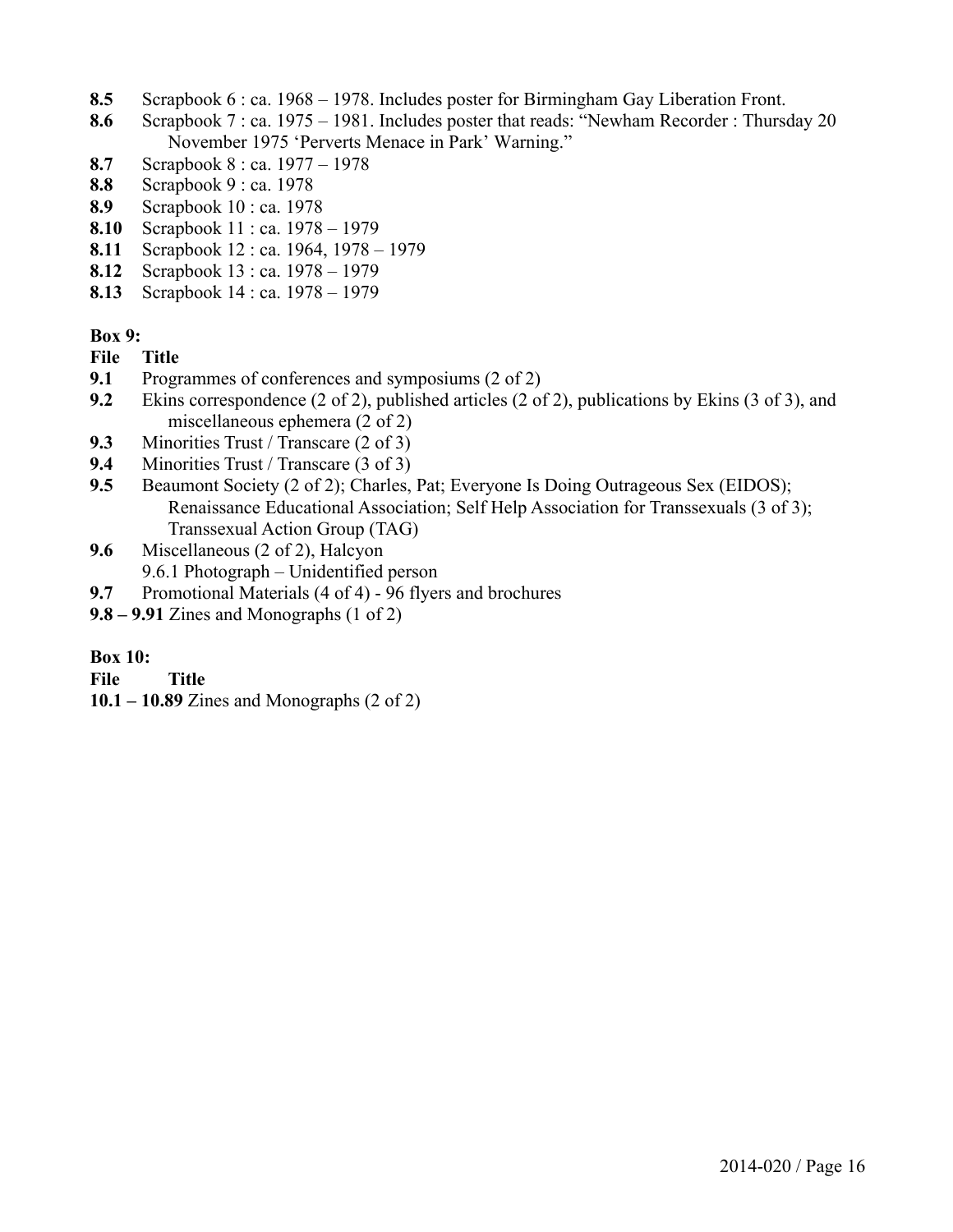**8.5** Scrapbook 6 : ca. 1968 – 1978. Includes poster for Birmingham Gay Liberation Front.
**8.6** Scrapbook 7 : ca. 1975 – 1981. Includes poster that reads: "Newham Recorder : Thursday 20 November 1975 'Perverts Menace in Park' Warning."
**8.7** Scrapbook 8 : ca. 1977 – 1978
**8.8** Scrapbook 9 : ca. 1978
**8.9** Scrapbook 10 : ca. 1978
**8.10** Scrapbook 11 : ca. 1978 – 1979
**8.11** Scrapbook 12 : ca. 1964, 1978 – 1979
**8.12** Scrapbook 13 : ca. 1978 – 1979
**8.13** Scrapbook 14 : ca. 1978 – 1979

**Box 9:**

**File Title**

**9.1** Programmes of conferences and symposiums (2 of 2)
**9.2** Ekins correspondence (2 of 2), published articles (2 of 2), publications by Ekins (3 of 3), and miscellaneous ephemera (2 of 2)
**9.3** Minorities Trust / Transcare (2 of 3)
**9.4** Minorities Trust / Transcare (3 of 3)
**9.5** Beaumont Society (2 of 2); Charles, Pat; Everyone Is Doing Outrageous Sex (EIDOS); Renaissance Educational Association; Self Help Association for Transsexuals (3 of 3); Transsexual Action Group (TAG)
**9.6** Miscellaneous (2 of 2), Halcyon
9.6.1 Photograph – Unidentified person
**9.7** Promotional Materials (4 of 4) - 96 flyers and brochures
**9.8 – 9.91** Zines and Monographs (1 of 2)

**Box 10:**

**File Title**

**10.1 – 10.89** Zines and Monographs (2 of 2)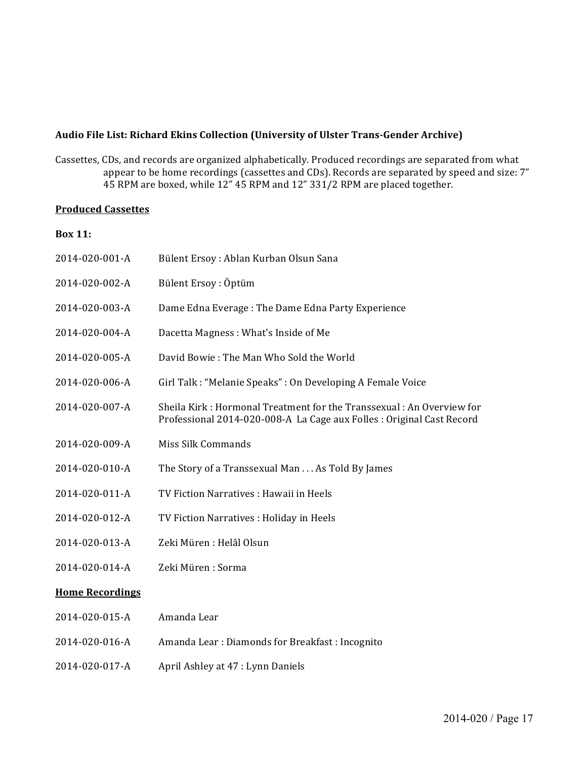**Audio File List: Richard Ekins Collection (University of Ulster Trans-Gender Archive)**

Cassettes, CDs, and records are organized alphabetically. Produced recordings are separated from what appear to be home recordings (cassettes and CDs). Records are separated by speed and size: 7" 45 RPM are boxed, while 12" 45 RPM and 12" 331/2 RPM are placed together.

**Produced Cassettes**

**Box 11:**

2014-020-001-A Bülent Ersoy : Ablan Kurban Olsun Sana

2014-020-002-A Bülent Ersoy : Öptüm

2014-020-003-A Dame Edna Everage : The Dame Edna Party Experience

2014-020-004-A Dacetta Magness : What's Inside of Me

2014-020-005-A David Bowie : The Man Who Sold the World

2014-020-006-A Girl Talk : "Melanie Speaks" : On Developing A Female Voice

2014-020-007-A Sheila Kirk : Hormonal Treatment for the Transsexual : An Overview for Professional 2014-020-008-A La Cage aux Folles : Original Cast Record

2014-020-009-A Miss Silk Commands

2014-020-010-A The Story of a Transsexual Man . . . As Told By James

2014-020-011-A TV Fiction Narratives : Hawaii in Heels

2014-020-012-A TV Fiction Narratives : Holiday in Heels

2014-020-013-A Zeki Müren : Helâl Olsun

2014-020-014-A Zeki Müren : Sorma

**Home Recordings**

2014-020-015-A Amanda Lear

2014-020-016-A Amanda Lear : Diamonds for Breakfast : Incognito

2014-020-017-A April Ashley at 47 : Lynn Daniels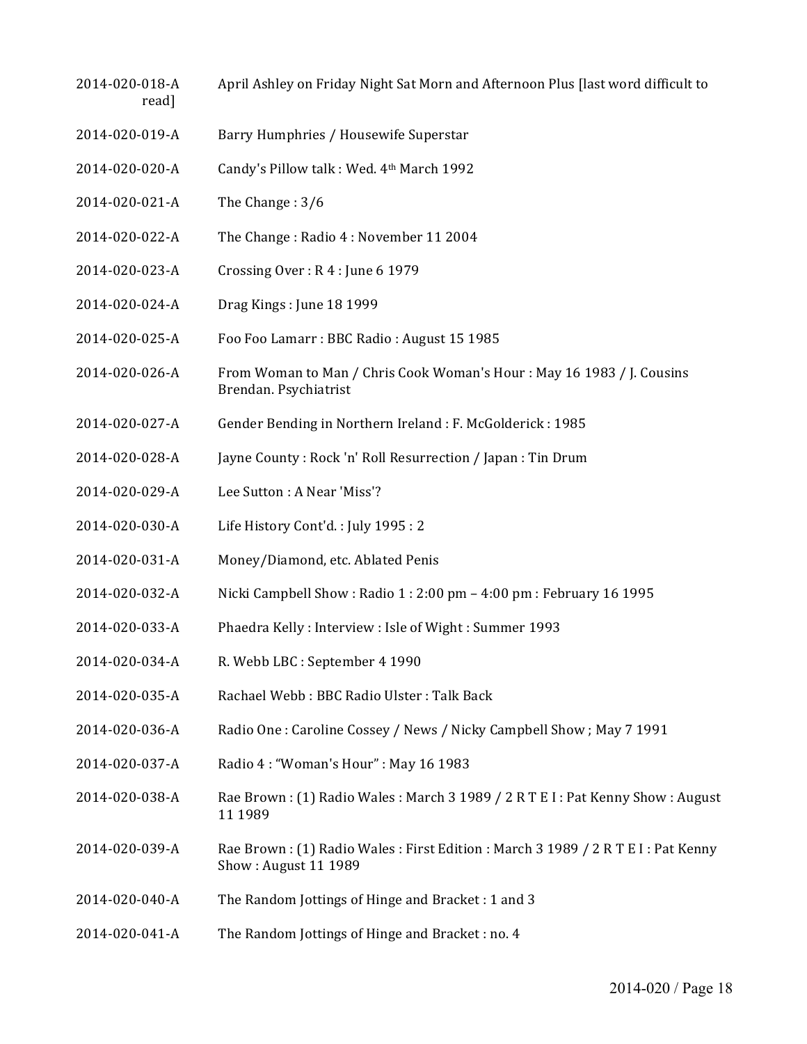| | |
|---|---|
| 2014-020-018-A | April Ashley on Friday Night Sat Morn and Afternoon Plus [last word difficult to read] |
| 2014-020-019-A | Barry Humphries / Housewife Superstar |
| 2014-020-020-A | Candy's Pillow talk : Wed. 4th March 1992 |
| 2014-020-021-A | The Change : 3/6 |
| 2014-020-022-A | The Change : Radio 4 : November 11 2004 |
| 2014-020-023-A | Crossing Over : R 4 : June 6 1979 |
| 2014-020-024-A | Drag Kings : June 18 1999 |
| 2014-020-025-A | Foo Foo Lamarr : BBC Radio : August 15 1985 |
| 2014-020-026-A | From Woman to Man / Chris Cook Woman's Hour : May 16 1983 / J. Cousins Brendan. Psychiatrist |
| 2014-020-027-A | Gender Bending in Northern Ireland : F. McGolderick : 1985 |
| 2014-020-028-A | Jayne County : Rock 'n' Roll Resurrection / Japan : Tin Drum |
| 2014-020-029-A | Lee Sutton : A Near 'Miss'? |
| 2014-020-030-A | Life History Cont'd. : July 1995 : 2 |
| 2014-020-031-A | Money/Diamond, etc. Ablated Penis |
| 2014-020-032-A | Nicki Campbell Show : Radio 1 : 2:00 pm – 4:00 pm : February 16 1995 |
| 2014-020-033-A | Phaedra Kelly : Interview : Isle of Wight : Summer 1993 |
| 2014-020-034-A | R. Webb LBC : September 4 1990 |
| 2014-020-035-A | Rachael Webb : BBC Radio Ulster : Talk Back |
| 2014-020-036-A | Radio One : Caroline Cossey / News / Nicky Campbell Show ; May 7 1991 |
| 2014-020-037-A | Radio 4 : "Woman's Hour" : May 16 1983 |
| 2014-020-038-A | Rae Brown : (1) Radio Wales : March 3 1989 / 2 R T E I : Pat Kenny Show : August 11 1989 |
| 2014-020-039-A | Rae Brown : (1) Radio Wales : First Edition : March 3 1989 / 2 R T E I : Pat Kenny Show : August 11 1989 |
| 2014-020-040-A | The Random Jottings of Hinge and Bracket : 1 and 3 |
| 2014-020-041-A | The Random Jottings of Hinge and Bracket : no. 4 |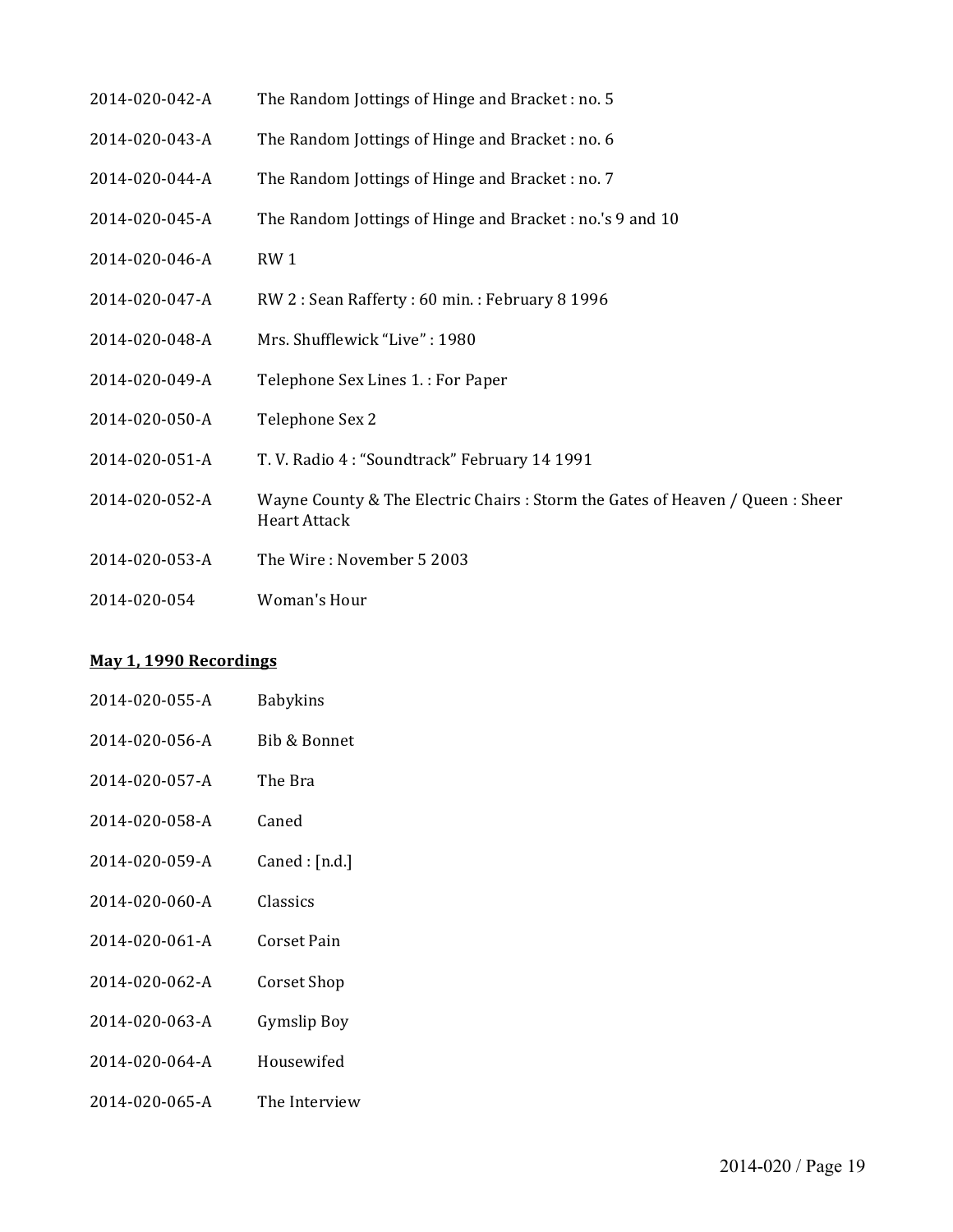2014-020-042-A The Random Jottings of Hinge and Bracket : no. 5

2014-020-043-A The Random Jottings of Hinge and Bracket : no. 6

2014-020-044-A The Random Jottings of Hinge and Bracket : no. 7

2014-020-045-A The Random Jottings of Hinge and Bracket : no.'s 9 and 10

2014-020-046-A RW 1

2014-020-047-A RW 2 : Sean Rafferty : 60 min. : February 8 1996

2014-020-048-A Mrs. Shufflewick "Live" : 1980

2014-020-049-A Telephone Sex Lines 1. : For Paper

2014-020-050-A Telephone Sex 2

2014-020-051-A T. V. Radio 4 : "Soundtrack" February 14 1991

2014-020-052-A Wayne County & The Electric Chairs : Storm the Gates of Heaven / Queen : Sheer Heart Attack

2014-020-053-A The Wire : November 5 2003

2014-020-054 Woman's Hour

**May 1, 1990 Recordings**

2014-020-055-A Babykins

2014-020-056-A Bib & Bonnet

2014-020-057-A The Bra

2014-020-058-A Caned

2014-020-059-A Caned : [n.d.]

2014-020-060-A Classics

2014-020-061-A Corset Pain

2014-020-062-A Corset Shop

2014-020-063-A Gymslip Boy

2014-020-064-A Housewifed

2014-020-065-A The Interview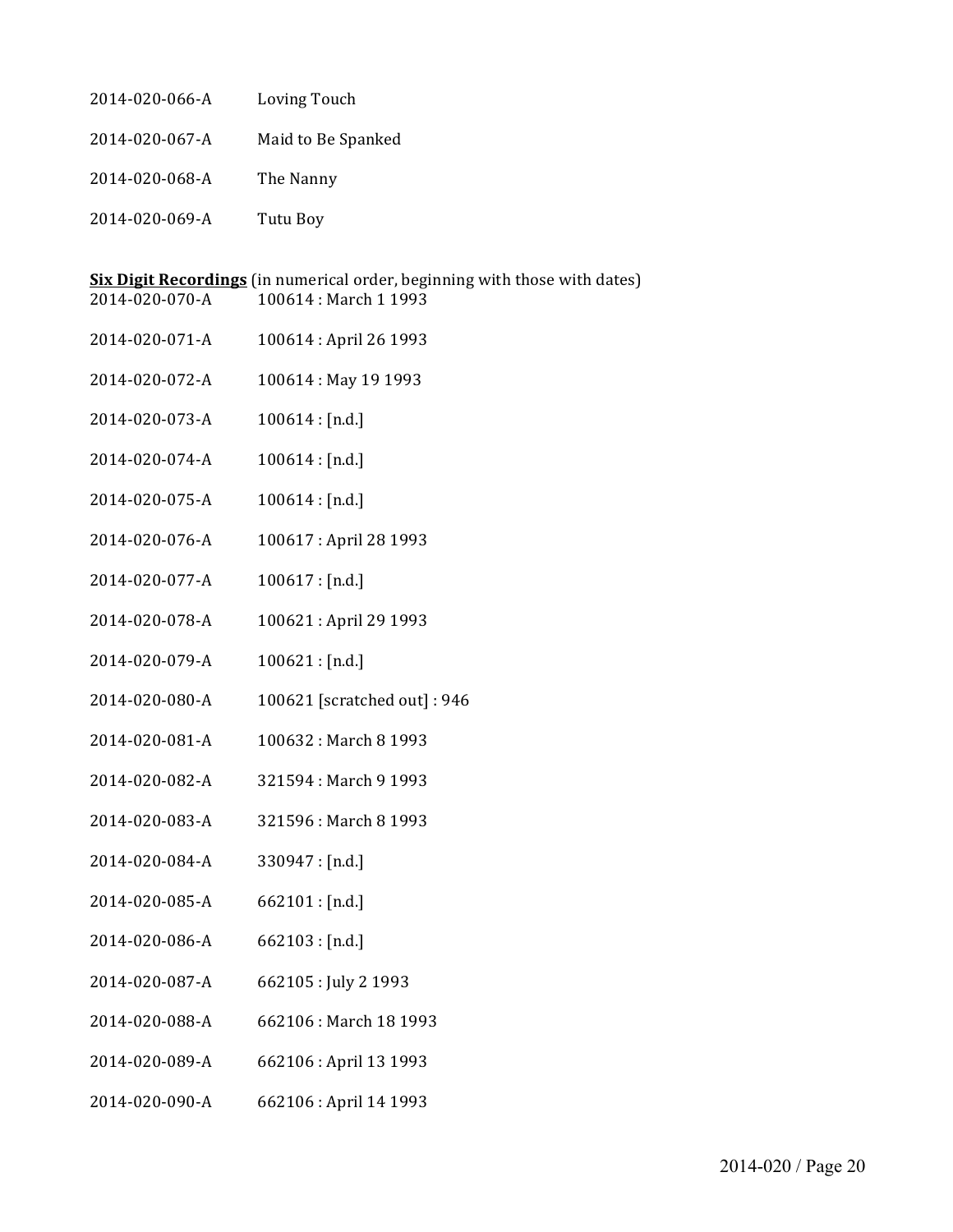2014-020-066-A Loving Touch

2014-020-067-A Maid to Be Spanked

2014-020-068-A The Nanny

2014-020-069-A Tutu Boy

**Six Digit Recordings** (in numerical order, beginning with those with dates)

2014-020-070-A 100614 : March 1 1993

2014-020-071-A 100614 : April 26 1993

2014-020-072-A 100614 : May 19 1993

2014-020-073-A 100614 : [n.d.]

2014-020-074-A 100614 : [n.d.]

2014-020-075-A 100614 : [n.d.]

2014-020-076-A 100617 : April 28 1993

2014-020-077-A 100617 : [n.d.]

2014-020-078-A 100621 : April 29 1993

2014-020-079-A 100621 : [n.d.]

2014-020-080-A 100621 [scratched out] : 946

2014-020-081-A 100632 : March 8 1993

2014-020-082-A 321594 : March 9 1993

2014-020-083-A 321596 : March 8 1993

2014-020-084-A 330947 : [n.d.]

2014-020-085-A 662101 : [n.d.]

2014-020-086-A 662103 : [n.d.]

2014-020-087-A 662105 : July 2 1993

2014-020-088-A 662106 : March 18 1993

2014-020-089-A 662106 : April 13 1993

2014-020-090-A 662106 : April 14 1993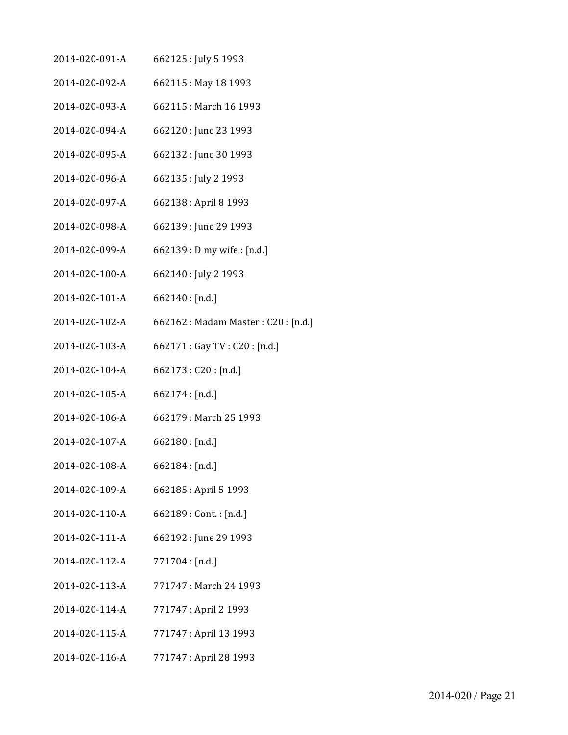2014-020-091-A 662125 : July 5 1993

2014-020-092-A 662115 : May 18 1993

2014-020-093-A 662115 : March 16 1993

2014-020-094-A 662120 : June 23 1993

2014-020-095-A 662132 : June 30 1993

2014-020-096-A 662135 : July 2 1993

2014-020-097-A 662138 : April 8 1993

2014-020-098-A 662139 : June 29 1993

2014-020-099-A 662139 : D my wife : [n.d.]

2014-020-100-A 662140 : July 2 1993

2014-020-101-A 662140 : [n.d.]

2014-020-102-A 662162 : Madam Master : C20 : [n.d.]

2014-020-103-A 662171 : Gay TV : C20 : [n.d.]

2014-020-104-A 662173 : C20 : [n.d.]

2014-020-105-A 662174 : [n.d.]

2014-020-106-A 662179 : March 25 1993

2014-020-107-A 662180 : [n.d.]

2014-020-108-A 662184 : [n.d.]

2014-020-109-A 662185 : April 5 1993

2014-020-110-A 662189 : Cont. : [n.d.]

2014-020-111-A 662192 : June 29 1993

2014-020-112-A 771704 : [n.d.]

2014-020-113-A 771747 : March 24 1993

2014-020-114-A 771747 : April 2 1993

2014-020-115-A 771747 : April 13 1993

2014-020-116-A 771747 : April 28 1993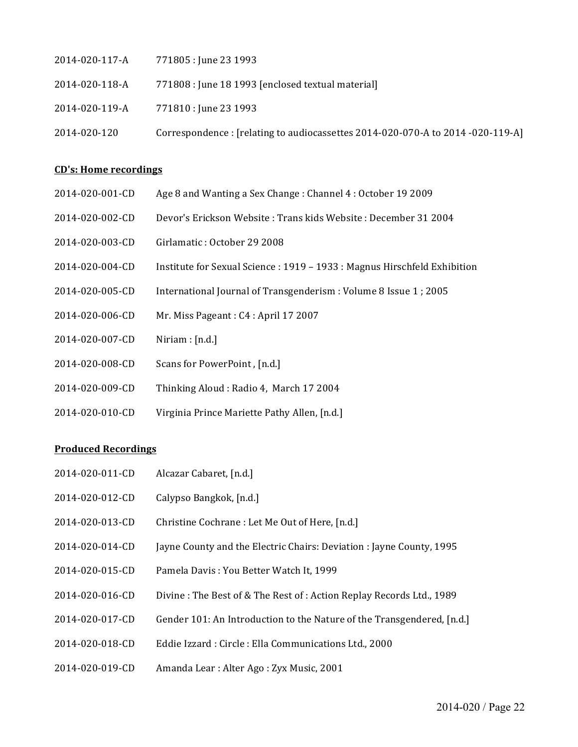2014-020-117-A 771805 : June 23 1993

2014-020-118-A 771808 : June 18 1993 [enclosed textual material]

2014-020-119-A 771810 : June 23 1993

2014-020-120 Correspondence : [relating to audiocassettes 2014-020-070-A to 2014 -020-119-A]

**CD's: Home recordings**

2014-020-001-CD Age 8 and Wanting a Sex Change : Channel 4 : October 19 2009

2014-020-002-CD Devor's Erickson Website : Trans kids Website : December 31 2004

2014-020-003-CD Girlamatic : October 29 2008

2014-020-004-CD Institute for Sexual Science : 1919 – 1933 : Magnus Hirschfeld Exhibition

2014-020-005-CD International Journal of Transgenderism : Volume 8 Issue 1 ; 2005

2014-020-006-CD Mr. Miss Pageant : C4 : April 17 2007

2014-020-007-CD Niriam : [n.d.]

2014-020-008-CD Scans for PowerPoint , [n.d.]

2014-020-009-CD Thinking Aloud : Radio 4, March 17 2004

2014-020-010-CD Virginia Prince Mariette Pathy Allen, [n.d.]

**Produced Recordings**

2014-020-011-CD Alcazar Cabaret, [n.d.]

2014-020-012-CD Calypso Bangkok, [n.d.]

2014-020-013-CD Christine Cochrane : Let Me Out of Here, [n.d.]

2014-020-014-CD Jayne County and the Electric Chairs: Deviation : Jayne County, 1995

2014-020-015-CD Pamela Davis : You Better Watch It, 1999

2014-020-016-CD Divine : The Best of & The Rest of : Action Replay Records Ltd., 1989

2014-020-017-CD Gender 101: An Introduction to the Nature of the Transgendered, [n.d.]

2014-020-018-CD Eddie Izzard : Circle : Ella Communications Ltd., 2000

2014-020-019-CD Amanda Lear : Alter Ago : Zyx Music, 2001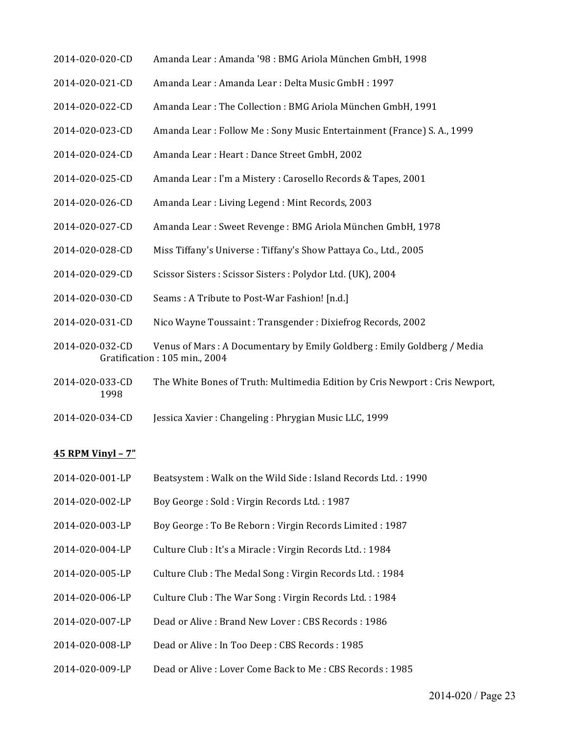2014-020-020-CD Amanda Lear : Amanda '98 : BMG Ariola München GmbH, 1998

2014-020-021-CD Amanda Lear : Amanda Lear : Delta Music GmbH : 1997

2014-020-022-CD Amanda Lear : The Collection : BMG Ariola München GmbH, 1991

2014-020-023-CD Amanda Lear : Follow Me : Sony Music Entertainment (France) S. A., 1999

2014-020-024-CD Amanda Lear : Heart : Dance Street GmbH, 2002

2014-020-025-CD Amanda Lear : I'm a Mistery : Carosello Records & Tapes, 2001

2014-020-026-CD Amanda Lear : Living Legend : Mint Records, 2003

2014-020-027-CD Amanda Lear : Sweet Revenge : BMG Ariola München GmbH, 1978

2014-020-028-CD Miss Tiffany's Universe : Tiffany's Show Pattaya Co., Ltd., 2005

2014-020-029-CD Scissor Sisters : Scissor Sisters : Polydor Ltd. (UK), 2004

2014-020-030-CD Seams : A Tribute to Post-War Fashion! [n.d.]

2014-020-031-CD Nico Wayne Toussaint : Transgender : Dixiefrog Records, 2002

2014-020-032-CD Venus of Mars : A Documentary by Emily Goldberg : Emily Goldberg / Media Gratification : 105 min., 2004

2014-020-033-CD The White Bones of Truth: Multimedia Edition by Cris Newport : Cris Newport, 1998

2014-020-034-CD Jessica Xavier : Changeling : Phrygian Music LLC, 1999

**45 RPM Vinyl – 7"**

2014-020-001-LP Beatsystem : Walk on the Wild Side : Island Records Ltd. : 1990

2014-020-002-LP Boy George : Sold : Virgin Records Ltd. : 1987

2014-020-003-LP Boy George : To Be Reborn : Virgin Records Limited : 1987

2014-020-004-LP Culture Club : It's a Miracle : Virgin Records Ltd. : 1984

2014-020-005-LP Culture Club : The Medal Song : Virgin Records Ltd. : 1984

2014-020-006-LP Culture Club : The War Song : Virgin Records Ltd. : 1984

2014-020-007-LP Dead or Alive : Brand New Lover : CBS Records : 1986

2014-020-008-LP Dead or Alive : In Too Deep : CBS Records : 1985

2014-020-009-LP Dead or Alive : Lover Come Back to Me : CBS Records : 1985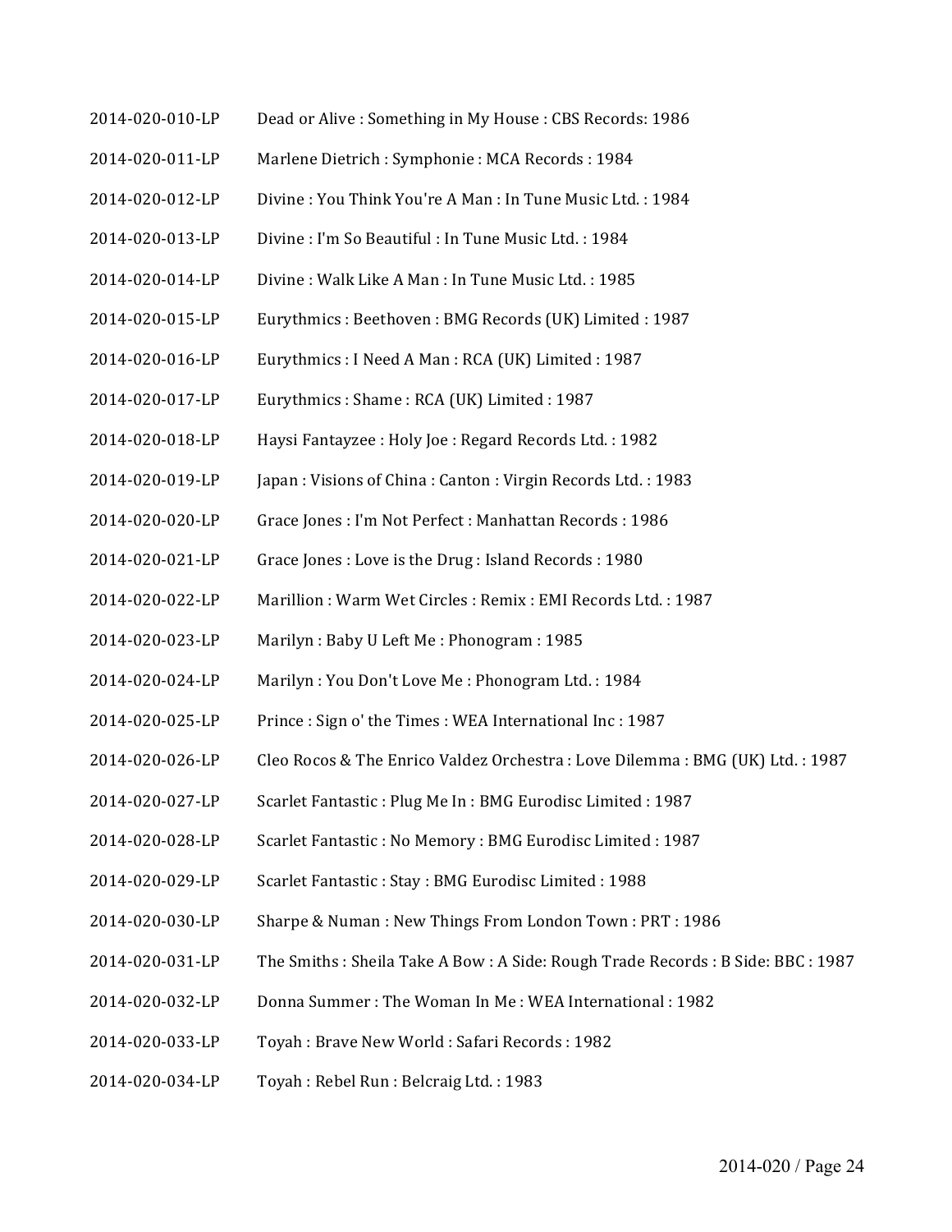2014-020-010-LP Dead or Alive : Something in My House : CBS Records: 1986

2014-020-011-LP Marlene Dietrich : Symphonie : MCA Records : 1984

2014-020-012-LP Divine : You Think You're A Man : In Tune Music Ltd. : 1984

2014-020-013-LP Divine : I'm So Beautiful : In Tune Music Ltd. : 1984

2014-020-014-LP Divine : Walk Like A Man : In Tune Music Ltd. : 1985

2014-020-015-LP Eurythmics : Beethoven : BMG Records (UK) Limited : 1987

2014-020-016-LP Eurythmics : I Need A Man : RCA (UK) Limited : 1987

2014-020-017-LP Eurythmics : Shame : RCA (UK) Limited : 1987

2014-020-018-LP Haysi Fantayzee : Holy Joe : Regard Records Ltd. : 1982

2014-020-019-LP Japan : Visions of China : Canton : Virgin Records Ltd. : 1983

2014-020-020-LP Grace Jones : I'm Not Perfect : Manhattan Records : 1986

2014-020-021-LP Grace Jones : Love is the Drug : Island Records : 1980

2014-020-022-LP Marillion : Warm Wet Circles : Remix : EMI Records Ltd. : 1987

2014-020-023-LP Marilyn : Baby U Left Me : Phonogram : 1985

2014-020-024-LP Marilyn : You Don't Love Me : Phonogram Ltd. : 1984

2014-020-025-LP Prince : Sign o' the Times : WEA International Inc : 1987

2014-020-026-LP Cleo Rocos & The Enrico Valdez Orchestra : Love Dilemma : BMG (UK) Ltd. : 1987

2014-020-027-LP Scarlet Fantastic : Plug Me In : BMG Eurodisc Limited : 1987

2014-020-028-LP Scarlet Fantastic : No Memory : BMG Eurodisc Limited : 1987

2014-020-029-LP Scarlet Fantastic : Stay : BMG Eurodisc Limited : 1988

2014-020-030-LP Sharpe & Numan : New Things From London Town : PRT : 1986

2014-020-031-LP The Smiths : Sheila Take A Bow : A Side: Rough Trade Records : B Side: BBC : 1987

2014-020-032-LP Donna Summer : The Woman In Me : WEA International : 1982

2014-020-033-LP Toyah : Brave New World : Safari Records : 1982

2014-020-034-LP Toyah : Rebel Run : Belcraig Ltd. : 1983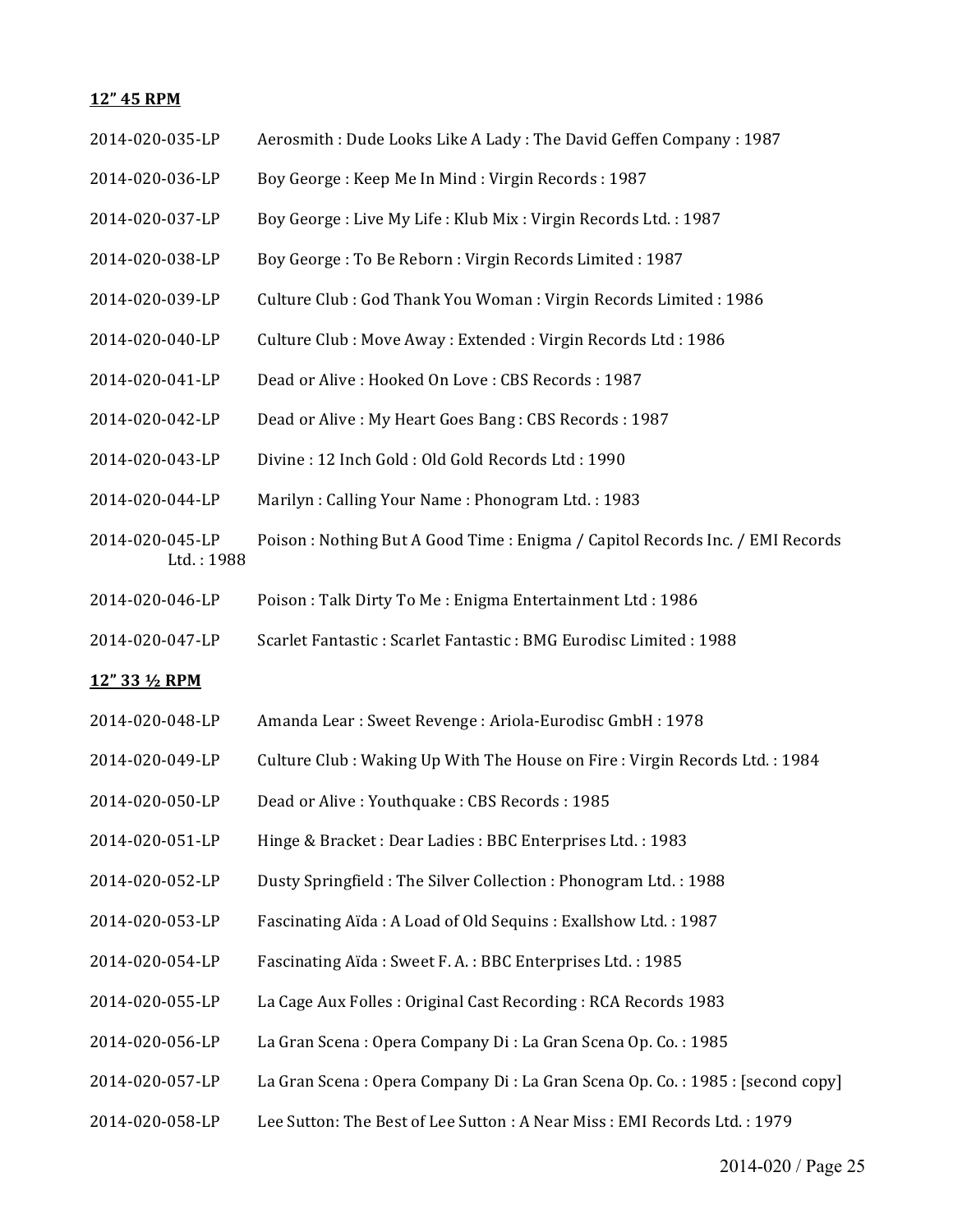**12" 45 RPM**

2014-020-035-LP Aerosmith : Dude Looks Like A Lady : The David Geffen Company : 1987

2014-020-036-LP Boy George : Keep Me In Mind : Virgin Records : 1987

2014-020-037-LP Boy George : Live My Life : Klub Mix : Virgin Records Ltd. : 1987

2014-020-038-LP Boy George : To Be Reborn : Virgin Records Limited : 1987

2014-020-039-LP Culture Club : God Thank You Woman : Virgin Records Limited : 1986

2014-020-040-LP Culture Club : Move Away : Extended : Virgin Records Ltd : 1986

2014-020-041-LP Dead or Alive : Hooked On Love : CBS Records : 1987

2014-020-042-LP Dead or Alive : My Heart Goes Bang : CBS Records : 1987

2014-020-043-LP Divine : 12 Inch Gold : Old Gold Records Ltd : 1990

2014-020-044-LP Marilyn : Calling Your Name : Phonogram Ltd. : 1983

2014-020-045-LP Poison : Nothing But A Good Time : Enigma / Capitol Records Inc. / EMI Records Ltd. : 1988

2014-020-046-LP Poison : Talk Dirty To Me : Enigma Entertainment Ltd : 1986

2014-020-047-LP Scarlet Fantastic : Scarlet Fantastic : BMG Eurodisc Limited : 1988

**12" 33 ½ RPM**

2014-020-048-LP Amanda Lear : Sweet Revenge : Ariola-Eurodisc GmbH : 1978

2014-020-049-LP Culture Club : Waking Up With The House on Fire : Virgin Records Ltd. : 1984

2014-020-050-LP Dead or Alive : Youthquake : CBS Records : 1985

2014-020-051-LP Hinge & Bracket : Dear Ladies : BBC Enterprises Ltd. : 1983

2014-020-052-LP Dusty Springfield : The Silver Collection : Phonogram Ltd. : 1988

2014-020-053-LP Fascinating Aïda : A Load of Old Sequins : Exallshow Ltd. : 1987

2014-020-054-LP Fascinating Aïda : Sweet F. A. : BBC Enterprises Ltd. : 1985

2014-020-055-LP La Cage Aux Folles : Original Cast Recording : RCA Records 1983

2014-020-056-LP La Gran Scena : Opera Company Di : La Gran Scena Op. Co. : 1985

2014-020-057-LP La Gran Scena : Opera Company Di : La Gran Scena Op. Co. : 1985 : [second copy]

2014-020-058-LP Lee Sutton: The Best of Lee Sutton : A Near Miss : EMI Records Ltd. : 1979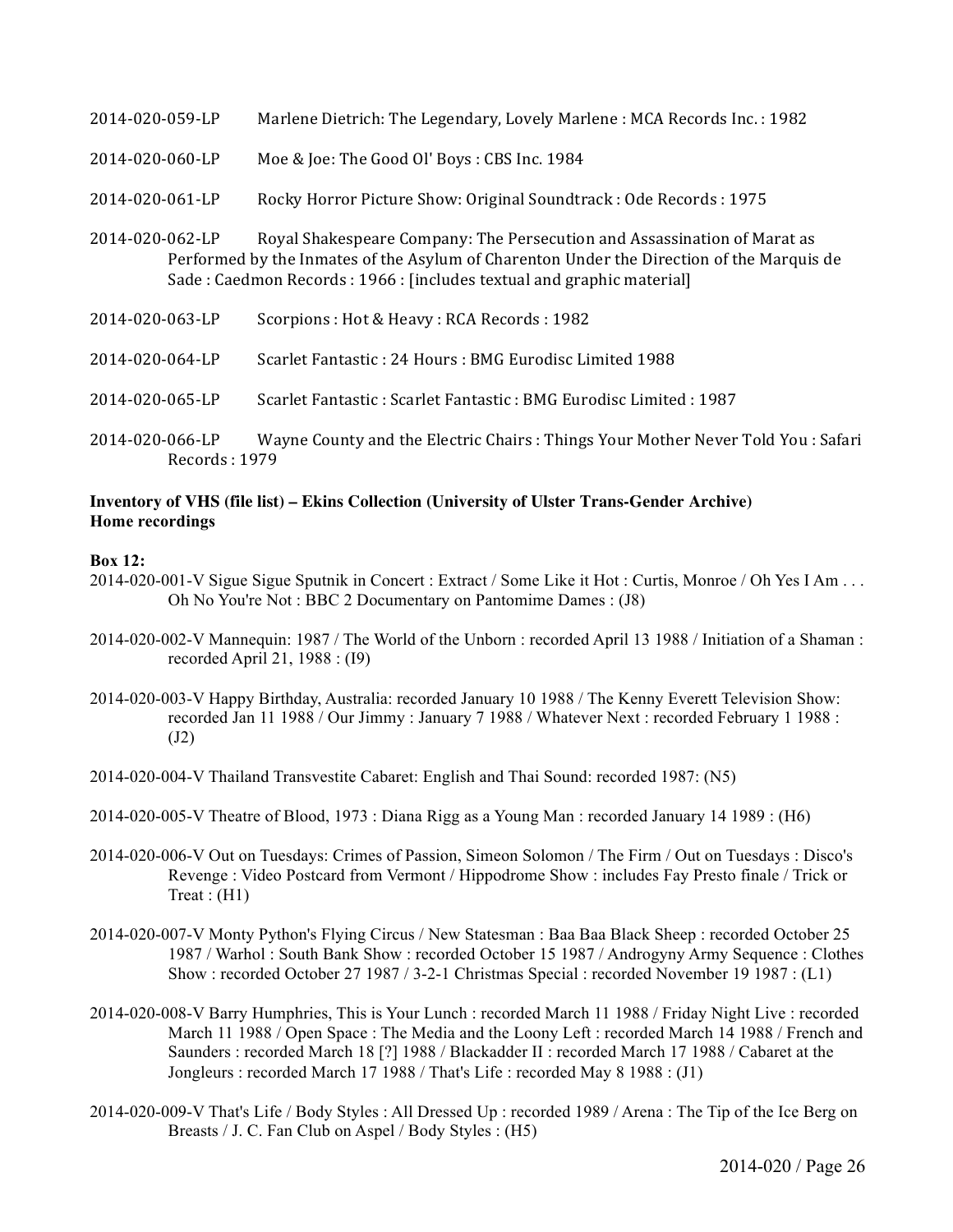2014-020-059-LP Marlene Dietrich: The Legendary, Lovely Marlene : MCA Records Inc. : 1982

2014-020-060-LP Moe & Joe: The Good Ol' Boys : CBS Inc. 1984

2014-020-061-LP Rocky Horror Picture Show: Original Soundtrack : Ode Records : 1975

2014-020-062-LP Royal Shakespeare Company: The Persecution and Assassination of Marat as Performed by the Inmates of the Asylum of Charenton Under the Direction of the Marquis de Sade : Caedmon Records : 1966 : [includes textual and graphic material]

2014-020-063-LP Scorpions : Hot & Heavy : RCA Records : 1982

2014-020-064-LP Scarlet Fantastic : 24 Hours : BMG Eurodisc Limited 1988

2014-020-065-LP Scarlet Fantastic : Scarlet Fantastic : BMG Eurodisc Limited : 1987

2014-020-066-LP Wayne County and the Electric Chairs : Things Your Mother Never Told You : Safari Records : 1979

**Inventory of VHS (file list) – Ekins Collection (University of Ulster Trans-Gender Archive)**
**Home recordings**

**Box 12:**

2014-020-001-V Sigue Sigue Sputnik in Concert : Extract / Some Like it Hot : Curtis, Monroe / Oh Yes I Am . . . Oh No You're Not : BBC 2 Documentary on Pantomime Dames : (J8)

2014-020-002-V Mannequin: 1987 / The World of the Unborn : recorded April 13 1988 / Initiation of a Shaman : recorded April 21, 1988 : (I9)

2014-020-003-V Happy Birthday, Australia: recorded January 10 1988 / The Kenny Everett Television Show: recorded Jan 11 1988 / Our Jimmy : January 7 1988 / Whatever Next : recorded February 1 1988 : (J2)

2014-020-004-V Thailand Transvestite Cabaret: English and Thai Sound: recorded 1987: (N5)

2014-020-005-V Theatre of Blood, 1973 : Diana Rigg as a Young Man : recorded January 14 1989 : (H6)

2014-020-006-V Out on Tuesdays: Crimes of Passion, Simeon Solomon / The Firm / Out on Tuesdays : Disco's Revenge : Video Postcard from Vermont / Hippodrome Show : includes Fay Presto finale / Trick or Treat : (H1)

2014-020-007-V Monty Python's Flying Circus / New Statesman : Baa Baa Black Sheep : recorded October 25 1987 / Warhol : South Bank Show : recorded October 15 1987 / Androgyny Army Sequence : Clothes Show : recorded October 27 1987 / 3-2-1 Christmas Special : recorded November 19 1987 : (L1)

2014-020-008-V Barry Humphries, This is Your Lunch : recorded March 11 1988 / Friday Night Live : recorded March 11 1988 / Open Space : The Media and the Loony Left : recorded March 14 1988 / French and Saunders : recorded March 18 [?] 1988 / Blackadder II : recorded March 17 1988 / Cabaret at the Jongleurs : recorded March 17 1988 / That's Life : recorded May 8 1988 : (J1)

2014-020-009-V That's Life / Body Styles : All Dressed Up : recorded 1989 / Arena : The Tip of the Ice Berg on Breasts / J. C. Fan Club on Aspel / Body Styles : (H5)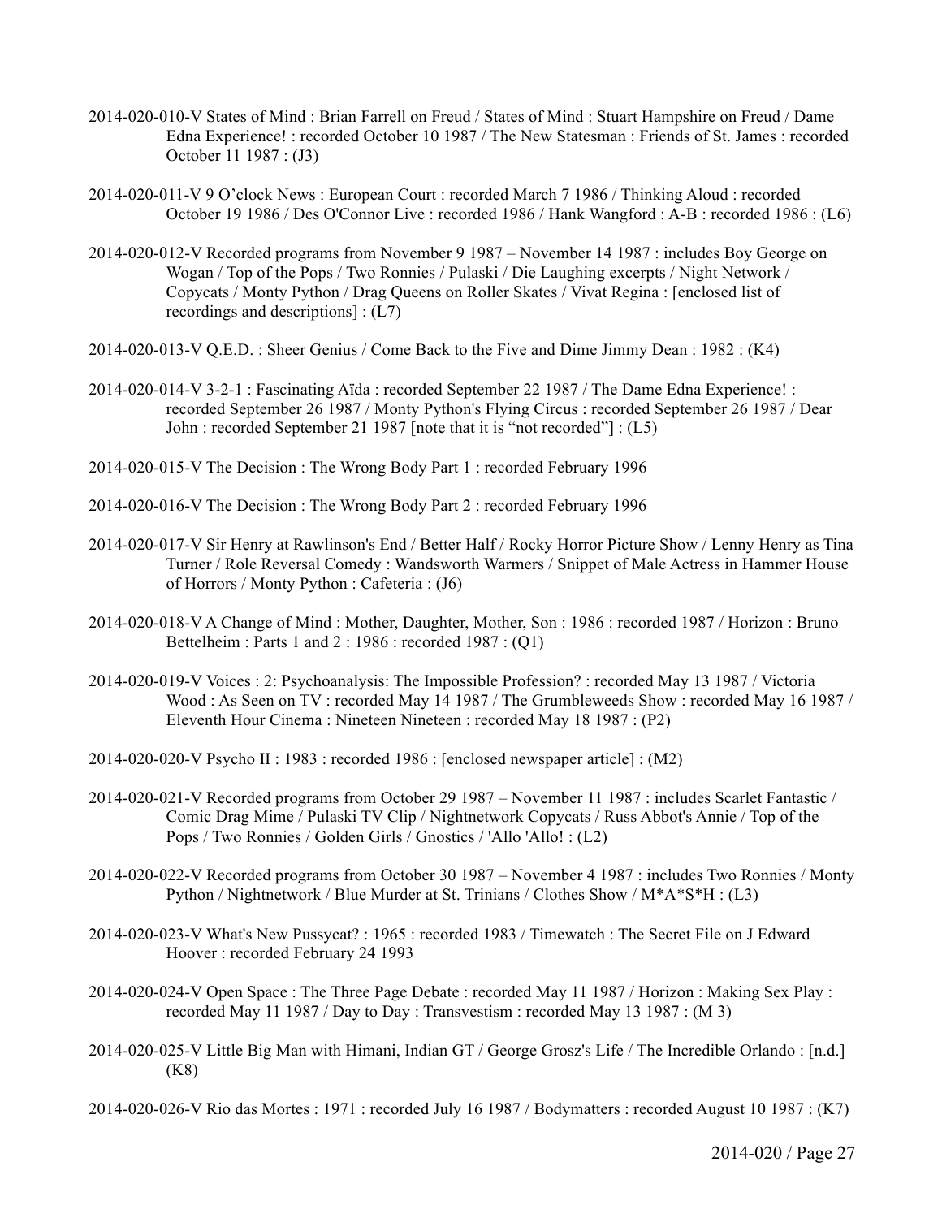2014-020-010-V States of Mind : Brian Farrell on Freud / States of Mind : Stuart Hampshire on Freud / Dame Edna Experience! : recorded October 10 1987 / The New Statesman : Friends of St. James : recorded October 11 1987 : (J3)

2014-020-011-V 9 O'clock News : European Court : recorded March 7 1986 / Thinking Aloud : recorded October 19 1986 / Des O'Connor Live : recorded 1986 / Hank Wangford : A-B : recorded 1986 : (L6)

2014-020-012-V Recorded programs from November 9 1987 – November 14 1987 : includes Boy George on Wogan / Top of the Pops / Two Ronnies / Pulaski / Die Laughing excerpts / Night Network / Copycats / Monty Python / Drag Queens on Roller Skates / Vivat Regina : [enclosed list of recordings and descriptions] : (L7)

2014-020-013-V Q.E.D. : Sheer Genius / Come Back to the Five and Dime Jimmy Dean : 1982 : (K4)

2014-020-014-V 3-2-1 : Fascinating Aïda : recorded September 22 1987 / The Dame Edna Experience! : recorded September 26 1987 / Monty Python's Flying Circus : recorded September 26 1987 / Dear John : recorded September 21 1987 [note that it is "not recorded"] : (L5)

2014-020-015-V The Decision : The Wrong Body Part 1 : recorded February 1996

2014-020-016-V The Decision : The Wrong Body Part 2 : recorded February 1996

2014-020-017-V Sir Henry at Rawlinson's End / Better Half / Rocky Horror Picture Show / Lenny Henry as Tina Turner / Role Reversal Comedy : Wandsworth Warmers / Snippet of Male Actress in Hammer House of Horrors / Monty Python : Cafeteria : (J6)

2014-020-018-V A Change of Mind : Mother, Daughter, Mother, Son : 1986 : recorded 1987 / Horizon : Bruno Bettelheim : Parts 1 and 2 : 1986 : recorded 1987 : (Q1)

2014-020-019-V Voices : 2: Psychoanalysis: The Impossible Profession? : recorded May 13 1987 / Victoria Wood : As Seen on TV : recorded May 14 1987 / The Grumbleweeds Show : recorded May 16 1987 / Eleventh Hour Cinema : Nineteen Nineteen : recorded May 18 1987 : (P2)

2014-020-020-V Psycho II : 1983 : recorded 1986 : [enclosed newspaper article] : (M2)

2014-020-021-V Recorded programs from October 29 1987 – November 11 1987 : includes Scarlet Fantastic / Comic Drag Mime / Pulaski TV Clip / Nightnetwork Copycats / Russ Abbot's Annie / Top of the Pops / Two Ronnies / Golden Girls / Gnostics / 'Allo 'Allo! : (L2)

2014-020-022-V Recorded programs from October 30 1987 – November 4 1987 : includes Two Ronnies / Monty Python / Nightnetwork / Blue Murder at St. Trinians / Clothes Show / M*A*S*H : (L3)

2014-020-023-V What's New Pussycat? : 1965 : recorded 1983 / Timewatch : The Secret File on J Edward Hoover : recorded February 24 1993

2014-020-024-V Open Space : The Three Page Debate : recorded May 11 1987 / Horizon : Making Sex Play : recorded May 11 1987 / Day to Day : Transvestism : recorded May 13 1987 : (M 3)

2014-020-025-V Little Big Man with Himani, Indian GT / George Grosz's Life / The Incredible Orlando : [n.d.] (K8)

2014-020-026-V Rio das Mortes : 1971 : recorded July 16 1987 / Bodymatters : recorded August 10 1987 : (K7)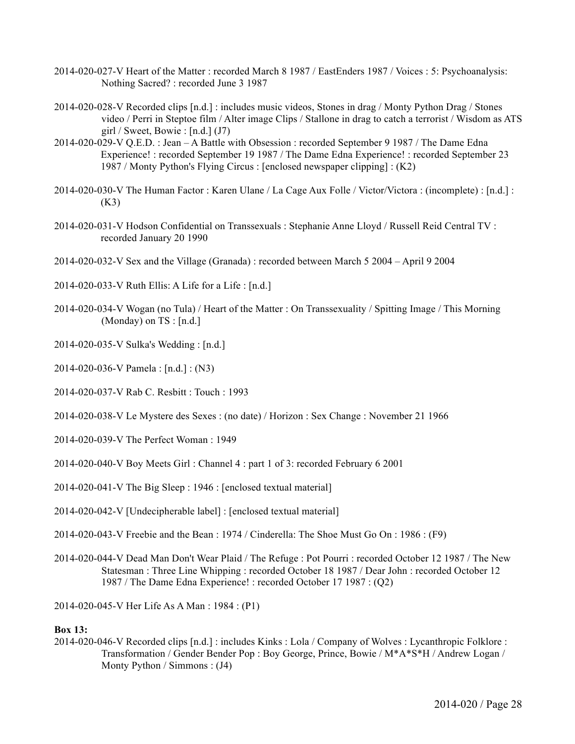2014-020-027-V Heart of the Matter : recorded March 8 1987 / EastEnders 1987 / Voices : 5: Psychoanalysis: Nothing Sacred? : recorded June 3 1987

2014-020-028-V Recorded clips [n.d.] : includes music videos, Stones in drag / Monty Python Drag / Stones video / Perri in Steptoe film / Alter image Clips / Stallone in drag to catch a terrorist / Wisdom as ATS girl / Sweet, Bowie : [n.d.] (J7)

2014-020-029-V Q.E.D. : Jean – A Battle with Obsession : recorded September 9 1987 / The Dame Edna Experience! : recorded September 19 1987 / The Dame Edna Experience! : recorded September 23 1987 / Monty Python's Flying Circus : [enclosed newspaper clipping] : (K2)

2014-020-030-V The Human Factor : Karen Ulane / La Cage Aux Folle / Victor/Victora : (incomplete) : [n.d.] : (K3)

2014-020-031-V Hodson Confidential on Transsexuals : Stephanie Anne Lloyd / Russell Reid Central TV : recorded January 20 1990

2014-020-032-V Sex and the Village (Granada) : recorded between March 5 2004 – April 9 2004

2014-020-033-V Ruth Ellis: A Life for a Life : [n.d.]

2014-020-034-V Wogan (no Tula) / Heart of the Matter : On Transsexuality / Spitting Image / This Morning (Monday) on TS : [n.d.]

2014-020-035-V Sulka's Wedding : [n.d.]

2014-020-036-V Pamela : [n.d.] : (N3)

2014-020-037-V Rab C. Resbitt : Touch : 1993

2014-020-038-V Le Mystere des Sexes : (no date) / Horizon : Sex Change : November 21 1966

2014-020-039-V The Perfect Woman : 1949

2014-020-040-V Boy Meets Girl : Channel 4 : part 1 of 3: recorded February 6 2001

2014-020-041-V The Big Sleep : 1946 : [enclosed textual material]

2014-020-042-V [Undecipherable label] : [enclosed textual material]

2014-020-043-V Freebie and the Bean : 1974 / Cinderella: The Shoe Must Go On : 1986 : (F9)

2014-020-044-V Dead Man Don't Wear Plaid / The Refuge : Pot Pourri : recorded October 12 1987 / The New Statesman : Three Line Whipping : recorded October 18 1987 / Dear John : recorded October 12 1987 / The Dame Edna Experience! : recorded October 17 1987 : (Q2)

2014-020-045-V Her Life As A Man : 1984 : (P1)

**Box 13:**

2014-020-046-V Recorded clips [n.d.] : includes Kinks : Lola / Company of Wolves : Lycanthropic Folklore : Transformation / Gender Bender Pop : Boy George, Prince, Bowie / M*A*S*H / Andrew Logan / Monty Python / Simmons : (J4)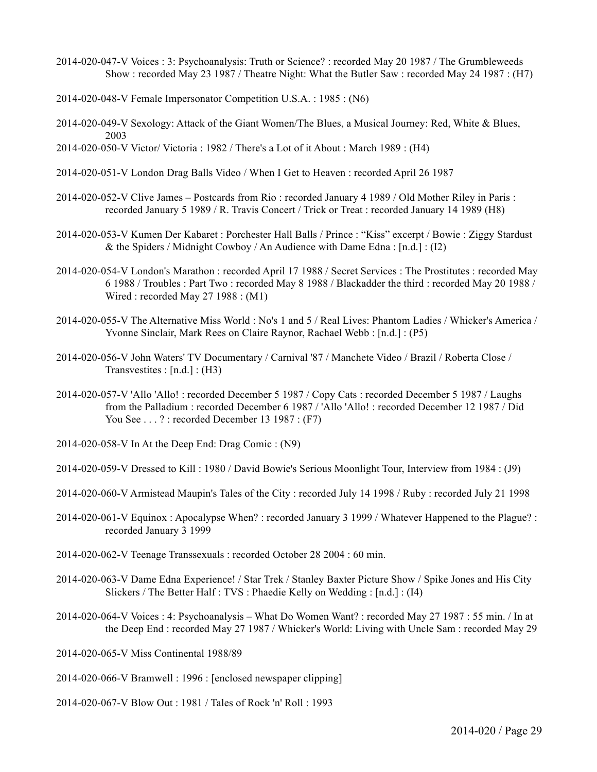2014-020-047-V Voices : 3: Psychoanalysis: Truth or Science? : recorded May 20 1987 / The Grumbleweeds Show : recorded May 23 1987 / Theatre Night: What the Butler Saw : recorded May 24 1987 : (H7)

2014-020-048-V Female Impersonator Competition U.S.A. : 1985 : (N6)

2014-020-049-V Sexology: Attack of the Giant Women/The Blues, a Musical Journey: Red, White & Blues, 2003

2014-020-050-V Victor/ Victoria : 1982 / There's a Lot of it About : March 1989 : (H4)

2014-020-051-V London Drag Balls Video / When I Get to Heaven : recorded April 26 1987

2014-020-052-V Clive James – Postcards from Rio : recorded January 4 1989 / Old Mother Riley in Paris : recorded January 5 1989 / R. Travis Concert / Trick or Treat : recorded January 14 1989 (H8)

2014-020-053-V Kumen Der Kabaret : Porchester Hall Balls / Prince : "Kiss" excerpt / Bowie : Ziggy Stardust & the Spiders / Midnight Cowboy / An Audience with Dame Edna : [n.d.] : (I2)

2014-020-054-V London's Marathon : recorded April 17 1988 / Secret Services : The Prostitutes : recorded May 6 1988 / Troubles : Part Two : recorded May 8 1988 / Blackadder the third : recorded May 20 1988 / Wired : recorded May 27 1988 : (M1)

2014-020-055-V The Alternative Miss World : No's 1 and 5 / Real Lives: Phantom Ladies / Whicker's America / Yvonne Sinclair, Mark Rees on Claire Raynor, Rachael Webb : [n.d.] : (P5)

2014-020-056-V John Waters' TV Documentary / Carnival '87 / Manchete Video / Brazil / Roberta Close / Transvestites : [n.d.] : (H3)

2014-020-057-V 'Allo 'Allo! : recorded December 5 1987 / Copy Cats : recorded December 5 1987 / Laughs from the Palladium : recorded December 6 1987 / 'Allo 'Allo! : recorded December 12 1987 / Did You See . . . ? : recorded December 13 1987 : (F7)

2014-020-058-V In At the Deep End: Drag Comic : (N9)

2014-020-059-V Dressed to Kill : 1980 / David Bowie's Serious Moonlight Tour, Interview from 1984 : (J9)

2014-020-060-V Armistead Maupin's Tales of the City : recorded July 14 1998 / Ruby : recorded July 21 1998

2014-020-061-V Equinox : Apocalypse When? : recorded January 3 1999 / Whatever Happened to the Plague? : recorded January 3 1999

2014-020-062-V Teenage Transsexuals : recorded October 28 2004 : 60 min.

2014-020-063-V Dame Edna Experience! / Star Trek / Stanley Baxter Picture Show / Spike Jones and His City Slickers / The Better Half : TVS : Phaedie Kelly on Wedding : [n.d.] : (I4)

2014-020-064-V Voices : 4: Psychoanalysis – What Do Women Want? : recorded May 27 1987 : 55 min. / In at the Deep End : recorded May 27 1987 / Whicker's World: Living with Uncle Sam : recorded May 29

2014-020-065-V Miss Continental 1988/89

2014-020-066-V Bramwell : 1996 : [enclosed newspaper clipping]

2014-020-067-V Blow Out : 1981 / Tales of Rock 'n' Roll : 1993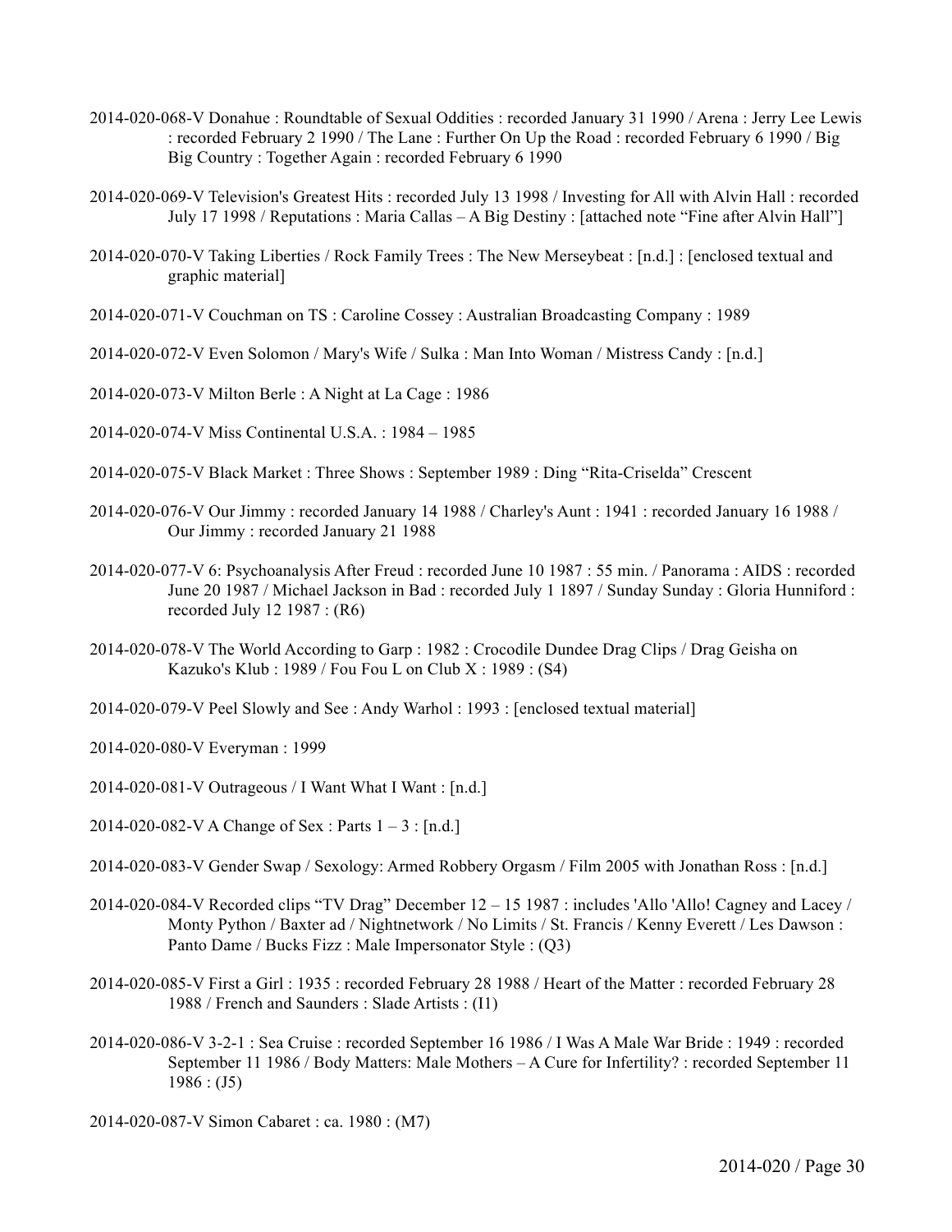2014-020-068-V Donahue : Roundtable of Sexual Oddities : recorded January 31 1990 / Arena : Jerry Lee Lewis : recorded February 2 1990 / The Lane : Further On Up the Road : recorded February 6 1990 / Big Big Country : Together Again : recorded February 6 1990

2014-020-069-V Television's Greatest Hits : recorded July 13 1998 / Investing for All with Alvin Hall : recorded July 17 1998 / Reputations : Maria Callas – A Big Destiny : [attached note "Fine after Alvin Hall"]

2014-020-070-V Taking Liberties / Rock Family Trees : The New Merseybeat : [n.d.] : [enclosed textual and graphic material]

2014-020-071-V Couchman on TS : Caroline Cossey : Australian Broadcasting Company : 1989

2014-020-072-V Even Solomon / Mary's Wife / Sulka : Man Into Woman / Mistress Candy : [n.d.]

2014-020-073-V Milton Berle : A Night at La Cage : 1986

2014-020-074-V Miss Continental U.S.A. : 1984 – 1985

2014-020-075-V Black Market : Three Shows : September 1989 : Ding "Rita-Criselda" Crescent

2014-020-076-V Our Jimmy : recorded January 14 1988 / Charley's Aunt : 1941 : recorded January 16 1988 / Our Jimmy : recorded January 21 1988

2014-020-077-V 6: Psychoanalysis After Freud : recorded June 10 1987 : 55 min. / Panorama : AIDS : recorded June 20 1987 / Michael Jackson in Bad : recorded July 1 1897 / Sunday Sunday : Gloria Hunniford : recorded July 12 1987 : (R6)

2014-020-078-V The World According to Garp : 1982 : Crocodile Dundee Drag Clips / Drag Geisha on Kazuko's Klub : 1989 / Fou Fou L on Club X : 1989 : (S4)

2014-020-079-V Peel Slowly and See : Andy Warhol : 1993 : [enclosed textual material]

2014-020-080-V Everyman : 1999

2014-020-081-V Outrageous / I Want What I Want : [n.d.]

2014-020-082-V A Change of Sex : Parts 1 – 3 : [n.d.]

2014-020-083-V Gender Swap / Sexology: Armed Robbery Orgasm / Film 2005 with Jonathan Ross : [n.d.]

2014-020-084-V Recorded clips "TV Drag" December 12 – 15 1987 : includes 'Allo 'Allo! Cagney and Lacey / Monty Python / Baxter ad / Nightnetwork / No Limits / St. Francis / Kenny Everett / Les Dawson : Panto Dame / Bucks Fizz : Male Impersonator Style : (Q3)

2014-020-085-V First a Girl : 1935 : recorded February 28 1988 / Heart of the Matter : recorded February 28 1988 / French and Saunders : Slade Artists : (I1)

2014-020-086-V 3-2-1 : Sea Cruise : recorded September 16 1986 / I Was A Male War Bride : 1949 : recorded September 11 1986 / Body Matters: Male Mothers – A Cure for Infertility? : recorded September 11 1986 : (J5)

2014-020-087-V Simon Cabaret : ca. 1980 : (M7)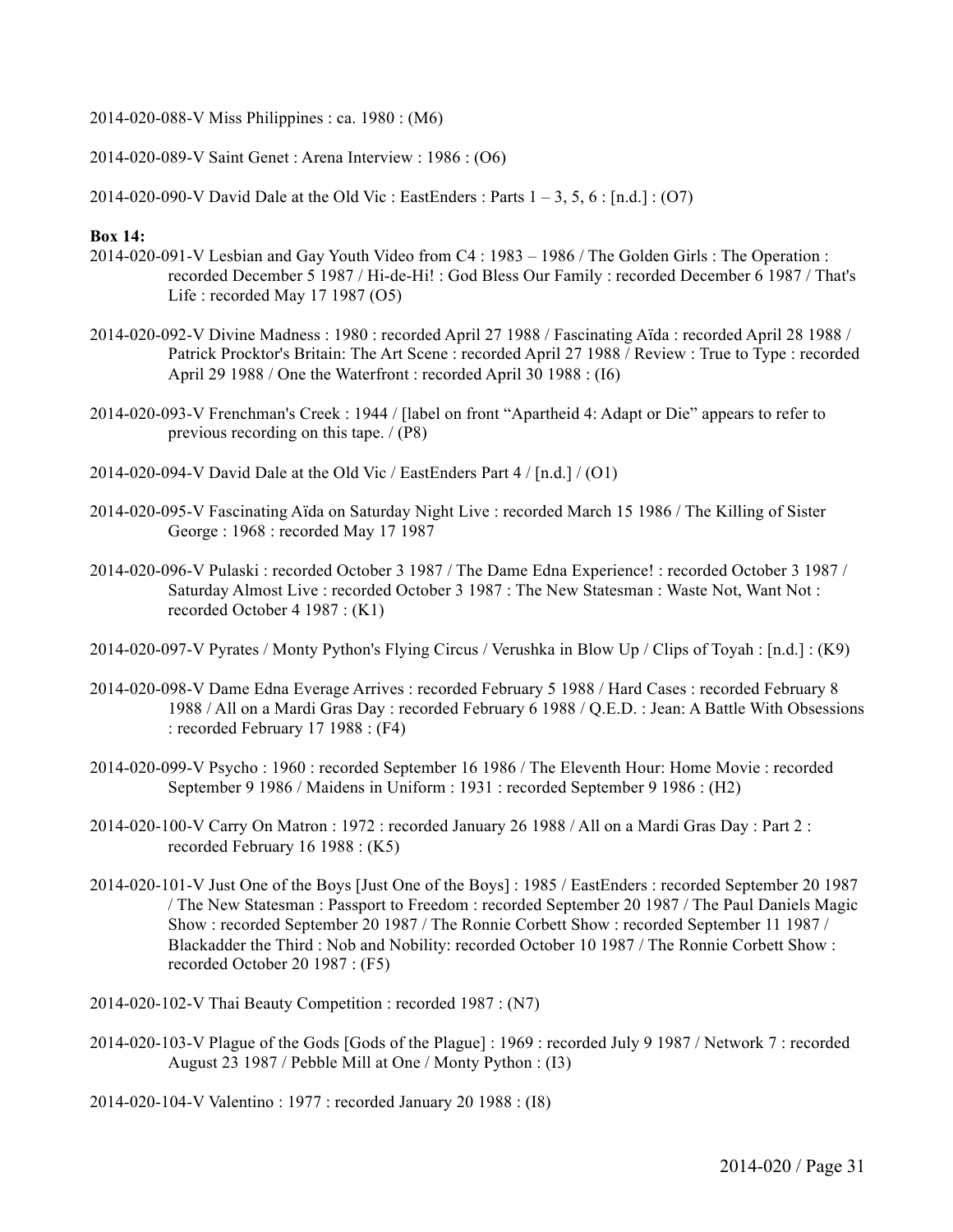2014-020-088-V Miss Philippines : ca. 1980 : (M6)

2014-020-089-V Saint Genet : Arena Interview : 1986 : (O6)

2014-020-090-V David Dale at the Old Vic : EastEnders : Parts 1 – 3, 5, 6 : [n.d.] : (O7)

**Box 14:**

2014-020-091-V Lesbian and Gay Youth Video from C4 : 1983 – 1986 / The Golden Girls : The Operation : recorded December 5 1987 / Hi-de-Hi! : God Bless Our Family : recorded December 6 1987 / That's Life : recorded May 17 1987 (O5)

2014-020-092-V Divine Madness : 1980 : recorded April 27 1988 / Fascinating Aïda : recorded April 28 1988 / Patrick Procktor's Britain: The Art Scene : recorded April 27 1988 / Review : True to Type : recorded April 29 1988 / One the Waterfront : recorded April 30 1988 : (I6)

2014-020-093-V Frenchman's Creek : 1944 / [label on front "Apartheid 4: Adapt or Die" appears to refer to previous recording on this tape. / (P8)

2014-020-094-V David Dale at the Old Vic / EastEnders Part 4 / [n.d.] / (O1)

2014-020-095-V Fascinating Aïda on Saturday Night Live : recorded March 15 1986 / The Killing of Sister George : 1968 : recorded May 17 1987

2014-020-096-V Pulaski : recorded October 3 1987 / The Dame Edna Experience! : recorded October 3 1987 / Saturday Almost Live : recorded October 3 1987 : The New Statesman : Waste Not, Want Not : recorded October 4 1987 : (K1)

2014-020-097-V Pyrates / Monty Python's Flying Circus / Verushka in Blow Up / Clips of Toyah : [n.d.] : (K9)

2014-020-098-V Dame Edna Everage Arrives : recorded February 5 1988 / Hard Cases : recorded February 8 1988 / All on a Mardi Gras Day : recorded February 6 1988 / Q.E.D. : Jean: A Battle With Obsessions : recorded February 17 1988 : (F4)

2014-020-099-V Psycho : 1960 : recorded September 16 1986 / The Eleventh Hour: Home Movie : recorded September 9 1986 / Maidens in Uniform : 1931 : recorded September 9 1986 : (H2)

2014-020-100-V Carry On Matron : 1972 : recorded January 26 1988 / All on a Mardi Gras Day : Part 2 : recorded February 16 1988 : (K5)

2014-020-101-V Just One of the Boys [Just One of the Boys] : 1985 / EastEnders : recorded September 20 1987 / The New Statesman : Passport to Freedom : recorded September 20 1987 / The Paul Daniels Magic Show : recorded September 20 1987 / The Ronnie Corbett Show : recorded September 11 1987 / Blackadder the Third : Nob and Nobility: recorded October 10 1987 / The Ronnie Corbett Show : recorded October 20 1987 : (F5)

2014-020-102-V Thai Beauty Competition : recorded 1987 : (N7)

2014-020-103-V Plague of the Gods [Gods of the Plague] : 1969 : recorded July 9 1987 / Network 7 : recorded August 23 1987 / Pebble Mill at One / Monty Python : (I3)

2014-020-104-V Valentino : 1977 : recorded January 20 1988 : (I8)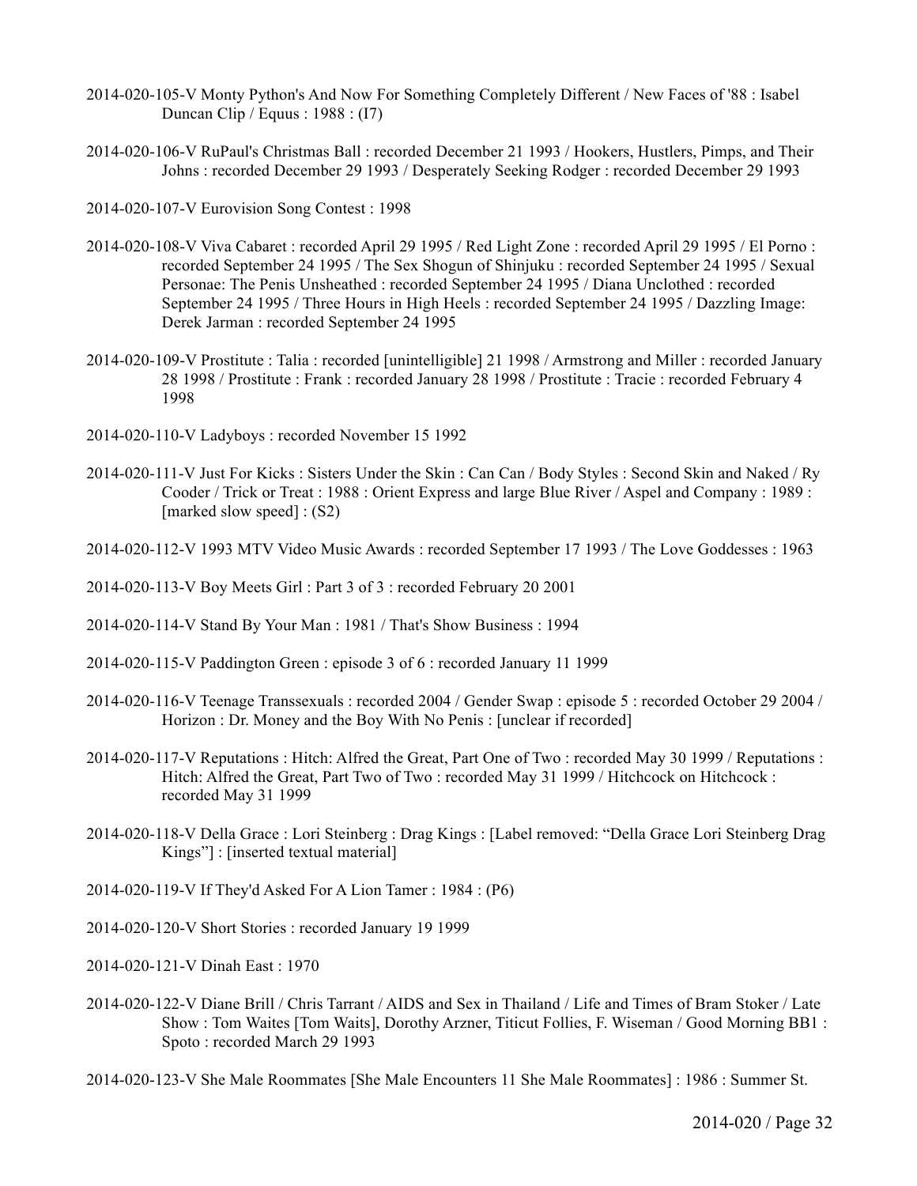2014-020-105-V Monty Python's And Now For Something Completely Different / New Faces of '88 : Isabel Duncan Clip / Equus : 1988 : (I7)

2014-020-106-V RuPaul's Christmas Ball : recorded December 21 1993 / Hookers, Hustlers, Pimps, and Their Johns : recorded December 29 1993 / Desperately Seeking Rodger : recorded December 29 1993

2014-020-107-V Eurovision Song Contest : 1998

2014-020-108-V Viva Cabaret : recorded April 29 1995 / Red Light Zone : recorded April 29 1995 / El Porno : recorded September 24 1995 / The Sex Shogun of Shinjuku : recorded September 24 1995 / Sexual Personae: The Penis Unsheathed : recorded September 24 1995 / Diana Unclothed : recorded September 24 1995 / Three Hours in High Heels : recorded September 24 1995 / Dazzling Image: Derek Jarman : recorded September 24 1995

2014-020-109-V Prostitute : Talia : recorded [unintelligible] 21 1998 / Armstrong and Miller : recorded January 28 1998 / Prostitute : Frank : recorded January 28 1998 / Prostitute : Tracie : recorded February 4 1998

2014-020-110-V Ladyboys : recorded November 15 1992

2014-020-111-V Just For Kicks : Sisters Under the Skin : Can Can / Body Styles : Second Skin and Naked / Ry Cooder / Trick or Treat : 1988 : Orient Express and large Blue River / Aspel and Company : 1989 : [marked slow speed] : (S2)

2014-020-112-V 1993 MTV Video Music Awards : recorded September 17 1993 / The Love Goddesses : 1963

2014-020-113-V Boy Meets Girl : Part 3 of 3 : recorded February 20 2001

2014-020-114-V Stand By Your Man : 1981 / That's Show Business : 1994

2014-020-115-V Paddington Green : episode 3 of 6 : recorded January 11 1999

2014-020-116-V Teenage Transsexuals : recorded 2004 / Gender Swap : episode 5 : recorded October 29 2004 / Horizon : Dr. Money and the Boy With No Penis : [unclear if recorded]

2014-020-117-V Reputations : Hitch: Alfred the Great, Part One of Two : recorded May 30 1999 / Reputations : Hitch: Alfred the Great, Part Two of Two : recorded May 31 1999 / Hitchcock on Hitchcock : recorded May 31 1999

2014-020-118-V Della Grace : Lori Steinberg : Drag Kings : [Label removed: "Della Grace Lori Steinberg Drag Kings"] : [inserted textual material]

2014-020-119-V If They'd Asked For A Lion Tamer : 1984 : (P6)

2014-020-120-V Short Stories : recorded January 19 1999

2014-020-121-V Dinah East : 1970

2014-020-122-V Diane Brill / Chris Tarrant / AIDS and Sex in Thailand / Life and Times of Bram Stoker / Late Show : Tom Waites [Tom Waits], Dorothy Arzner, Titicut Follies, F. Wiseman / Good Morning BB1 : Spoto : recorded March 29 1993

2014-020-123-V She Male Roommates [She Male Encounters 11 She Male Roommates] : 1986 : Summer St.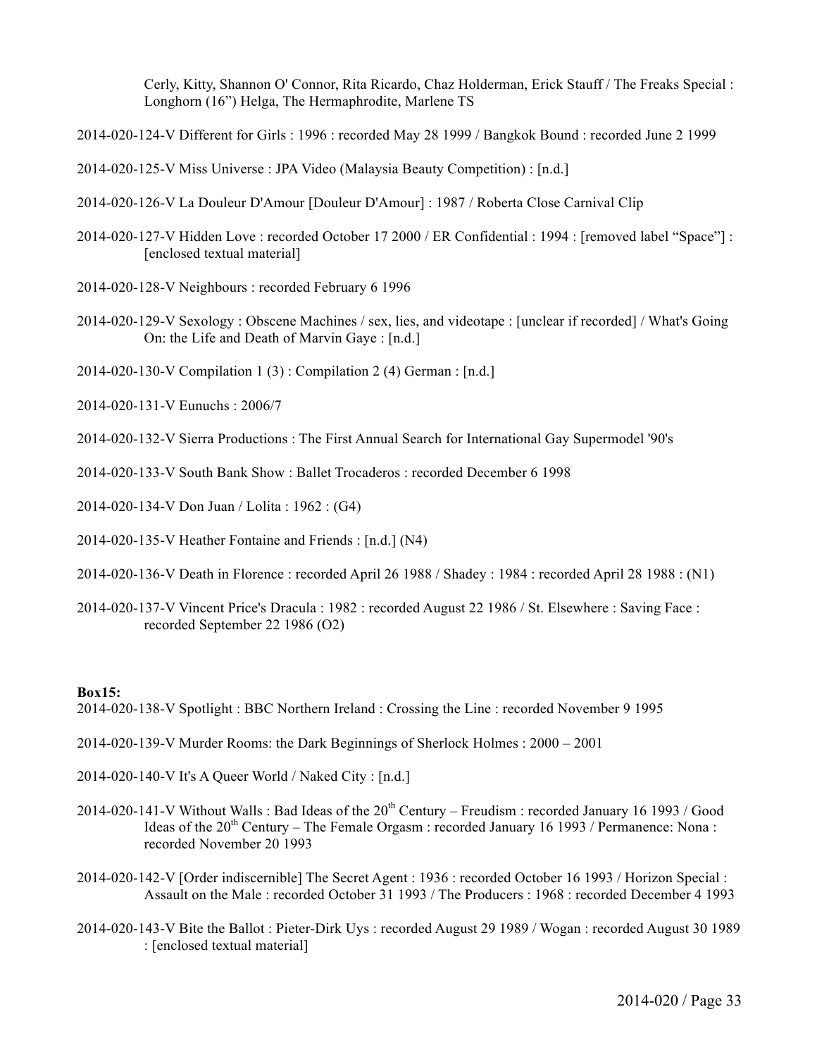Cerly, Kitty, Shannon O' Connor, Rita Ricardo, Chaz Holderman, Erick Stauff / The Freaks Special : Longhorn (16") Helga, The Hermaphrodite, Marlene TS

2014-020-124-V Different for Girls : 1996 : recorded May 28 1999 / Bangkok Bound : recorded June 2 1999

2014-020-125-V Miss Universe : JPA Video (Malaysia Beauty Competition) : [n.d.]

2014-020-126-V La Douleur D'Amour [Douleur D'Amour] : 1987 / Roberta Close Carnival Clip

2014-020-127-V Hidden Love : recorded October 17 2000 / ER Confidential : 1994 : [removed label "Space"] : [enclosed textual material]

2014-020-128-V Neighbours : recorded February 6 1996

2014-020-129-V Sexology : Obscene Machines / sex, lies, and videotape : [unclear if recorded] / What's Going On: the Life and Death of Marvin Gaye : [n.d.]

2014-020-130-V Compilation 1 (3) : Compilation 2 (4) German : [n.d.]

2014-020-131-V Eunuchs : 2006/7

2014-020-132-V Sierra Productions : The First Annual Search for International Gay Supermodel '90's

2014-020-133-V South Bank Show : Ballet Trocaderos : recorded December 6 1998

2014-020-134-V Don Juan / Lolita : 1962 : (G4)

2014-020-135-V Heather Fontaine and Friends : [n.d.] (N4)

2014-020-136-V Death in Florence : recorded April 26 1988 / Shadey : 1984 : recorded April 28 1988 : (N1)

2014-020-137-V Vincent Price's Dracula : 1982 : recorded August 22 1986 / St. Elsewhere : Saving Face : recorded September 22 1986 (O2)

**Box15:**

2014-020-138-V Spotlight : BBC Northern Ireland : Crossing the Line : recorded November 9 1995

2014-020-139-V Murder Rooms: the Dark Beginnings of Sherlock Holmes : 2000 – 2001

2014-020-140-V It's A Queer World / Naked City : [n.d.]

2014-020-141-V Without Walls : Bad Ideas of the 20th Century – Freudism : recorded January 16 1993 / Good Ideas of the 20th Century – The Female Orgasm : recorded January 16 1993 / Permanence: Nona : recorded November 20 1993

2014-020-142-V [Order indiscernible] The Secret Agent : 1936 : recorded October 16 1993 / Horizon Special : Assault on the Male : recorded October 31 1993 / The Producers : 1968 : recorded December 4 1993

2014-020-143-V Bite the Ballot : Pieter-Dirk Uys : recorded August 29 1989 / Wogan : recorded August 30 1989 : [enclosed textual material]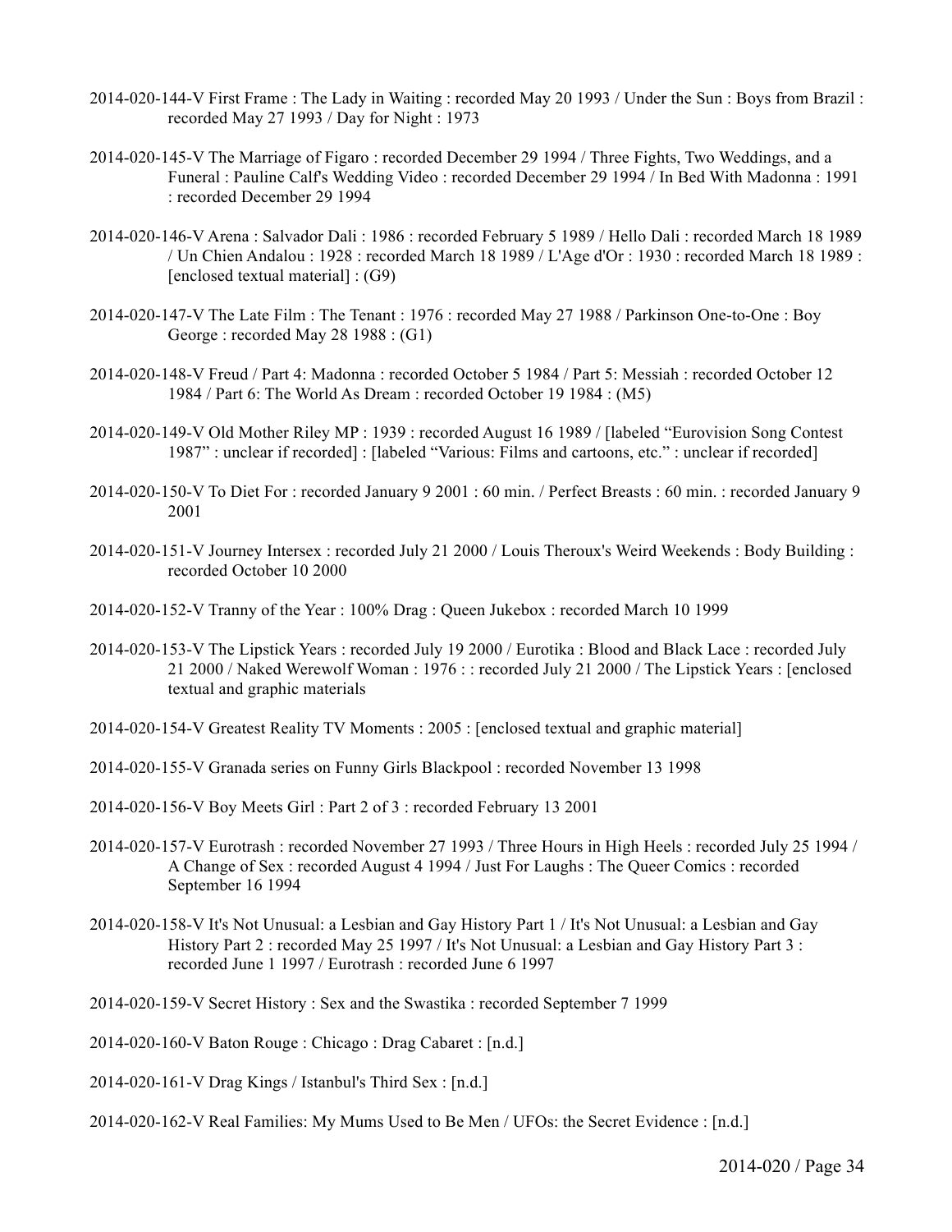2014-020-144-V First Frame : The Lady in Waiting : recorded May 20 1993 / Under the Sun : Boys from Brazil : recorded May 27 1993 / Day for Night : 1973

2014-020-145-V The Marriage of Figaro : recorded December 29 1994 / Three Fights, Two Weddings, and a Funeral : Pauline Calf's Wedding Video : recorded December 29 1994 / In Bed With Madonna : 1991 : recorded December 29 1994

2014-020-146-V Arena : Salvador Dali : 1986 : recorded February 5 1989 / Hello Dali : recorded March 18 1989 / Un Chien Andalou : 1928 : recorded March 18 1989 / L'Age d'Or : 1930 : recorded March 18 1989 : [enclosed textual material] : (G9)

2014-020-147-V The Late Film : The Tenant : 1976 : recorded May 27 1988 / Parkinson One-to-One : Boy George : recorded May 28 1988 : (G1)

2014-020-148-V Freud / Part 4: Madonna : recorded October 5 1984 / Part 5: Messiah : recorded October 12 1984 / Part 6: The World As Dream : recorded October 19 1984 : (M5)

2014-020-149-V Old Mother Riley MP : 1939 : recorded August 16 1989 / [labeled "Eurovision Song Contest 1987" : unclear if recorded] : [labeled "Various: Films and cartoons, etc." : unclear if recorded]

2014-020-150-V To Diet For : recorded January 9 2001 : 60 min. / Perfect Breasts : 60 min. : recorded January 9 2001

2014-020-151-V Journey Intersex : recorded July 21 2000 / Louis Theroux's Weird Weekends : Body Building : recorded October 10 2000

2014-020-152-V Tranny of the Year : 100% Drag : Queen Jukebox : recorded March 10 1999

2014-020-153-V The Lipstick Years : recorded July 19 2000 / Eurotika : Blood and Black Lace : recorded July 21 2000 / Naked Werewolf Woman : 1976 : : recorded July 21 2000 / The Lipstick Years : [enclosed textual and graphic materials

2014-020-154-V Greatest Reality TV Moments : 2005 : [enclosed textual and graphic material]

2014-020-155-V Granada series on Funny Girls Blackpool : recorded November 13 1998

2014-020-156-V Boy Meets Girl : Part 2 of 3 : recorded February 13 2001

2014-020-157-V Eurotrash : recorded November 27 1993 / Three Hours in High Heels : recorded July 25 1994 / A Change of Sex : recorded August 4 1994 / Just For Laughs : The Queer Comics : recorded September 16 1994

2014-020-158-V It's Not Unusual: a Lesbian and Gay History Part 1 / It's Not Unusual: a Lesbian and Gay History Part 2 : recorded May 25 1997 / It's Not Unusual: a Lesbian and Gay History Part 3 : recorded June 1 1997 / Eurotrash : recorded June 6 1997

2014-020-159-V Secret History : Sex and the Swastika : recorded September 7 1999

2014-020-160-V Baton Rouge : Chicago : Drag Cabaret : [n.d.]

2014-020-161-V Drag Kings / Istanbul's Third Sex : [n.d.]

2014-020-162-V Real Families: My Mums Used to Be Men / UFOs: the Secret Evidence : [n.d.]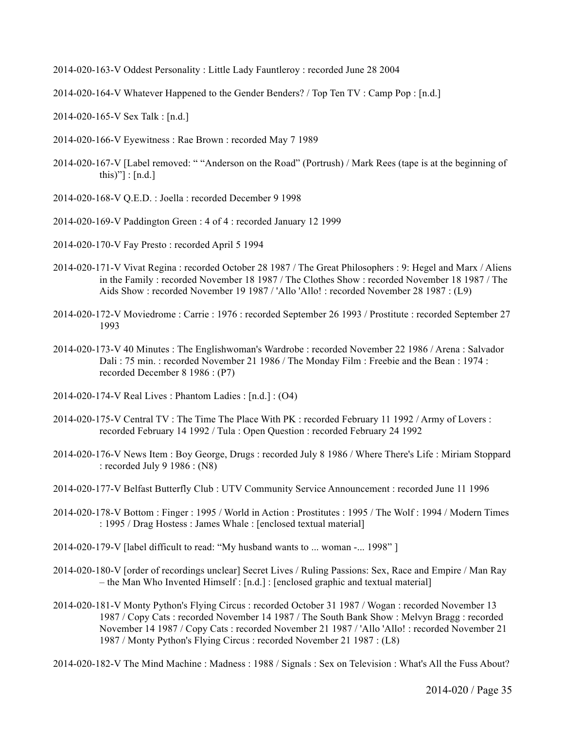2014-020-163-V Oddest Personality : Little Lady Fauntleroy : recorded June 28 2004

2014-020-164-V Whatever Happened to the Gender Benders? / Top Ten TV : Camp Pop : [n.d.]

2014-020-165-V Sex Talk : [n.d.]

2014-020-166-V Eyewitness : Rae Brown : recorded May 7 1989

2014-020-167-V [Label removed: " "Anderson on the Road" (Portrush) / Mark Rees (tape is at the beginning of this)"] : [n.d.]

2014-020-168-V Q.E.D. : Joella : recorded December 9 1998

2014-020-169-V Paddington Green : 4 of 4 : recorded January 12 1999

2014-020-170-V Fay Presto : recorded April 5 1994

2014-020-171-V Vivat Regina : recorded October 28 1987 / The Great Philosophers : 9: Hegel and Marx / Aliens in the Family : recorded November 18 1987 / The Clothes Show : recorded November 18 1987 / The Aids Show : recorded November 19 1987 / 'Allo 'Allo! : recorded November 28 1987 : (L9)

2014-020-172-V Moviedrome : Carrie : 1976 : recorded September 26 1993 / Prostitute : recorded September 27 1993

2014-020-173-V 40 Minutes : The Englishwoman's Wardrobe : recorded November 22 1986 / Arena : Salvador Dali : 75 min. : recorded November 21 1986 / The Monday Film : Freebie and the Bean : 1974 : recorded December 8 1986 : (P7)

2014-020-174-V Real Lives : Phantom Ladies : [n.d.] : (O4)

2014-020-175-V Central TV : The Time The Place With PK : recorded February 11 1992 / Army of Lovers : recorded February 14 1992 / Tula : Open Question : recorded February 24 1992

2014-020-176-V News Item : Boy George, Drugs : recorded July 8 1986 / Where There's Life : Miriam Stoppard : recorded July 9 1986 : (N8)

2014-020-177-V Belfast Butterfly Club : UTV Community Service Announcement : recorded June 11 1996

2014-020-178-V Bottom : Finger : 1995 / World in Action : Prostitutes : 1995 / The Wolf : 1994 / Modern Times : 1995 / Drag Hostess : James Whale : [enclosed textual material]

2014-020-179-V [label difficult to read: "My husband wants to ... woman -... 1998" ]

2014-020-180-V [order of recordings unclear] Secret Lives / Ruling Passions: Sex, Race and Empire / Man Ray – the Man Who Invented Himself : [n.d.] : [enclosed graphic and textual material]

2014-020-181-V Monty Python's Flying Circus : recorded October 31 1987 / Wogan : recorded November 13 1987 / Copy Cats : recorded November 14 1987 / The South Bank Show : Melvyn Bragg : recorded November 14 1987 / Copy Cats : recorded November 21 1987 / 'Allo 'Allo! : recorded November 21 1987 / Monty Python's Flying Circus : recorded November 21 1987 : (L8)

2014-020-182-V The Mind Machine : Madness : 1988 / Signals : Sex on Television : What's All the Fuss About?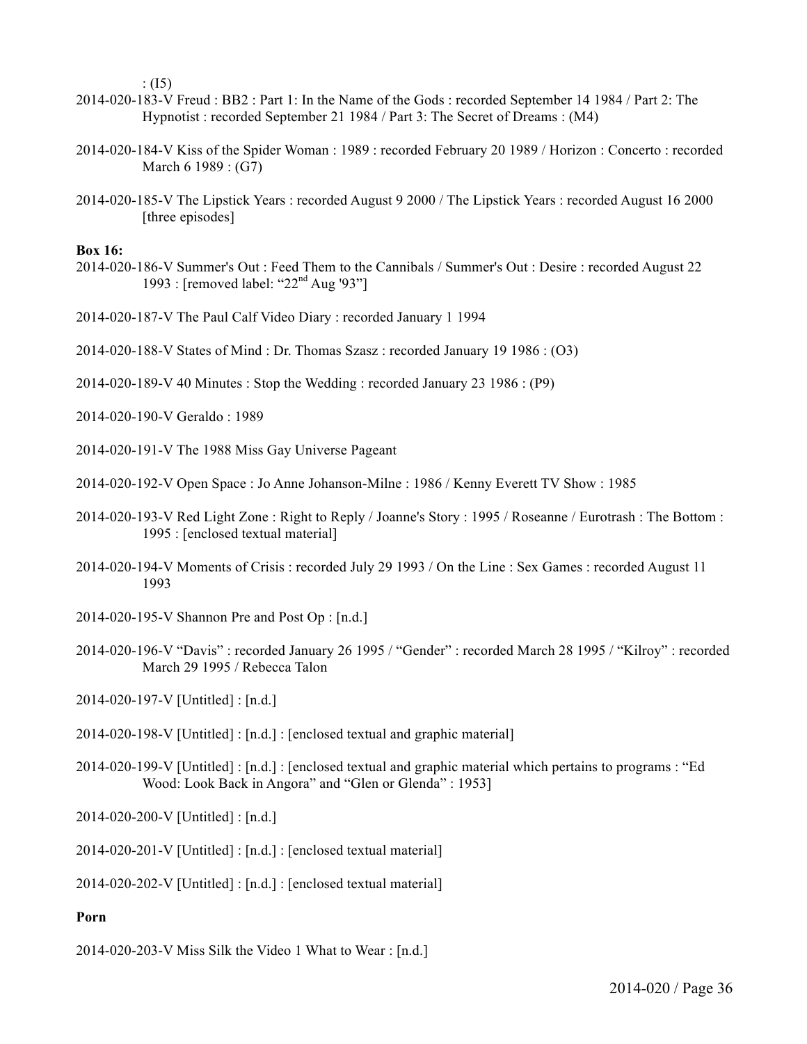: (I5)

2014-020-183-V Freud : BB2 : Part 1: In the Name of the Gods : recorded September 14 1984 / Part 2: The Hypnotist : recorded September 21 1984 / Part 3: The Secret of Dreams : (M4)

2014-020-184-V Kiss of the Spider Woman : 1989 : recorded February 20 1989 / Horizon : Concerto : recorded March 6 1989 : (G7)

2014-020-185-V The Lipstick Years : recorded August 9 2000 / The Lipstick Years : recorded August 16 2000 [three episodes]

**Box 16:**

2014-020-186-V Summer's Out : Feed Them to the Cannibals / Summer's Out : Desire : recorded August 22 1993 : [removed label: "22nd Aug '93"]

2014-020-187-V The Paul Calf Video Diary : recorded January 1 1994

2014-020-188-V States of Mind : Dr. Thomas Szasz : recorded January 19 1986 : (O3)

2014-020-189-V 40 Minutes : Stop the Wedding : recorded January 23 1986 : (P9)

2014-020-190-V Geraldo : 1989

2014-020-191-V The 1988 Miss Gay Universe Pageant

2014-020-192-V Open Space : Jo Anne Johanson-Milne : 1986 / Kenny Everett TV Show : 1985

2014-020-193-V Red Light Zone : Right to Reply / Joanne's Story : 1995 / Roseanne / Eurotrash : The Bottom : 1995 : [enclosed textual material]

2014-020-194-V Moments of Crisis : recorded July 29 1993 / On the Line : Sex Games : recorded August 11 1993

2014-020-195-V Shannon Pre and Post Op : [n.d.]

2014-020-196-V "Davis" : recorded January 26 1995 / "Gender" : recorded March 28 1995 / "Kilroy" : recorded March 29 1995 / Rebecca Talon

2014-020-197-V [Untitled] : [n.d.]

2014-020-198-V [Untitled] : [n.d.] : [enclosed textual and graphic material]

2014-020-199-V [Untitled] : [n.d.] : [enclosed textual and graphic material which pertains to programs : "Ed Wood: Look Back in Angora" and "Glen or Glenda" : 1953]

2014-020-200-V [Untitled] : [n.d.]

2014-020-201-V [Untitled] : [n.d.] : [enclosed textual material]

2014-020-202-V [Untitled] : [n.d.] : [enclosed textual material]

**Porn**

2014-020-203-V Miss Silk the Video 1 What to Wear : [n.d.]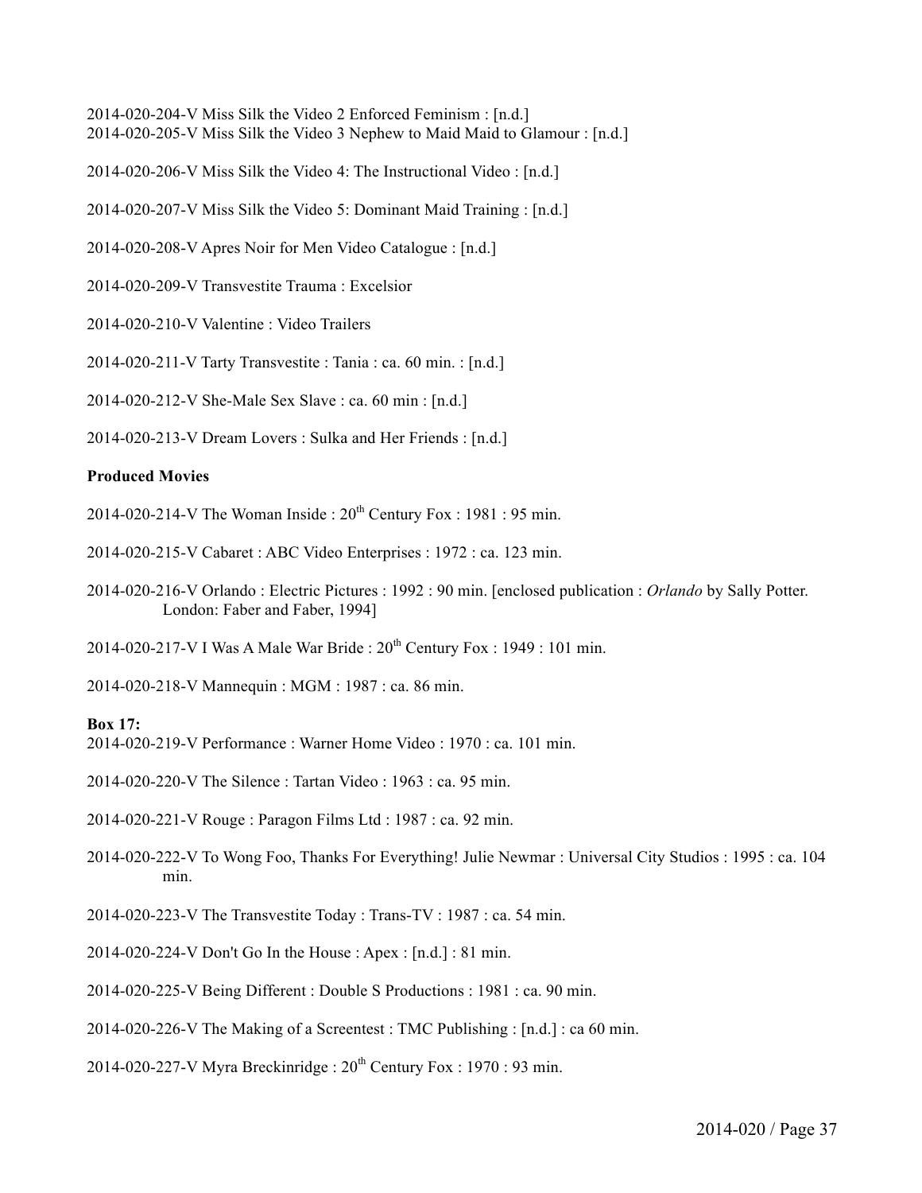2014-020-204-V Miss Silk the Video 2 Enforced Feminism : [n.d.]
2014-020-205-V Miss Silk the Video 3 Nephew to Maid Maid to Glamour : [n.d.]

2014-020-206-V Miss Silk the Video 4: The Instructional Video : [n.d.]

2014-020-207-V Miss Silk the Video 5: Dominant Maid Training : [n.d.]

2014-020-208-V Apres Noir for Men Video Catalogue : [n.d.]

2014-020-209-V Transvestite Trauma : Excelsior

2014-020-210-V Valentine : Video Trailers

2014-020-211-V Tarty Transvestite : Tania : ca. 60 min. : [n.d.]

2014-020-212-V She-Male Sex Slave : ca. 60 min : [n.d.]

2014-020-213-V Dream Lovers : Sulka and Her Friends : [n.d.]

**Produced Movies**

2014-020-214-V The Woman Inside : 20th Century Fox : 1981 : 95 min.

2014-020-215-V Cabaret : ABC Video Enterprises : 1972 : ca. 123 min.

2014-020-216-V Orlando : Electric Pictures : 1992 : 90 min. [enclosed publication : *Orlando* by Sally Potter. London: Faber and Faber, 1994]

2014-020-217-V I Was A Male War Bride : 20th Century Fox : 1949 : 101 min.

2014-020-218-V Mannequin : MGM : 1987 : ca. 86 min.

**Box 17:**

2014-020-219-V Performance : Warner Home Video : 1970 : ca. 101 min.

2014-020-220-V The Silence : Tartan Video : 1963 : ca. 95 min.

2014-020-221-V Rouge : Paragon Films Ltd : 1987 : ca. 92 min.

2014-020-222-V To Wong Foo, Thanks For Everything! Julie Newmar : Universal City Studios : 1995 : ca. 104 min.

2014-020-223-V The Transvestite Today : Trans-TV : 1987 : ca. 54 min.

2014-020-224-V Don't Go In the House : Apex : [n.d.] : 81 min.

2014-020-225-V Being Different : Double S Productions : 1981 : ca. 90 min.

2014-020-226-V The Making of a Screentest : TMC Publishing : [n.d.] : ca 60 min.

2014-020-227-V Myra Breckinridge : 20th Century Fox : 1970 : 93 min.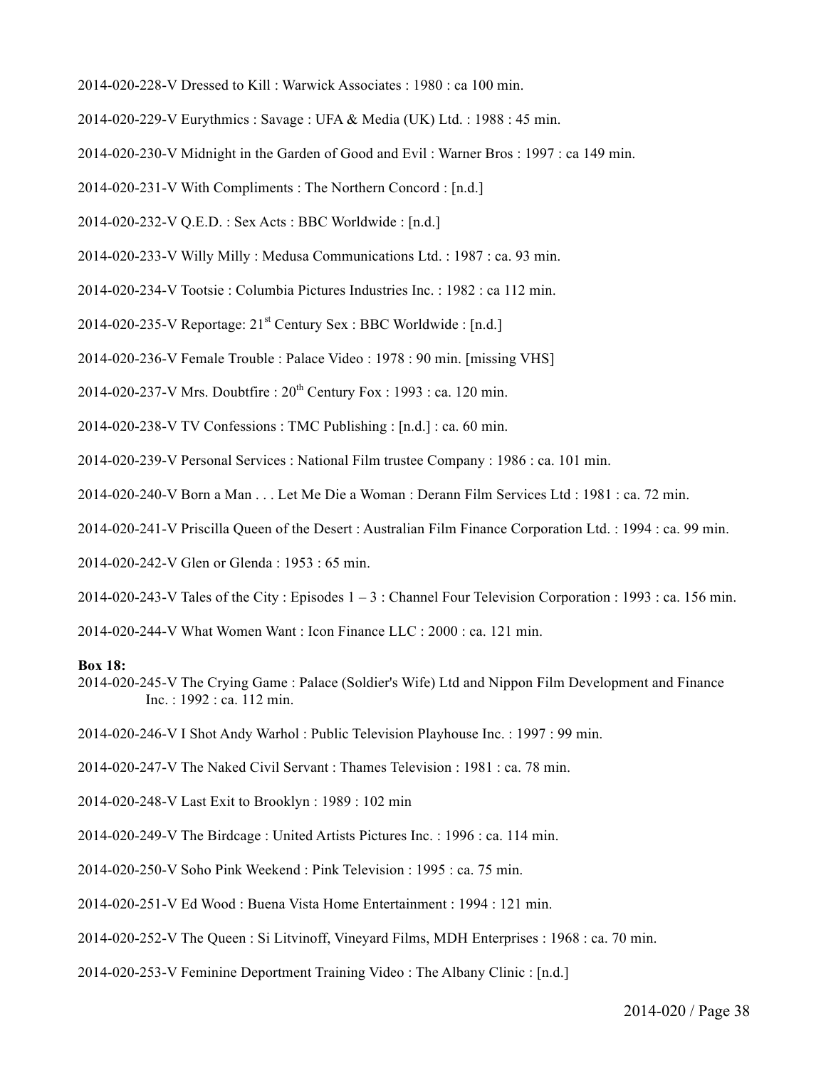2014-020-228-V Dressed to Kill : Warwick Associates : 1980 : ca 100 min.

2014-020-229-V Eurythmics : Savage : UFA & Media (UK) Ltd. : 1988 : 45 min.

2014-020-230-V Midnight in the Garden of Good and Evil : Warner Bros : 1997 : ca 149 min.

2014-020-231-V With Compliments : The Northern Concord : [n.d.]

2014-020-232-V Q.E.D. : Sex Acts : BBC Worldwide : [n.d.]

2014-020-233-V Willy Milly : Medusa Communications Ltd. : 1987 : ca. 93 min.

2014-020-234-V Tootsie : Columbia Pictures Industries Inc. : 1982 : ca 112 min.

2014-020-235-V Reportage: 21st Century Sex : BBC Worldwide : [n.d.]

2014-020-236-V Female Trouble : Palace Video : 1978 : 90 min. [missing VHS]

2014-020-237-V Mrs. Doubtfire : 20th Century Fox : 1993 : ca. 120 min.

2014-020-238-V TV Confessions : TMC Publishing : [n.d.] : ca. 60 min.

2014-020-239-V Personal Services : National Film trustee Company : 1986 : ca. 101 min.

2014-020-240-V Born a Man . . . Let Me Die a Woman : Derann Film Services Ltd : 1981 : ca. 72 min.

2014-020-241-V Priscilla Queen of the Desert : Australian Film Finance Corporation Ltd. : 1994 : ca. 99 min.

2014-020-242-V Glen or Glenda : 1953 : 65 min.

2014-020-243-V Tales of the City : Episodes 1 – 3 : Channel Four Television Corporation : 1993 : ca. 156 min.

2014-020-244-V What Women Want : Icon Finance LLC : 2000 : ca. 121 min.

**Box 18:**

2014-020-245-V The Crying Game : Palace (Soldier's Wife) Ltd and Nippon Film Development and Finance Inc. : 1992 : ca. 112 min.

2014-020-246-V I Shot Andy Warhol : Public Television Playhouse Inc. : 1997 : 99 min.

2014-020-247-V The Naked Civil Servant : Thames Television : 1981 : ca. 78 min.

2014-020-248-V Last Exit to Brooklyn : 1989 : 102 min

2014-020-249-V The Birdcage : United Artists Pictures Inc. : 1996 : ca. 114 min.

2014-020-250-V Soho Pink Weekend : Pink Television : 1995 : ca. 75 min.

2014-020-251-V Ed Wood : Buena Vista Home Entertainment : 1994 : 121 min.

2014-020-252-V The Queen : Si Litvinoff, Vineyard Films, MDH Enterprises : 1968 : ca. 70 min.

2014-020-253-V Feminine Deportment Training Video : The Albany Clinic : [n.d.]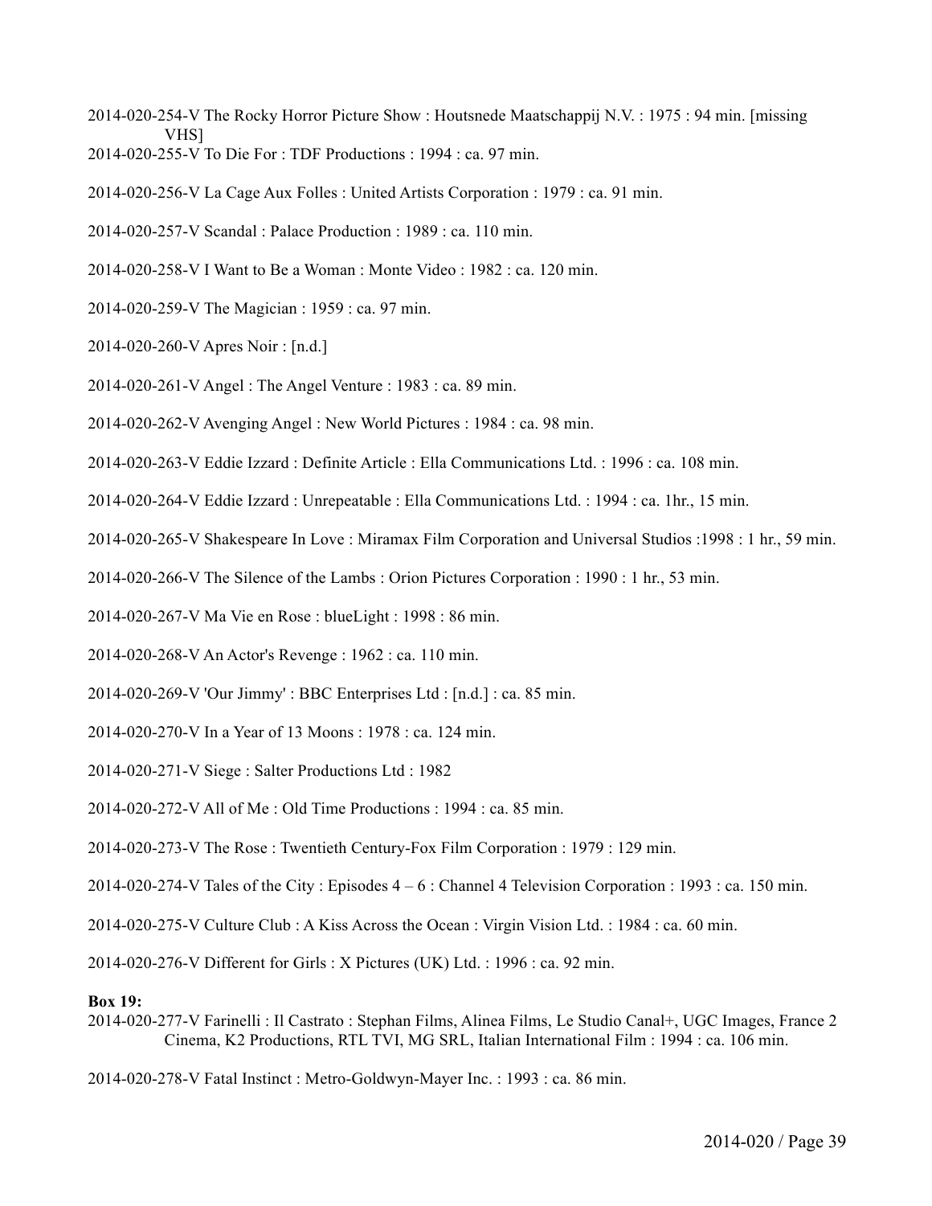2014-020-254-V The Rocky Horror Picture Show : Houtsnede Maatschappij N.V. : 1975 : 94 min. [missing VHS]

2014-020-255-V To Die For : TDF Productions : 1994 : ca. 97 min.

2014-020-256-V La Cage Aux Folles : United Artists Corporation : 1979 : ca. 91 min.

2014-020-257-V Scandal : Palace Production : 1989 : ca. 110 min.

2014-020-258-V I Want to Be a Woman : Monte Video : 1982 : ca. 120 min.

2014-020-259-V The Magician : 1959 : ca. 97 min.

2014-020-260-V Apres Noir : [n.d.]

2014-020-261-V Angel : The Angel Venture : 1983 : ca. 89 min.

2014-020-262-V Avenging Angel : New World Pictures : 1984 : ca. 98 min.

2014-020-263-V Eddie Izzard : Definite Article : Ella Communications Ltd. : 1996 : ca. 108 min.

2014-020-264-V Eddie Izzard : Unrepeatable : Ella Communications Ltd. : 1994 : ca. 1hr., 15 min.

2014-020-265-V Shakespeare In Love : Miramax Film Corporation and Universal Studios :1998 : 1 hr., 59 min.

2014-020-266-V The Silence of the Lambs : Orion Pictures Corporation : 1990 : 1 hr., 53 min.

2014-020-267-V Ma Vie en Rose : blueLight : 1998 : 86 min.

2014-020-268-V An Actor's Revenge : 1962 : ca. 110 min.

2014-020-269-V 'Our Jimmy' : BBC Enterprises Ltd : [n.d.] : ca. 85 min.

2014-020-270-V In a Year of 13 Moons : 1978 : ca. 124 min.

2014-020-271-V Siege : Salter Productions Ltd : 1982

2014-020-272-V All of Me : Old Time Productions : 1994 : ca. 85 min.

2014-020-273-V The Rose : Twentieth Century-Fox Film Corporation : 1979 : 129 min.

2014-020-274-V Tales of the City : Episodes 4 – 6 : Channel 4 Television Corporation : 1993 : ca. 150 min.

2014-020-275-V Culture Club : A Kiss Across the Ocean : Virgin Vision Ltd. : 1984 : ca. 60 min.

2014-020-276-V Different for Girls : X Pictures (UK) Ltd. : 1996 : ca. 92 min.

**Box 19:**

2014-020-277-V Farinelli : Il Castrato : Stephan Films, Alinea Films, Le Studio Canal+, UGC Images, France 2 Cinema, K2 Productions, RTL TVI, MG SRL, Italian International Film : 1994 : ca. 106 min.

2014-020-278-V Fatal Instinct : Metro-Goldwyn-Mayer Inc. : 1993 : ca. 86 min.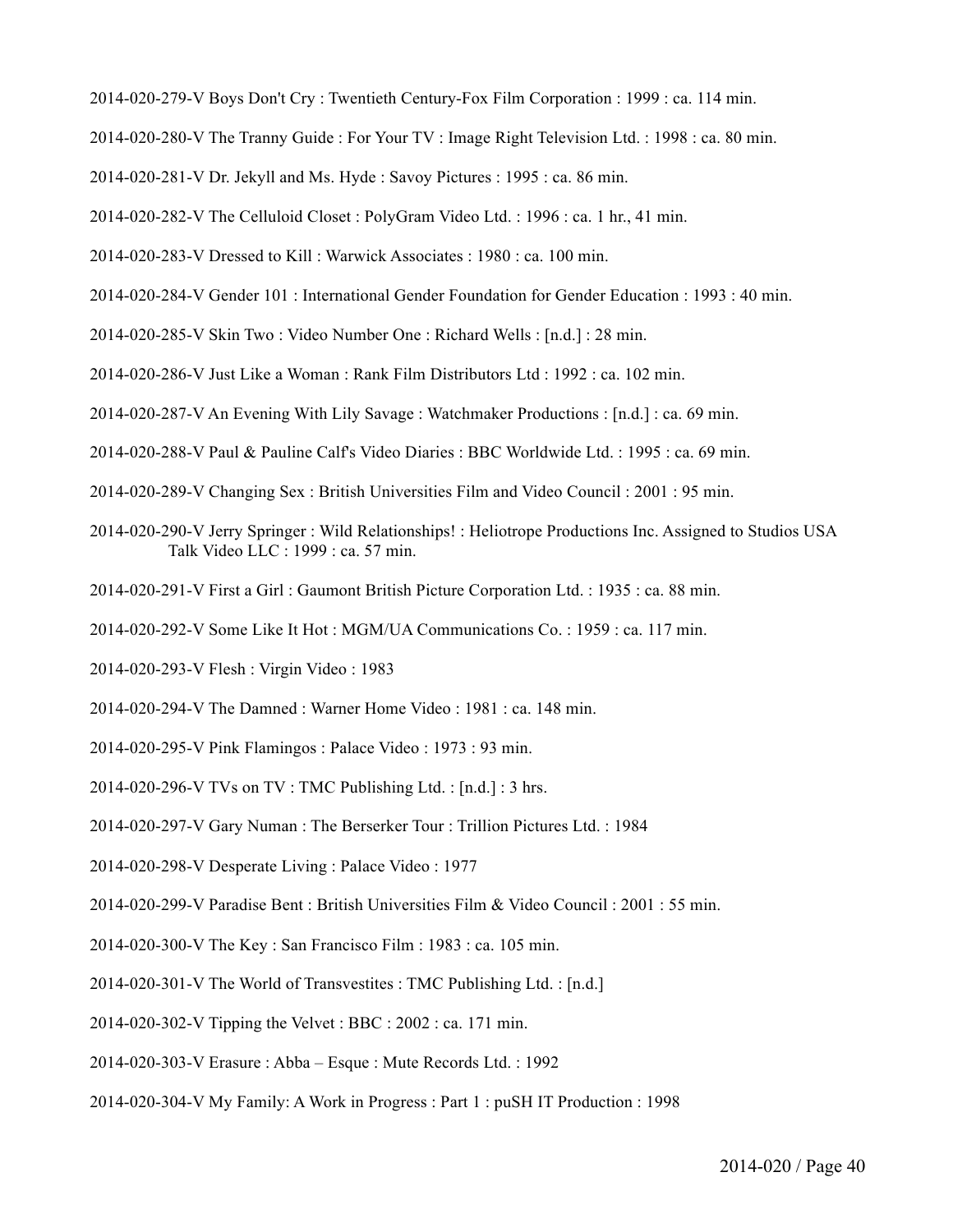2014-020-279-V Boys Don't Cry : Twentieth Century-Fox Film Corporation : 1999 : ca. 114 min.

2014-020-280-V The Tranny Guide : For Your TV : Image Right Television Ltd. : 1998 : ca. 80 min.

2014-020-281-V Dr. Jekyll and Ms. Hyde : Savoy Pictures : 1995 : ca. 86 min.

2014-020-282-V The Celluloid Closet : PolyGram Video Ltd. : 1996 : ca. 1 hr., 41 min.

2014-020-283-V Dressed to Kill : Warwick Associates : 1980 : ca. 100 min.

2014-020-284-V Gender 101 : International Gender Foundation for Gender Education : 1993 : 40 min.

2014-020-285-V Skin Two : Video Number One : Richard Wells : [n.d.] : 28 min.

2014-020-286-V Just Like a Woman : Rank Film Distributors Ltd : 1992 : ca. 102 min.

2014-020-287-V An Evening With Lily Savage : Watchmaker Productions : [n.d.] : ca. 69 min.

2014-020-288-V Paul & Pauline Calf's Video Diaries : BBC Worldwide Ltd. : 1995 : ca. 69 min.

2014-020-289-V Changing Sex : British Universities Film and Video Council : 2001 : 95 min.

2014-020-290-V Jerry Springer : Wild Relationships! : Heliotrope Productions Inc. Assigned to Studios USA Talk Video LLC : 1999 : ca. 57 min.

2014-020-291-V First a Girl : Gaumont British Picture Corporation Ltd. : 1935 : ca. 88 min.

2014-020-292-V Some Like It Hot : MGM/UA Communications Co. : 1959 : ca. 117 min.

2014-020-293-V Flesh : Virgin Video : 1983

2014-020-294-V The Damned : Warner Home Video : 1981 : ca. 148 min.

2014-020-295-V Pink Flamingos : Palace Video : 1973 : 93 min.

2014-020-296-V TVs on TV : TMC Publishing Ltd. : [n.d.] : 3 hrs.

2014-020-297-V Gary Numan : The Berserker Tour : Trillion Pictures Ltd. : 1984

2014-020-298-V Desperate Living : Palace Video : 1977

2014-020-299-V Paradise Bent : British Universities Film & Video Council : 2001 : 55 min.

2014-020-300-V The Key : San Francisco Film : 1983 : ca. 105 min.

2014-020-301-V The World of Transvestites : TMC Publishing Ltd. : [n.d.]

2014-020-302-V Tipping the Velvet : BBC : 2002 : ca. 171 min.

2014-020-303-V Erasure : Abba – Esque : Mute Records Ltd. : 1992

2014-020-304-V My Family: A Work in Progress : Part 1 : puSH IT Production : 1998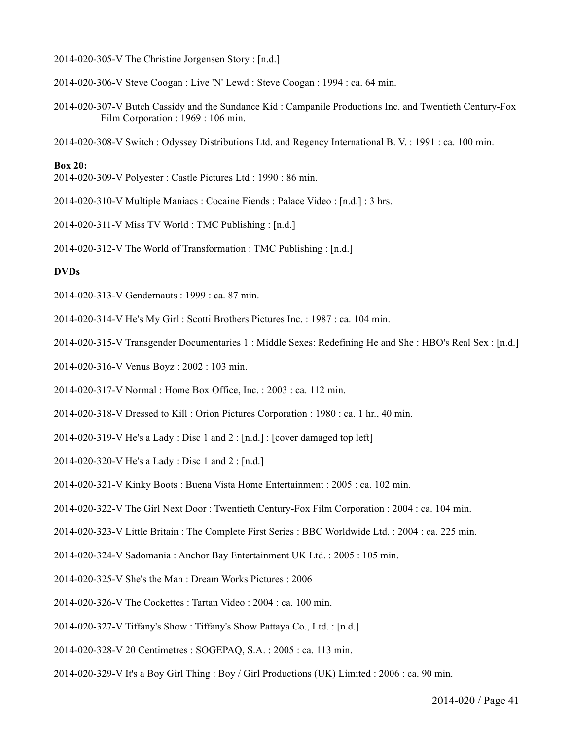2014-020-305-V The Christine Jorgensen Story : [n.d.]

2014-020-306-V Steve Coogan : Live 'N' Lewd : Steve Coogan : 1994 : ca. 64 min.

2014-020-307-V Butch Cassidy and the Sundance Kid : Campanile Productions Inc. and Twentieth Century-Fox Film Corporation : 1969 : 106 min.

2014-020-308-V Switch : Odyssey Distributions Ltd. and Regency International B. V. : 1991 : ca. 100 min.

**Box 20:**

2014-020-309-V Polyester : Castle Pictures Ltd : 1990 : 86 min.

2014-020-310-V Multiple Maniacs : Cocaine Fiends : Palace Video : [n.d.] : 3 hrs.

2014-020-311-V Miss TV World : TMC Publishing : [n.d.]

2014-020-312-V The World of Transformation : TMC Publishing : [n.d.]

**DVDs**

2014-020-313-V Gendernauts : 1999 : ca. 87 min.

2014-020-314-V He's My Girl : Scotti Brothers Pictures Inc. : 1987 : ca. 104 min.

2014-020-315-V Transgender Documentaries 1 : Middle Sexes: Redefining He and She : HBO's Real Sex : [n.d.]

2014-020-316-V Venus Boyz : 2002 : 103 min.

2014-020-317-V Normal : Home Box Office, Inc. : 2003 : ca. 112 min.

2014-020-318-V Dressed to Kill : Orion Pictures Corporation : 1980 : ca. 1 hr., 40 min.

2014-020-319-V He's a Lady : Disc 1 and 2 : [n.d.] : [cover damaged top left]

2014-020-320-V He's a Lady : Disc 1 and 2 : [n.d.]

2014-020-321-V Kinky Boots : Buena Vista Home Entertainment : 2005 : ca. 102 min.

2014-020-322-V The Girl Next Door : Twentieth Century-Fox Film Corporation : 2004 : ca. 104 min.

2014-020-323-V Little Britain : The Complete First Series : BBC Worldwide Ltd. : 2004 : ca. 225 min.

2014-020-324-V Sadomania : Anchor Bay Entertainment UK Ltd. : 2005 : 105 min.

2014-020-325-V She's the Man : Dream Works Pictures : 2006

2014-020-326-V The Cockettes : Tartan Video : 2004 : ca. 100 min.

2014-020-327-V Tiffany's Show : Tiffany's Show Pattaya Co., Ltd. : [n.d.]

2014-020-328-V 20 Centimetres : SOGEPAQ, S.A. : 2005 : ca. 113 min.

2014-020-329-V It's a Boy Girl Thing : Boy / Girl Productions (UK) Limited : 2006 : ca. 90 min.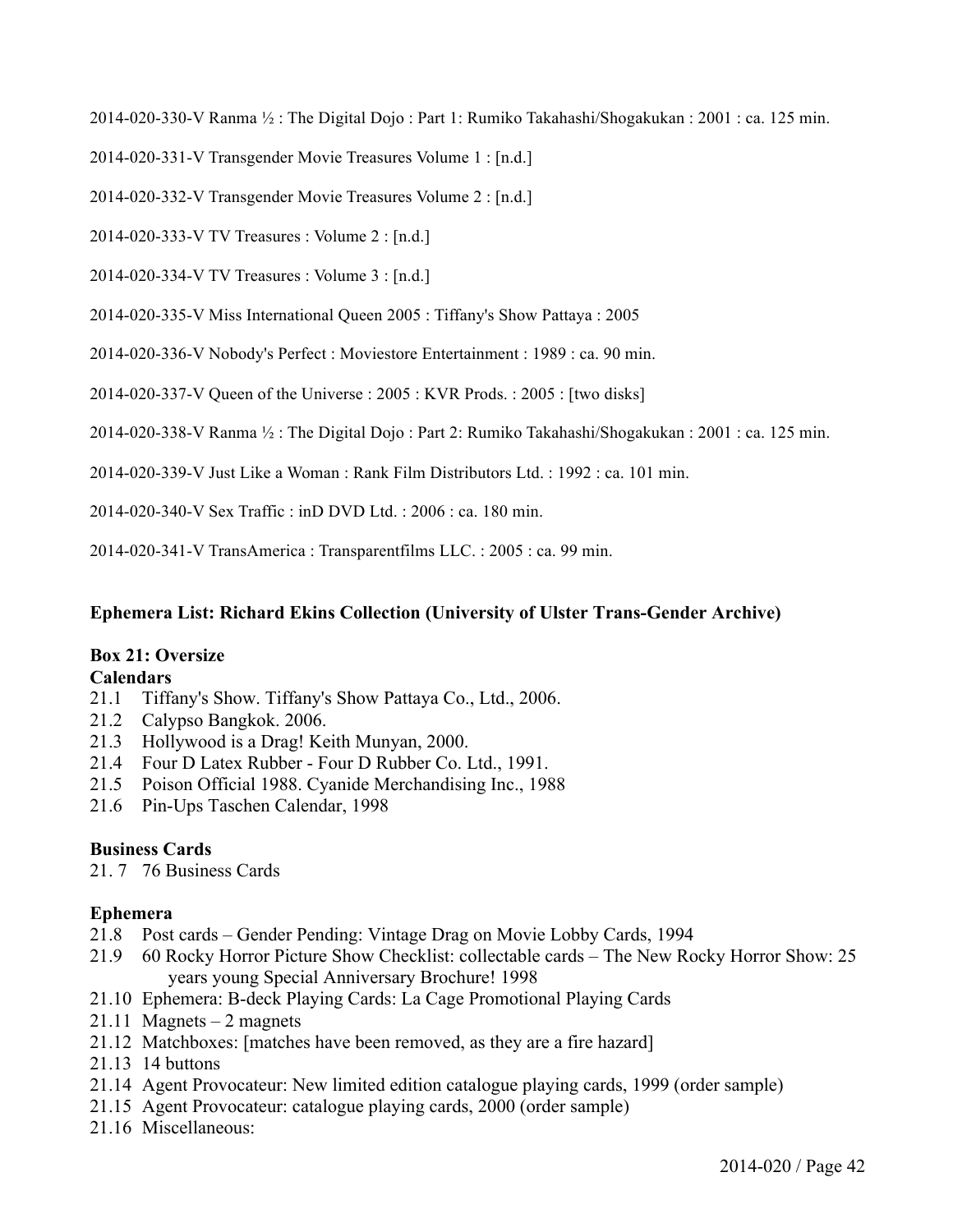2014-020-330-V Ranma ½ : The Digital Dojo : Part 1: Rumiko Takahashi/Shogakukan : 2001 : ca. 125 min.

2014-020-331-V Transgender Movie Treasures Volume 1 : [n.d.]

2014-020-332-V Transgender Movie Treasures Volume 2 : [n.d.]

2014-020-333-V TV Treasures : Volume 2 : [n.d.]

2014-020-334-V TV Treasures : Volume 3 : [n.d.]

2014-020-335-V Miss International Queen 2005 : Tiffany's Show Pattaya : 2005

2014-020-336-V Nobody's Perfect : Moviestore Entertainment : 1989 : ca. 90 min.

2014-020-337-V Queen of the Universe : 2005 : KVR Prods. : 2005 : [two disks]

2014-020-338-V Ranma ½ : The Digital Dojo : Part 2: Rumiko Takahashi/Shogakukan : 2001 : ca. 125 min.

2014-020-339-V Just Like a Woman : Rank Film Distributors Ltd. : 1992 : ca. 101 min.

2014-020-340-V Sex Traffic : inD DVD Ltd. : 2006 : ca. 180 min.

2014-020-341-V TransAmerica : Transparentfilms LLC. : 2005 : ca. 99 min.

## Ephemera List: Richard Ekins Collection (University of Ulster Trans-Gender Archive)

### Box 21: Oversize

#### Calendars

21.1 Tiffany's Show. Tiffany's Show Pattaya Co., Ltd., 2006.
21.2 Calypso Bangkok. 2006.
21.3 Hollywood is a Drag! Keith Munyan, 2000.
21.4 Four D Latex Rubber - Four D Rubber Co. Ltd., 1991.
21.5 Poison Official 1988. Cyanide Merchandising Inc., 1988
21.6 Pin-Ups Taschen Calendar, 1998

#### Business Cards

21. 7 76 Business Cards

#### Ephemera

21.8 Post cards – Gender Pending: Vintage Drag on Movie Lobby Cards, 1994
21.9 60 Rocky Horror Picture Show Checklist: collectable cards – The New Rocky Horror Show: 25 years young Special Anniversary Brochure! 1998
21.10 Ephemera: B-deck Playing Cards: La Cage Promotional Playing Cards
21.11 Magnets – 2 magnets
21.12 Matchboxes: [matches have been removed, as they are a fire hazard]
21.13 14 buttons
21.14 Agent Provocateur: New limited edition catalogue playing cards, 1999 (order sample)
21.15 Agent Provocateur: catalogue playing cards, 2000 (order sample)
21.16 Miscellaneous: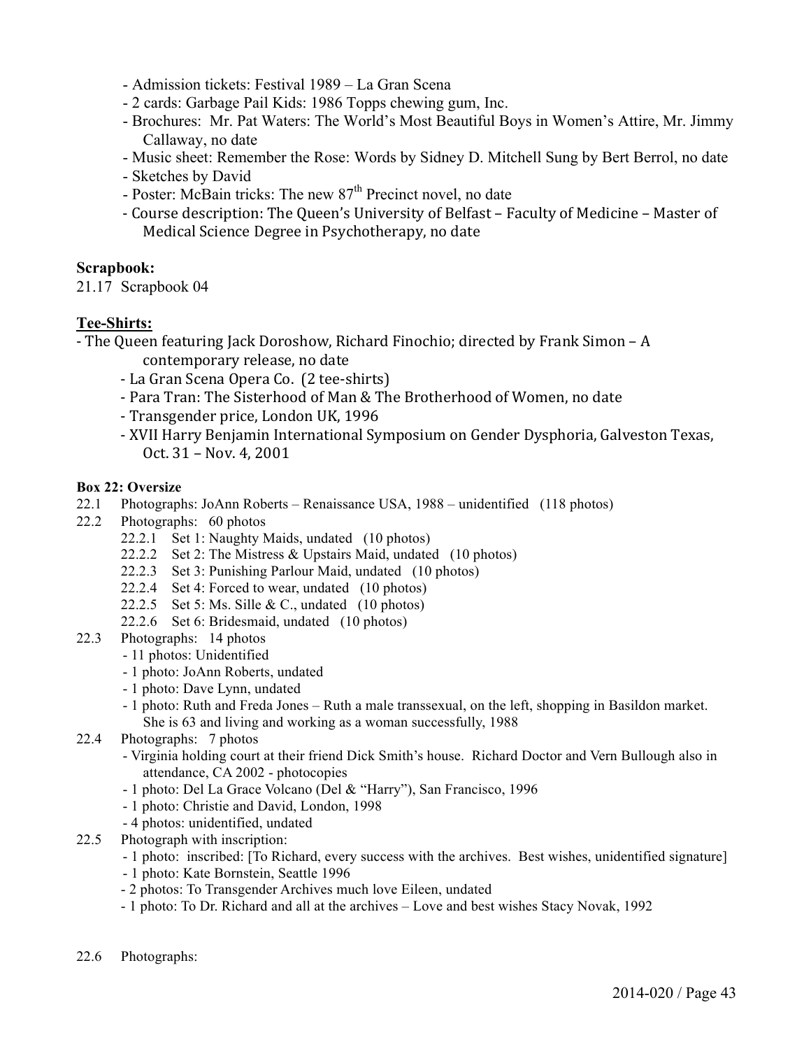- Admission tickets: Festival 1989 – La Gran Scena
- 2 cards: Garbage Pail Kids: 1986 Topps chewing gum, Inc.
- Brochures: Mr. Pat Waters: The World's Most Beautiful Boys in Women's Attire, Mr. Jimmy Callaway, no date
- Music sheet: Remember the Rose: Words by Sidney D. Mitchell Sung by Bert Berrol, no date
- Sketches by David
- Poster: McBain tricks: The new 87th Precinct novel, no date
- Course description: The Queen's University of Belfast – Faculty of Medicine – Master of Medical Science Degree in Psychotherapy, no date

**Scrapbook:**

21.17 Scrapbook 04

**Tee-Shirts:**

- The Queen featuring Jack Doroshow, Richard Finochio; directed by Frank Simon – A contemporary release, no date
- La Gran Scena Opera Co. (2 tee-shirts)
- Para Tran: The Sisterhood of Man & The Brotherhood of Women, no date
- Transgender price, London UK, 1996
- XVII Harry Benjamin International Symposium on Gender Dysphoria, Galveston Texas, Oct. 31 – Nov. 4, 2001

**Box 22: Oversize**

22.1 Photographs: JoAnn Roberts – Renaissance USA, 1988 – unidentified (118 photos)

22.2 Photographs: 60 photos
- 22.2.1 Set 1: Naughty Maids, undated (10 photos)
- 22.2.2 Set 2: The Mistress & Upstairs Maid, undated (10 photos)
- 22.2.3 Set 3: Punishing Parlour Maid, undated (10 photos)
- 22.2.4 Set 4: Forced to wear, undated (10 photos)
- 22.2.5 Set 5: Ms. Sille & C., undated (10 photos)
- 22.2.6 Set 6: Bridesmaid, undated (10 photos)

22.3 Photographs: 14 photos
- 11 photos: Unidentified
- 1 photo: JoAnn Roberts, undated
- 1 photo: Dave Lynn, undated
- 1 photo: Ruth and Freda Jones – Ruth a male transsexual, on the left, shopping in Basildon market. She is 63 and living and working as a woman successfully, 1988

22.4 Photographs: 7 photos
- Virginia holding court at their friend Dick Smith's house. Richard Doctor and Vern Bullough also in attendance, CA 2002 - photocopies
- 1 photo: Del La Grace Volcano (Del & "Harry"), San Francisco, 1996
- 1 photo: Christie and David, London, 1998
- 4 photos: unidentified, undated

22.5 Photograph with inscription:
- 1 photo: inscribed: [To Richard, every success with the archives. Best wishes, unidentified signature]
- 1 photo: Kate Bornstein, Seattle 1996
- 2 photos: To Transgender Archives much love Eileen, undated
- 1 photo: To Dr. Richard and all at the archives – Love and best wishes Stacy Novak, 1992

22.6 Photographs: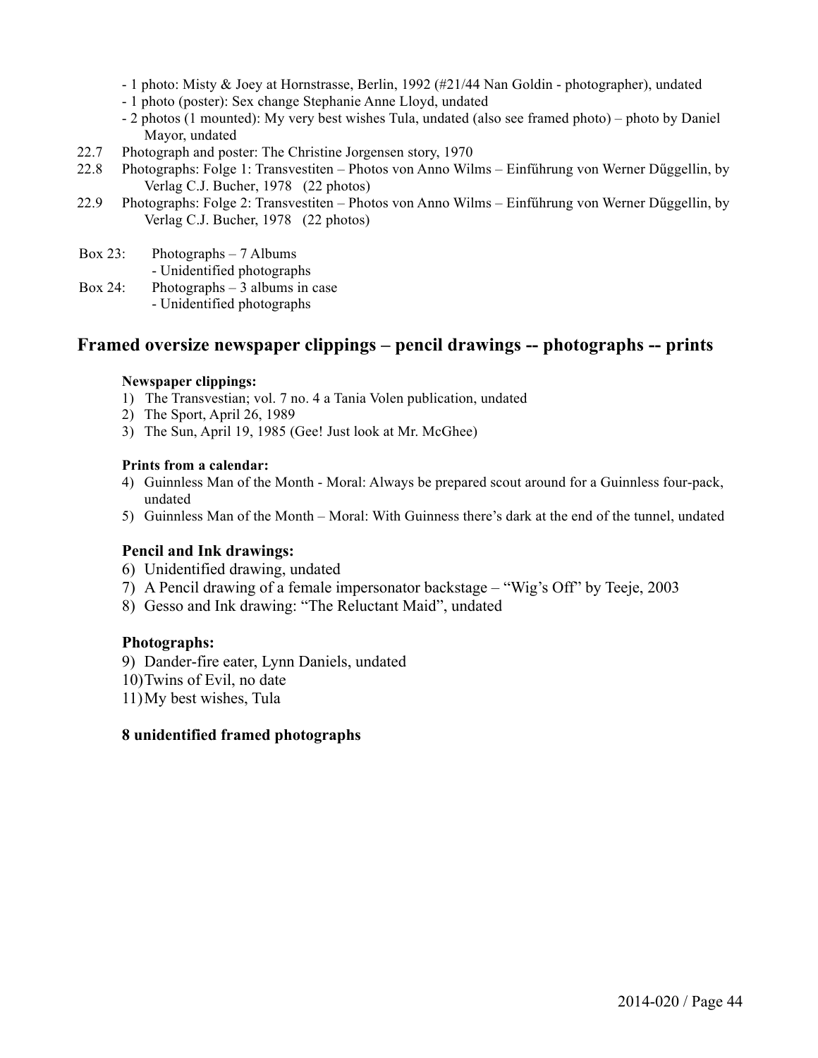- 1 photo: Misty & Joey at Hornstrasse, Berlin, 1992 (#21/44 Nan Goldin - photographer), undated
- 1 photo (poster): Sex change Stephanie Anne Lloyd, undated
- 2 photos (1 mounted): My very best wishes Tula, undated (also see framed photo) – photo by Daniel Mayor, undated

22.7 Photograph and poster: The Christine Jorgensen story, 1970

22.8 Photographs: Folge 1: Transvestiten – Photos von Anno Wilms – Einfűhrung von Werner Dűggellin, by Verlag C.J. Bucher, 1978 (22 photos)

22.9 Photographs: Folge 2: Transvestiten – Photos von Anno Wilms – Einfűhrung von Werner Dűggellin, by Verlag C.J. Bucher, 1978 (22 photos)

Box 23: Photographs – 7 Albums
- Unidentified photographs

Box 24: Photographs – 3 albums in case
- Unidentified photographs

## Framed oversize newspaper clippings – pencil drawings -- photographs -- prints

**Newspaper clippings:**

1) The Transvestian; vol. 7 no. 4 a Tania Volen publication, undated
2) The Sport, April 26, 1989
3) The Sun, April 19, 1985 (Gee! Just look at Mr. McGhee)

**Prints from a calendar:**

4) Guinnless Man of the Month - Moral: Always be prepared scout around for a Guinnless four-pack, undated
5) Guinnless Man of the Month – Moral: With Guinness there's dark at the end of the tunnel, undated

**Pencil and Ink drawings:**

6) Unidentified drawing, undated
7) A Pencil drawing of a female impersonator backstage – "Wig's Off" by Teeje, 2003
8) Gesso and Ink drawing: "The Reluctant Maid", undated

**Photographs:**

9) Dander-fire eater, Lynn Daniels, undated
10) Twins of Evil, no date
11) My best wishes, Tula

**8 unidentified framed photographs**